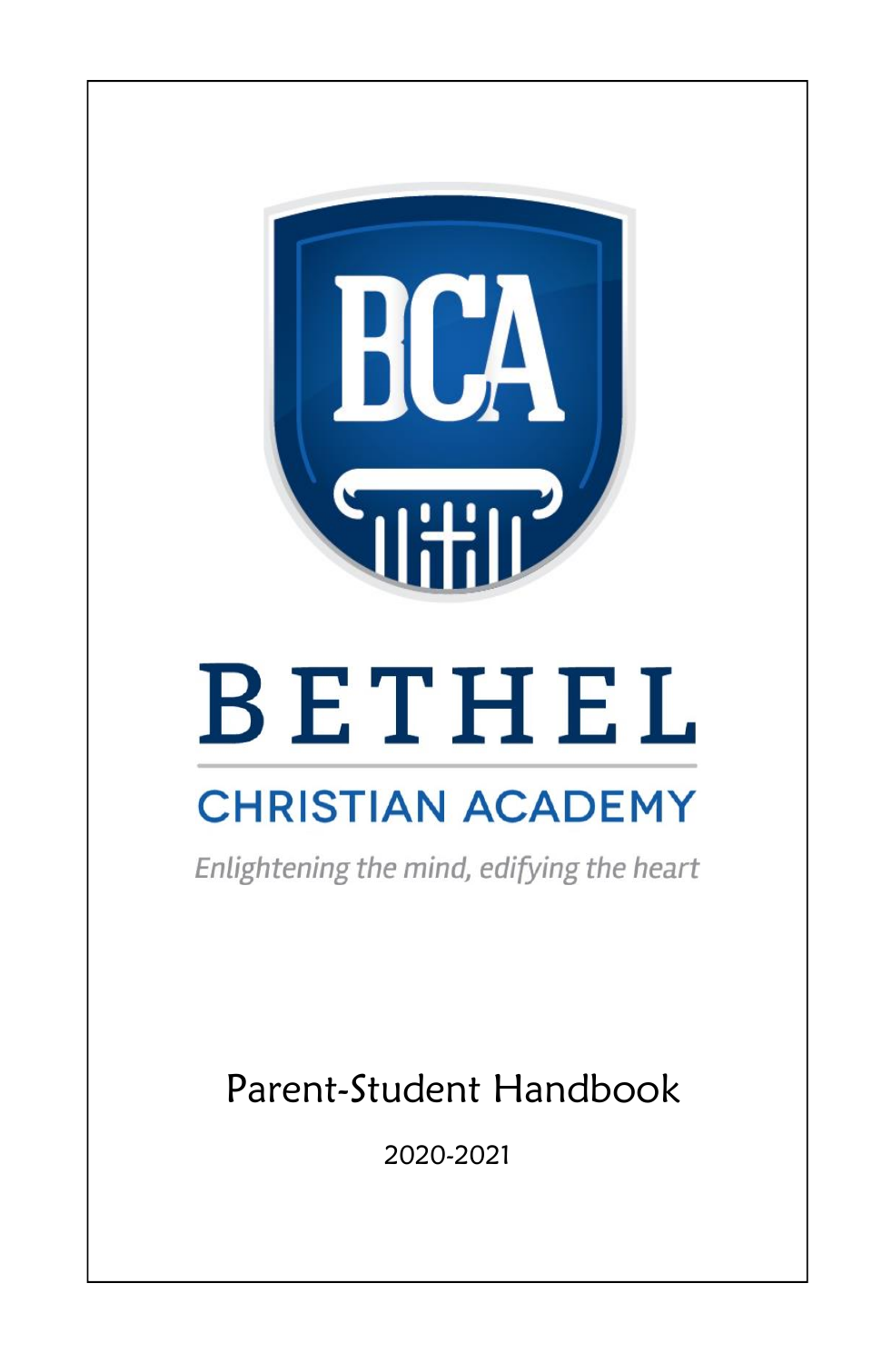BCA

# BETHEL

## CHRISTIAN ACADEMY

*Enlightening the mind, edifying the heart*

# Parent-Student Handbook

2020-2021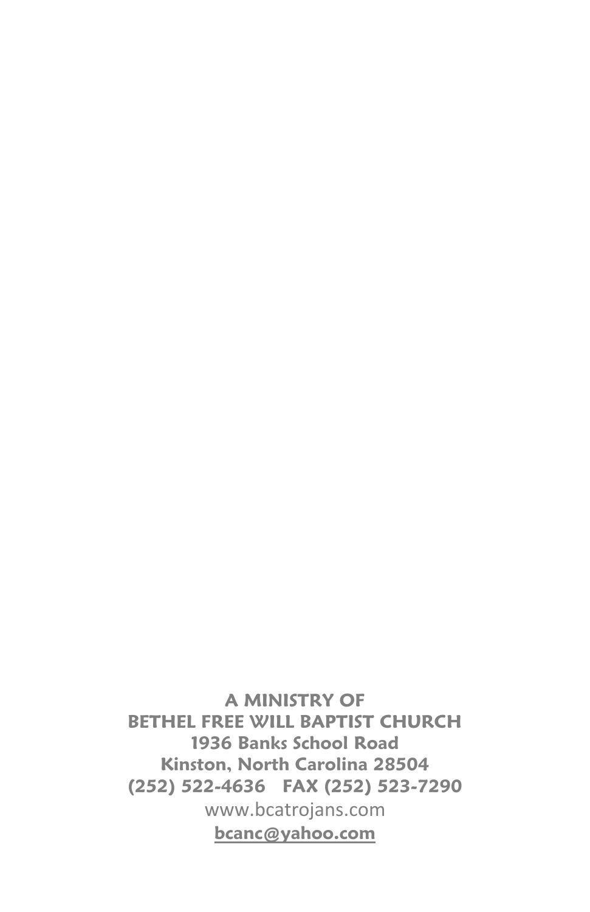**A MINISTRY OF**
**BETHEL FREE WILL BAPTIST CHURCH**
**1936 Banks School Road**
**Kinston, North Carolina 28504**
**(252) 522-4636 FAX (252) 523-7290**

www.bcatrojans.com

**bcanc@yahoo.com**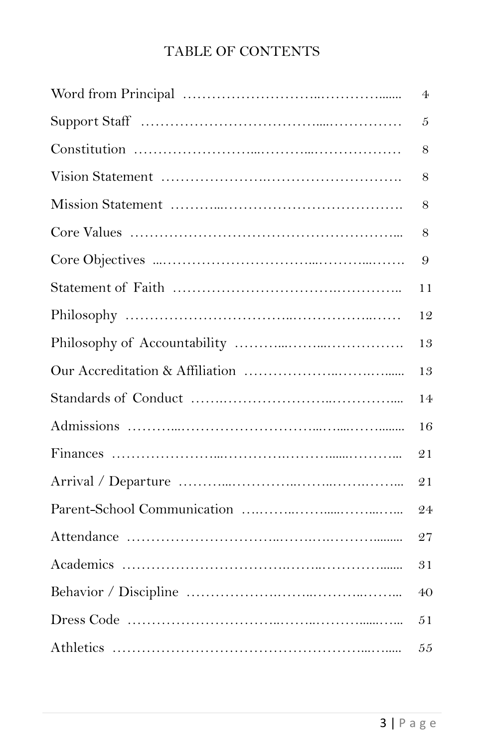# TABLE OF CONTENTS

| Section | Page |
|---|---|
| Word from Principal | 4 |
| Support Staff | 5 |
| Constitution | 8 |
| Vision Statement | 8 |
| Mission Statement | 8 |
| Core Values | 8 |
| Core Objectives | 9 |
| Statement of Faith | 11 |
| Philosophy | 12 |
| Philosophy of Accountability | 13 |
| Our Accreditation & Affiliation | 13 |
| Standards of Conduct | 14 |
| Admissions | 16 |
| Finances | 21 |
| Arrival / Departure | 21 |
| Parent-School Communication | 24 |
| Attendance | 27 |
| Academics | 31 |
| Behavior / Discipline | 40 |
| Dress Code | 51 |
| Athletics | 55 |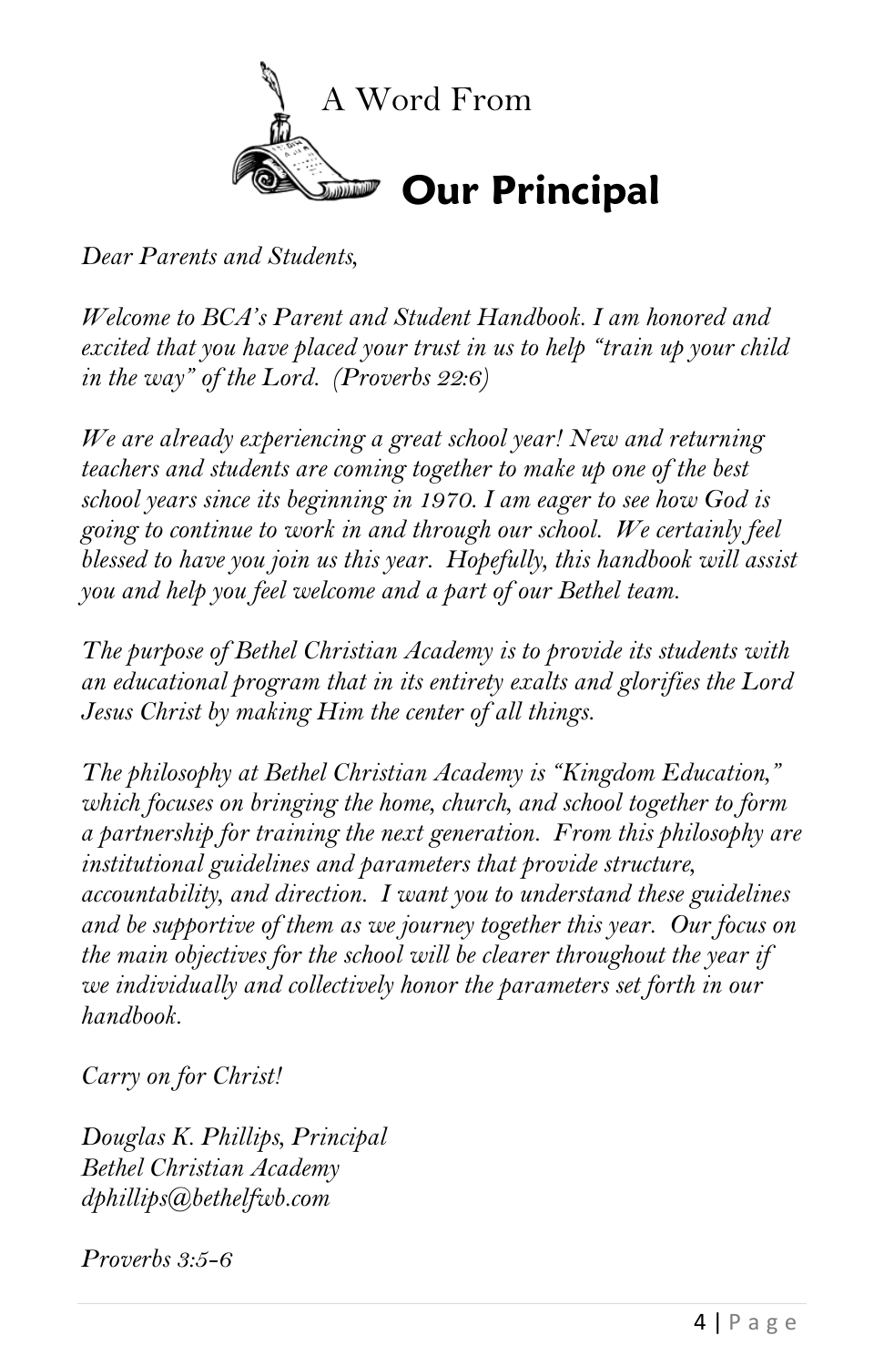# A Word From Our Principal

*Dear Parents and Students,*

*Welcome to BCA's Parent and Student Handbook. I am honored and excited that you have placed your trust in us to help "train up your child in the way" of the Lord. (Proverbs 22:6)*

*We are already experiencing a great school year! New and returning teachers and students are coming together to make up one of the best school years since its beginning in 1970. I am eager to see how God is going to continue to work in and through our school. We certainly feel blessed to have you join us this year. Hopefully, this handbook will assist you and help you feel welcome and a part of our Bethel team.*

*The purpose of Bethel Christian Academy is to provide its students with an educational program that in its entirety exalts and glorifies the Lord Jesus Christ by making Him the center of all things.*

*The philosophy at Bethel Christian Academy is "Kingdom Education," which focuses on bringing the home, church, and school together to form a partnership for training the next generation. From this philosophy are institutional guidelines and parameters that provide structure, accountability, and direction. I want you to understand these guidelines and be supportive of them as we journey together this year. Our focus on the main objectives for the school will be clearer throughout the year if we individually and collectively honor the parameters set forth in our handbook.*

*Carry on for Christ!*

*Douglas K. Phillips, Principal*
*Bethel Christian Academy*
*dphillips@bethelfwb.com*

*Proverbs 3:5-6*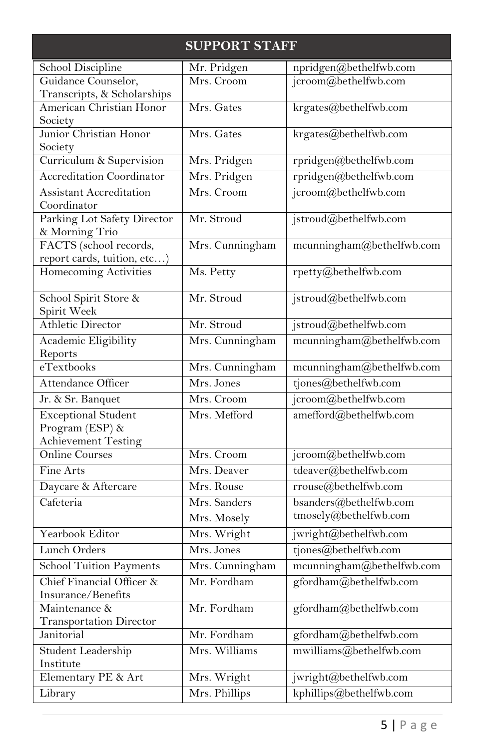## SUPPORT STAFF

| Role | Name | Email |
|---|---|---|
| School Discipline | Mr. Pridgen | npridgen@bethelfwb.com |
| Guidance Counselor, Transcripts, & Scholarships | Mrs. Croom | jcroom@bethelfwb.com |
| American Christian Honor Society | Mrs. Gates | krgates@bethelfwb.com |
| Junior Christian Honor Society | Mrs. Gates | krgates@bethelfwb.com |
| Curriculum & Supervision | Mrs. Pridgen | rpridgen@bethelfwb.com |
| Accreditation Coordinator | Mrs. Pridgen | rpridgen@bethelfwb.com |
| Assistant Accreditation Coordinator | Mrs. Croom | jcroom@bethelfwb.com |
| Parking Lot Safety Director & Morning Trio | Mr. Stroud | jstroud@bethelfwb.com |
| FACTS (school records, report cards, tuition, etc…) | Mrs. Cunningham | mcunningham@bethelfwb.com |
| Homecoming Activities | Ms. Petty | rpetty@bethelfwb.com |
| School Spirit Store & Spirit Week | Mr. Stroud | jstroud@bethelfwb.com |
| Athletic Director | Mr. Stroud | jstroud@bethelfwb.com |
| Academic Eligibility Reports | Mrs. Cunningham | mcunningham@bethelfwb.com |
| eTextbooks | Mrs. Cunningham | mcunningham@bethelfwb.com |
| Attendance Officer | Mrs. Jones | tjones@bethelfwb.com |
| Jr. & Sr. Banquet | Mrs. Croom | jcroom@bethelfwb.com |
| Exceptional Student Program (ESP) & Achievement Testing | Mrs. Mefford | amefford@bethelfwb.com |
| Online Courses | Mrs. Croom | jcroom@bethelfwb.com |
| Fine Arts | Mrs. Deaver | tdeaver@bethelfwb.com |
| Daycare & Aftercare | Mrs. Rouse | rrouse@bethelfwb.com |
| Cafeteria | Mrs. Sanders<br>Mrs. Mosely | bsanders@bethelfwb.com<br>tmosely@bethelfwb.com |
| Yearbook Editor | Mrs. Wright | jwright@bethelfwb.com |
| Lunch Orders | Mrs. Jones | tjones@bethelfwb.com |
| School Tuition Payments | Mrs. Cunningham | mcunningham@bethelfwb.com |
| Chief Financial Officer & Insurance/Benefits | Mr. Fordham | gfordham@bethelfwb.com |
| Maintenance & Transportation Director | Mr. Fordham | gfordham@bethelfwb.com |
| Janitorial | Mr. Fordham | gfordham@bethelfwb.com |
| Student Leadership Institute | Mrs. Williams | mwilliams@bethelfwb.com |
| Elementary PE & Art | Mrs. Wright | jwright@bethelfwb.com |
| Library | Mrs. Phillips | kphillips@bethelfwb.com |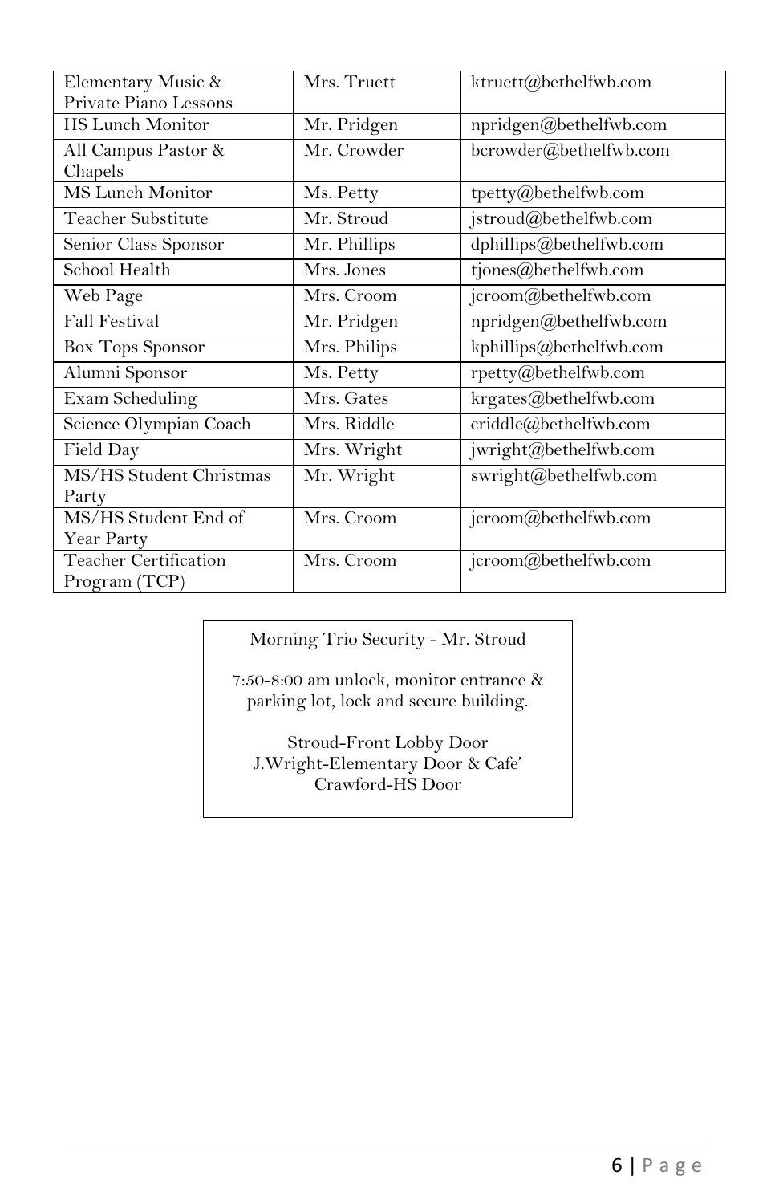| | | |
|---|---|---|
| Elementary Music & Private Piano Lessons | Mrs. Truett | ktruett@bethelfwb.com |
| HS Lunch Monitor | Mr. Pridgen | npridgen@bethelfwb.com |
| All Campus Pastor & Chapels | Mr. Crowder | bcrowder@bethelfwb.com |
| MS Lunch Monitor | Ms. Petty | tpetty@bethelfwb.com |
| Teacher Substitute | Mr. Stroud | jstroud@bethelfwb.com |
| Senior Class Sponsor | Mr. Phillips | dphillips@bethelfwb.com |
| School Health | Mrs. Jones | tjones@bethelfwb.com |
| Web Page | Mrs. Croom | jcroom@bethelfwb.com |
| Fall Festival | Mr. Pridgen | npridgen@bethelfwb.com |
| Box Tops Sponsor | Mrs. Philips | kphillips@bethelfwb.com |
| Alumni Sponsor | Ms. Petty | rpetty@bethelfwb.com |
| Exam Scheduling | Mrs. Gates | krgates@bethelfwb.com |
| Science Olympian Coach | Mrs. Riddle | criddle@bethelfwb.com |
| Field Day | Mrs. Wright | jwright@bethelfwb.com |
| MS/HS Student Christmas Party | Mr. Wright | swright@bethelfwb.com |
| MS/HS Student End of Year Party | Mrs. Croom | jcroom@bethelfwb.com |
| Teacher Certification Program (TCP) | Mrs. Croom | jcroom@bethelfwb.com |

Morning Trio Security - Mr. Stroud

7:50-8:00 am unlock, monitor entrance & parking lot, lock and secure building.

Stroud-Front Lobby Door
J.Wright-Elementary Door & Cafe'
Crawford-HS Door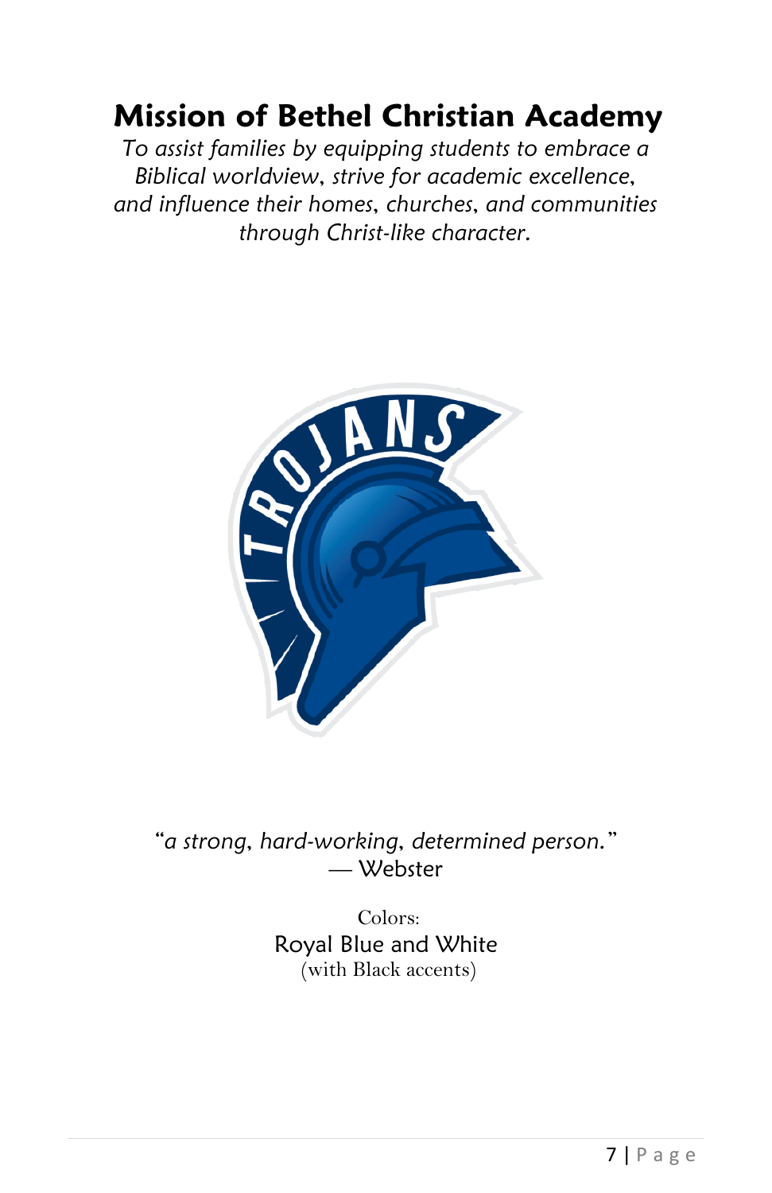# Mission of Bethel Christian Academy

*To assist families by equipping students to embrace a Biblical worldview, strive for academic excellence, and influence their homes, churches, and communities through Christ-like character.*

*"a strong, hard-working, determined person."*
— Webster

Colors:
Royal Blue and White
(with Black accents)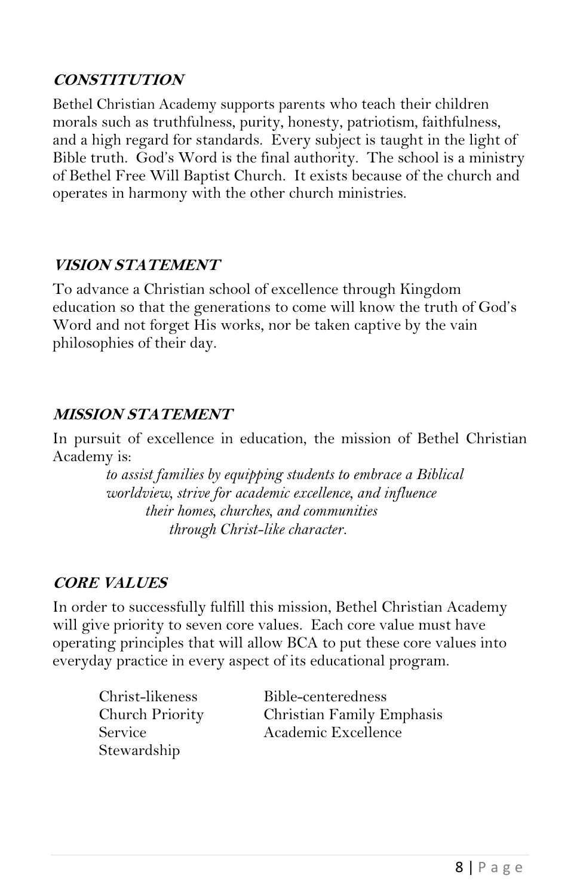## ***CONSTITUTION***

Bethel Christian Academy supports parents who teach their children morals such as truthfulness, purity, honesty, patriotism, faithfulness, and a high regard for standards. Every subject is taught in the light of Bible truth. God's Word is the final authority. The school is a ministry of Bethel Free Will Baptist Church. It exists because of the church and operates in harmony with the other church ministries.

## ***VISION STATEMENT***

To advance a Christian school of excellence through Kingdom education so that the generations to come will know the truth of God's Word and not forget His works, nor be taken captive by the vain philosophies of their day.

## ***MISSION STATEMENT***

In pursuit of excellence in education, the mission of Bethel Christian Academy is:

> *to assist families by equipping students to embrace a Biblical worldview, strive for academic excellence, and influence their homes, churches, and communities through Christ-like character.*

## ***CORE VALUES***

In order to successfully fulfill this mission, Bethel Christian Academy will give priority to seven core values. Each core value must have operating principles that will allow BCA to put these core values into everyday practice in every aspect of its educational program.

- Christ-likeness
- Church Priority
- Service
- Stewardship
- Bible-centeredness
- Christian Family Emphasis
- Academic Excellence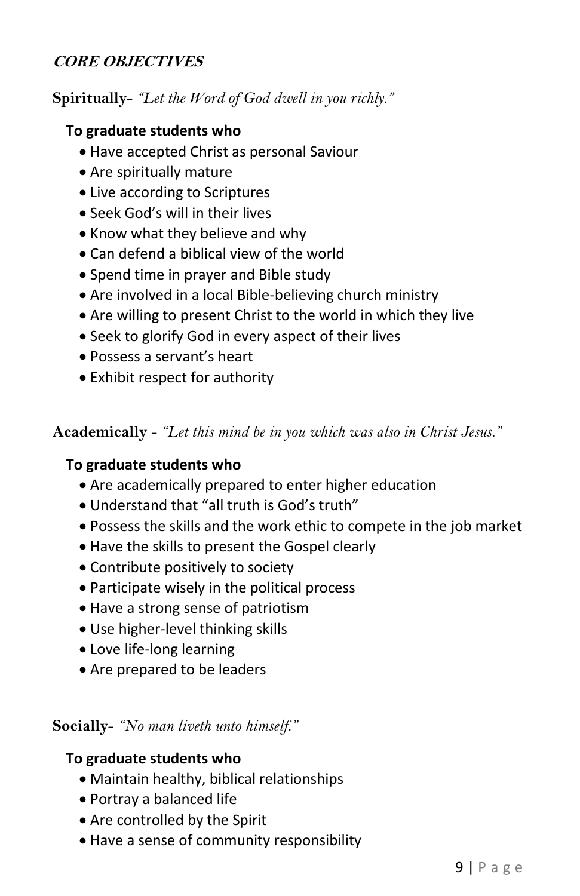## ***CORE OBJECTIVES***

**Spiritually**- *"Let the Word of God dwell in you richly."*

**To graduate students who**

- Have accepted Christ as personal Saviour
- Are spiritually mature
- Live according to Scriptures
- Seek God's will in their lives
- Know what they believe and why
- Can defend a biblical view of the world
- Spend time in prayer and Bible study
- Are involved in a local Bible-believing church ministry
- Are willing to present Christ to the world in which they live
- Seek to glorify God in every aspect of their lives
- Possess a servant's heart
- Exhibit respect for authority

**Academically** - *"Let this mind be in you which was also in Christ Jesus."*

**To graduate students who**

- Are academically prepared to enter higher education
- Understand that "all truth is God's truth"
- Possess the skills and the work ethic to compete in the job market
- Have the skills to present the Gospel clearly
- Contribute positively to society
- Participate wisely in the political process
- Have a strong sense of patriotism
- Use higher-level thinking skills
- Love life-long learning
- Are prepared to be leaders

**Socially**- *"No man liveth unto himself."*

**To graduate students who**

- Maintain healthy, biblical relationships
- Portray a balanced life
- Are controlled by the Spirit
- Have a sense of community responsibility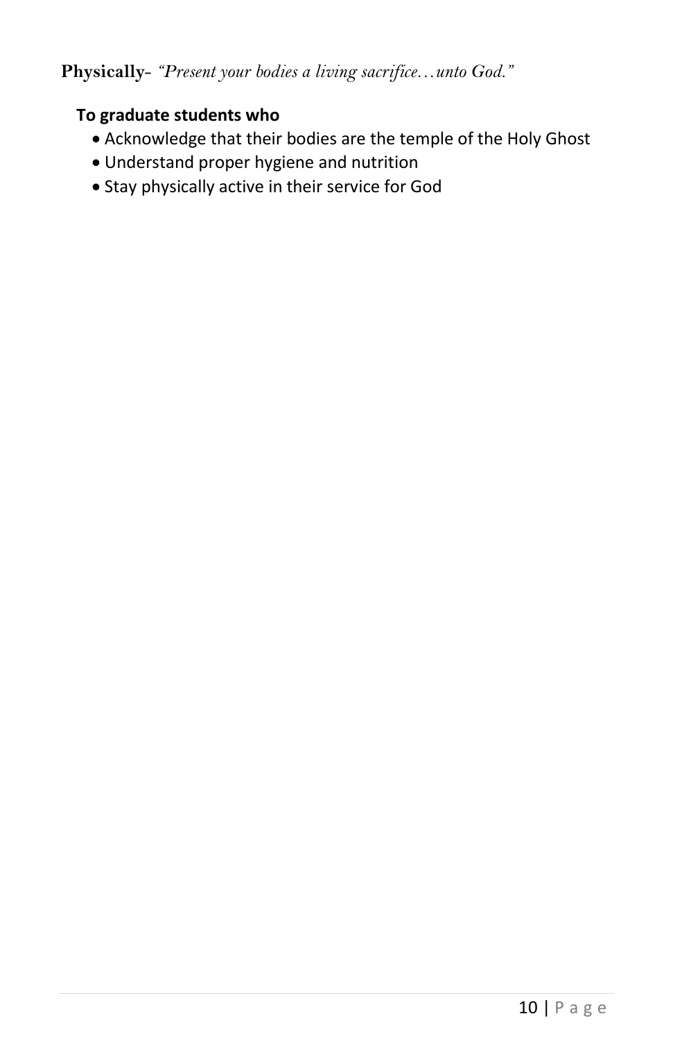**Physically**- *"Present your bodies a living sacrifice…unto God."*

**To graduate students who**

- Acknowledge that their bodies are the temple of the Holy Ghost
- Understand proper hygiene and nutrition
- Stay physically active in their service for God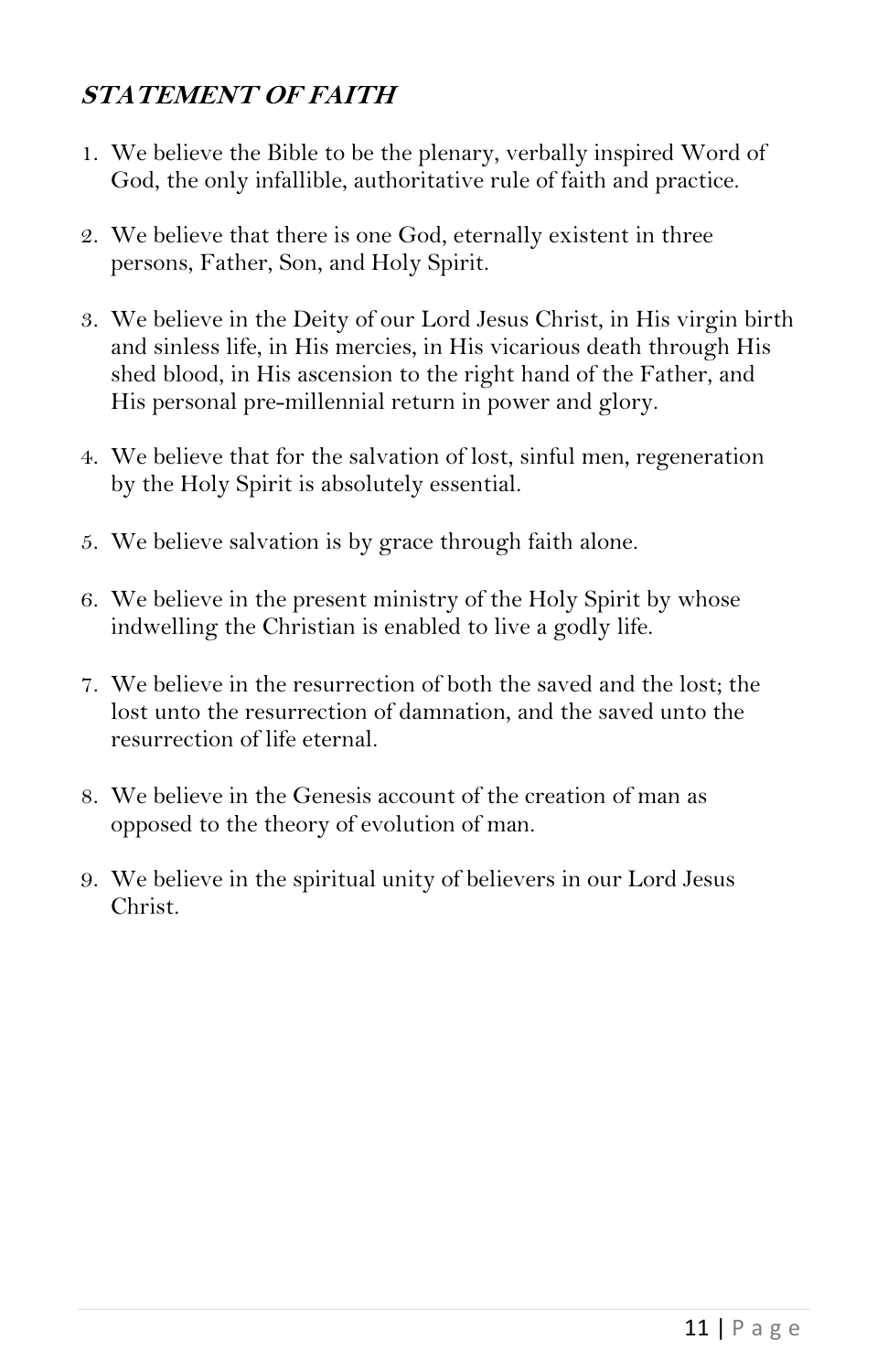## ***STATEMENT OF FAITH***

1. We believe the Bible to be the plenary, verbally inspired Word of God, the only infallible, authoritative rule of faith and practice.

2. We believe that there is one God, eternally existent in three persons, Father, Son, and Holy Spirit.

3. We believe in the Deity of our Lord Jesus Christ, in His virgin birth and sinless life, in His mercies, in His vicarious death through His shed blood, in His ascension to the right hand of the Father, and His personal pre-millennial return in power and glory.

4. We believe that for the salvation of lost, sinful men, regeneration by the Holy Spirit is absolutely essential.

5. We believe salvation is by grace through faith alone.

6. We believe in the present ministry of the Holy Spirit by whose indwelling the Christian is enabled to live a godly life.

7. We believe in the resurrection of both the saved and the lost; the lost unto the resurrection of damnation, and the saved unto the resurrection of life eternal.

8. We believe in the Genesis account of the creation of man as opposed to the theory of evolution of man.

9. We believe in the spiritual unity of believers in our Lord Jesus Christ.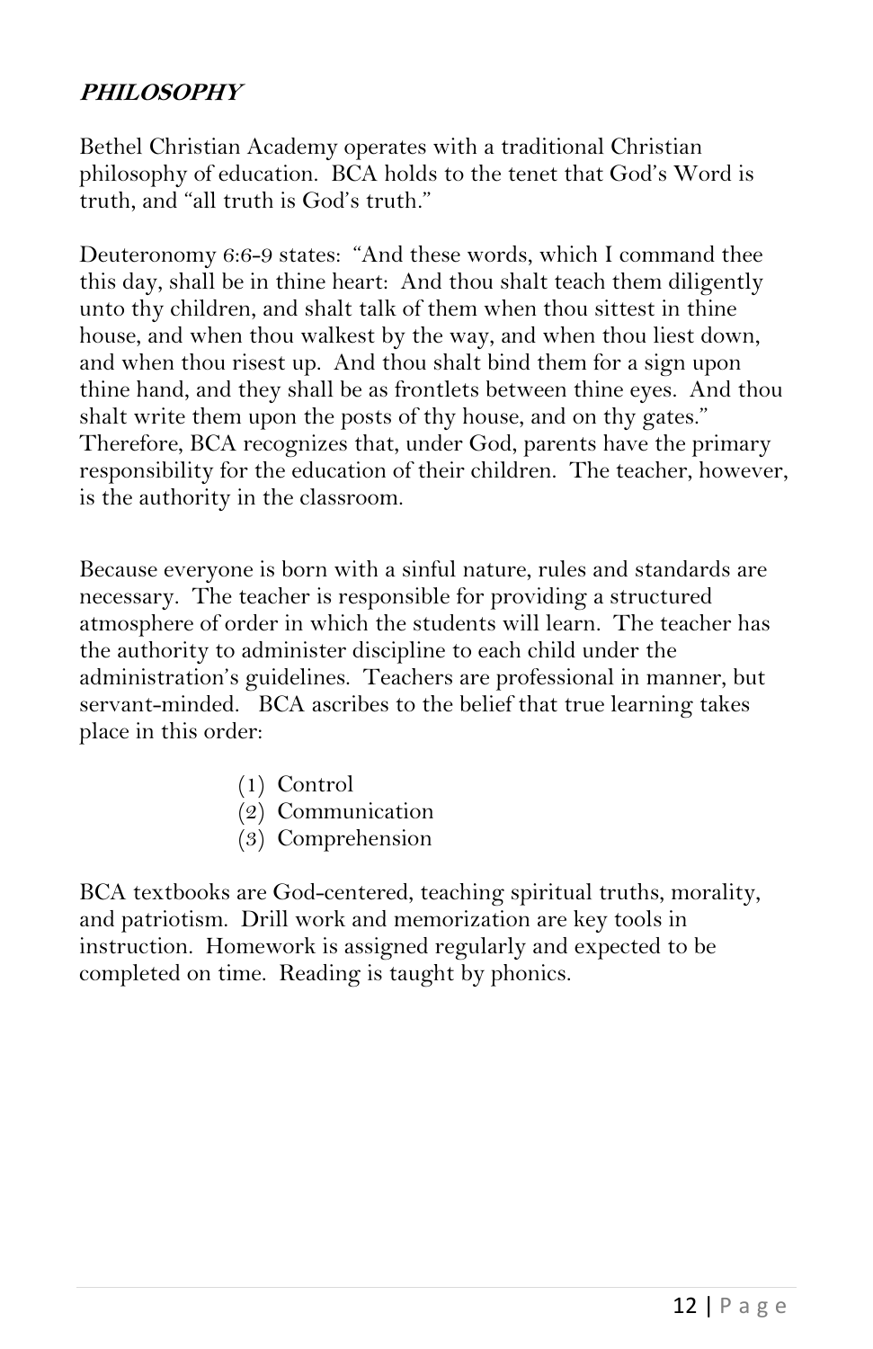## ***PHILOSOPHY***

Bethel Christian Academy operates with a traditional Christian philosophy of education. BCA holds to the tenet that God's Word is truth, and "all truth is God's truth."

Deuteronomy 6:6-9 states: "And these words, which I command thee this day, shall be in thine heart: And thou shalt teach them diligently unto thy children, and shalt talk of them when thou sittest in thine house, and when thou walkest by the way, and when thou liest down, and when thou risest up. And thou shalt bind them for a sign upon thine hand, and they shall be as frontlets between thine eyes. And thou shalt write them upon the posts of thy house, and on thy gates." Therefore, BCA recognizes that, under God, parents have the primary responsibility for the education of their children. The teacher, however, is the authority in the classroom.

Because everyone is born with a sinful nature, rules and standards are necessary. The teacher is responsible for providing a structured atmosphere of order in which the students will learn. The teacher has the authority to administer discipline to each child under the administration's guidelines. Teachers are professional in manner, but servant-minded. BCA ascribes to the belief that true learning takes place in this order:

(1) Control
(2) Communication
(3) Comprehension

BCA textbooks are God-centered, teaching spiritual truths, morality, and patriotism. Drill work and memorization are key tools in instruction. Homework is assigned regularly and expected to be completed on time. Reading is taught by phonics.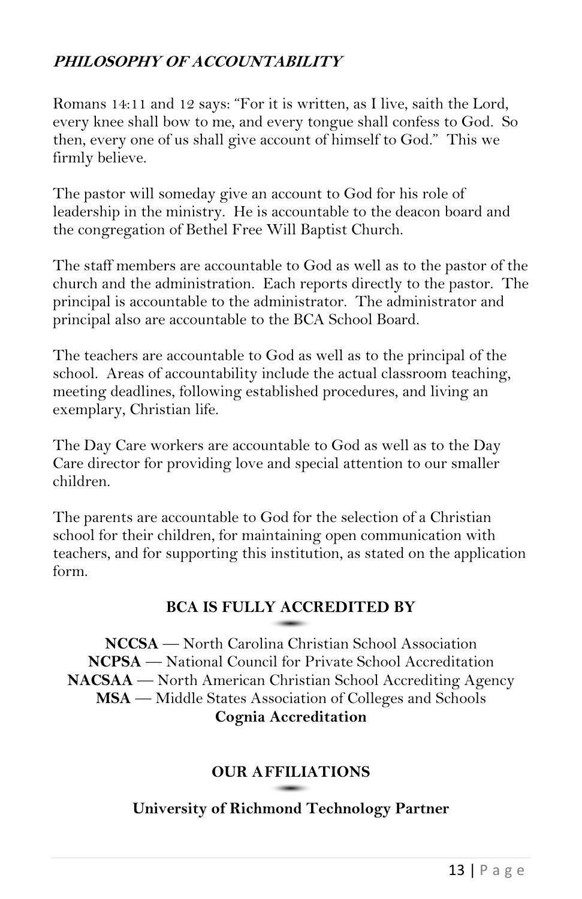## ***PHILOSOPHY OF ACCOUNTABILITY***

Romans 14:11 and 12 says: "For it is written, as I live, saith the Lord, every knee shall bow to me, and every tongue shall confess to God. So then, every one of us shall give account of himself to God." This we firmly believe.

The pastor will someday give an account to God for his role of leadership in the ministry. He is accountable to the deacon board and the congregation of Bethel Free Will Baptist Church.

The staff members are accountable to God as well as to the pastor of the church and the administration. Each reports directly to the pastor. The principal is accountable to the administrator. The administrator and principal also are accountable to the BCA School Board.

The teachers are accountable to God as well as to the principal of the school. Areas of accountability include the actual classroom teaching, meeting deadlines, following established procedures, and living an exemplary, Christian life.

The Day Care workers are accountable to God as well as to the Day Care director for providing love and special attention to our smaller children.

The parents are accountable to God for the selection of a Christian school for their children, for maintaining open communication with teachers, and for supporting this institution, as stated on the application form.

### BCA IS FULLY ACCREDITED BY

**NCCSA** — North Carolina Christian School Association
**NCPSA** — National Council for Private School Accreditation
**NACSAA** — North American Christian School Accrediting Agency
**MSA** — Middle States Association of Colleges and Schools
**Cognia Accreditation**

### OUR AFFILIATIONS

**University of Richmond Technology Partner**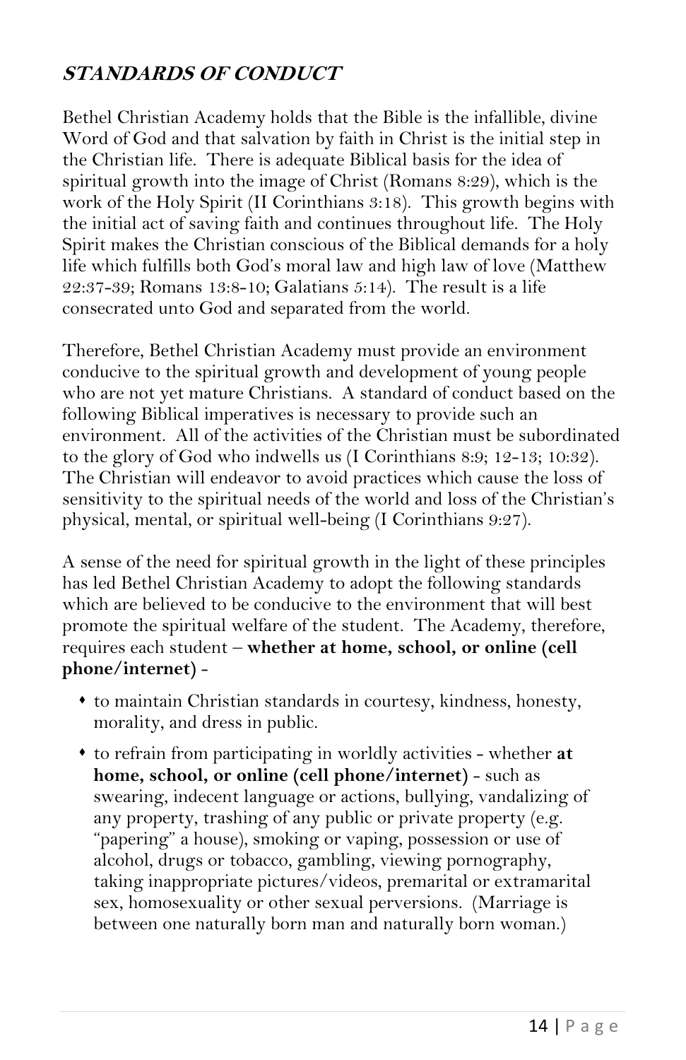## ***STANDARDS OF CONDUCT***

Bethel Christian Academy holds that the Bible is the infallible, divine Word of God and that salvation by faith in Christ is the initial step in the Christian life. There is adequate Biblical basis for the idea of spiritual growth into the image of Christ (Romans 8:29), which is the work of the Holy Spirit (II Corinthians 3:18). This growth begins with the initial act of saving faith and continues throughout life. The Holy Spirit makes the Christian conscious of the Biblical demands for a holy life which fulfills both God's moral law and high law of love (Matthew 22:37-39; Romans 13:8-10; Galatians 5:14). The result is a life consecrated unto God and separated from the world.

Therefore, Bethel Christian Academy must provide an environment conducive to the spiritual growth and development of young people who are not yet mature Christians. A standard of conduct based on the following Biblical imperatives is necessary to provide such an environment. All of the activities of the Christian must be subordinated to the glory of God who indwells us (I Corinthians 8:9; 12-13; 10:32). The Christian will endeavor to avoid practices which cause the loss of sensitivity to the spiritual needs of the world and loss of the Christian's physical, mental, or spiritual well-being (I Corinthians 9:27).

A sense of the need for spiritual growth in the light of these principles has led Bethel Christian Academy to adopt the following standards which are believed to be conducive to the environment that will best promote the spiritual welfare of the student. The Academy, therefore, requires each student – **whether at home, school, or online (cell phone/internet)** -

- to maintain Christian standards in courtesy, kindness, honesty, morality, and dress in public.
- to refrain from participating in worldly activities - whether **at home, school, or online (cell phone/internet)** - such as swearing, indecent language or actions, bullying, vandalizing of any property, trashing of any public or private property (e.g. "papering" a house), smoking or vaping, possession or use of alcohol, drugs or tobacco, gambling, viewing pornography, taking inappropriate pictures/videos, premarital or extramarital sex, homosexuality or other sexual perversions. (Marriage is between one naturally born man and naturally born woman.)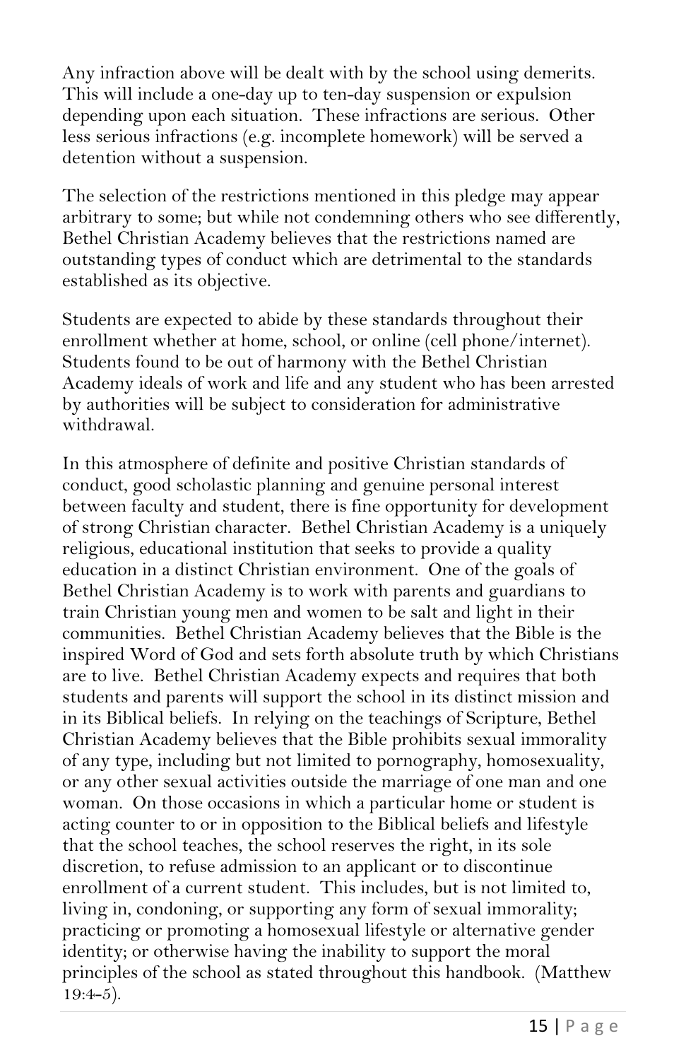Any infraction above will be dealt with by the school using demerits. This will include a one-day up to ten-day suspension or expulsion depending upon each situation. These infractions are serious. Other less serious infractions (e.g. incomplete homework) will be served a detention without a suspension.

The selection of the restrictions mentioned in this pledge may appear arbitrary to some; but while not condemning others who see differently, Bethel Christian Academy believes that the restrictions named are outstanding types of conduct which are detrimental to the standards established as its objective.

Students are expected to abide by these standards throughout their enrollment whether at home, school, or online (cell phone/internet). Students found to be out of harmony with the Bethel Christian Academy ideals of work and life and any student who has been arrested by authorities will be subject to consideration for administrative withdrawal.

In this atmosphere of definite and positive Christian standards of conduct, good scholastic planning and genuine personal interest between faculty and student, there is fine opportunity for development of strong Christian character. Bethel Christian Academy is a uniquely religious, educational institution that seeks to provide a quality education in a distinct Christian environment. One of the goals of Bethel Christian Academy is to work with parents and guardians to train Christian young men and women to be salt and light in their communities. Bethel Christian Academy believes that the Bible is the inspired Word of God and sets forth absolute truth by which Christians are to live. Bethel Christian Academy expects and requires that both students and parents will support the school in its distinct mission and in its Biblical beliefs. In relying on the teachings of Scripture, Bethel Christian Academy believes that the Bible prohibits sexual immorality of any type, including but not limited to pornography, homosexuality, or any other sexual activities outside the marriage of one man and one woman. On those occasions in which a particular home or student is acting counter to or in opposition to the Biblical beliefs and lifestyle that the school teaches, the school reserves the right, in its sole discretion, to refuse admission to an applicant or to discontinue enrollment of a current student. This includes, but is not limited to, living in, condoning, or supporting any form of sexual immorality; practicing or promoting a homosexual lifestyle or alternative gender identity; or otherwise having the inability to support the moral principles of the school as stated throughout this handbook. (Matthew 19:4-5).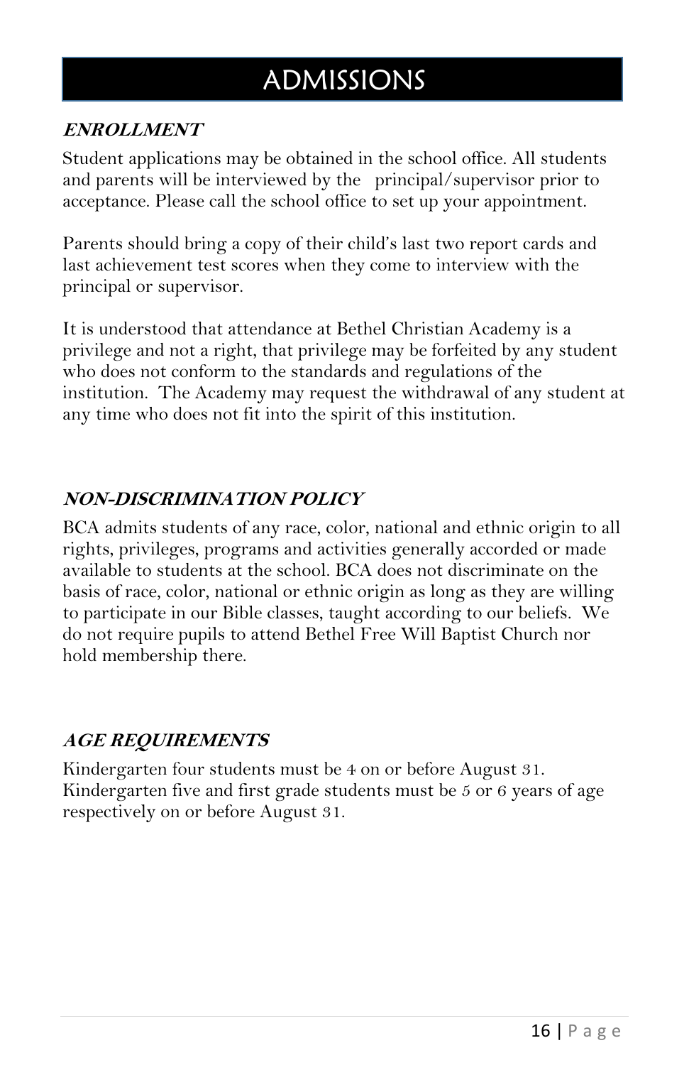# ADMISSIONS

***ENROLLMENT***

Student applications may be obtained in the school office. All students and parents will be interviewed by the principal/supervisor prior to acceptance. Please call the school office to set up your appointment.

Parents should bring a copy of their child's last two report cards and last achievement test scores when they come to interview with the principal or supervisor.

It is understood that attendance at Bethel Christian Academy is a privilege and not a right, that privilege may be forfeited by any student who does not conform to the standards and regulations of the institution. The Academy may request the withdrawal of any student at any time who does not fit into the spirit of this institution.

***NON-DISCRIMINATION POLICY***

BCA admits students of any race, color, national and ethnic origin to all rights, privileges, programs and activities generally accorded or made available to students at the school. BCA does not discriminate on the basis of race, color, national or ethnic origin as long as they are willing to participate in our Bible classes, taught according to our beliefs. We do not require pupils to attend Bethel Free Will Baptist Church nor hold membership there.

***AGE REQUIREMENTS***

Kindergarten four students must be 4 on or before August 31. Kindergarten five and first grade students must be 5 or 6 years of age respectively on or before August 31.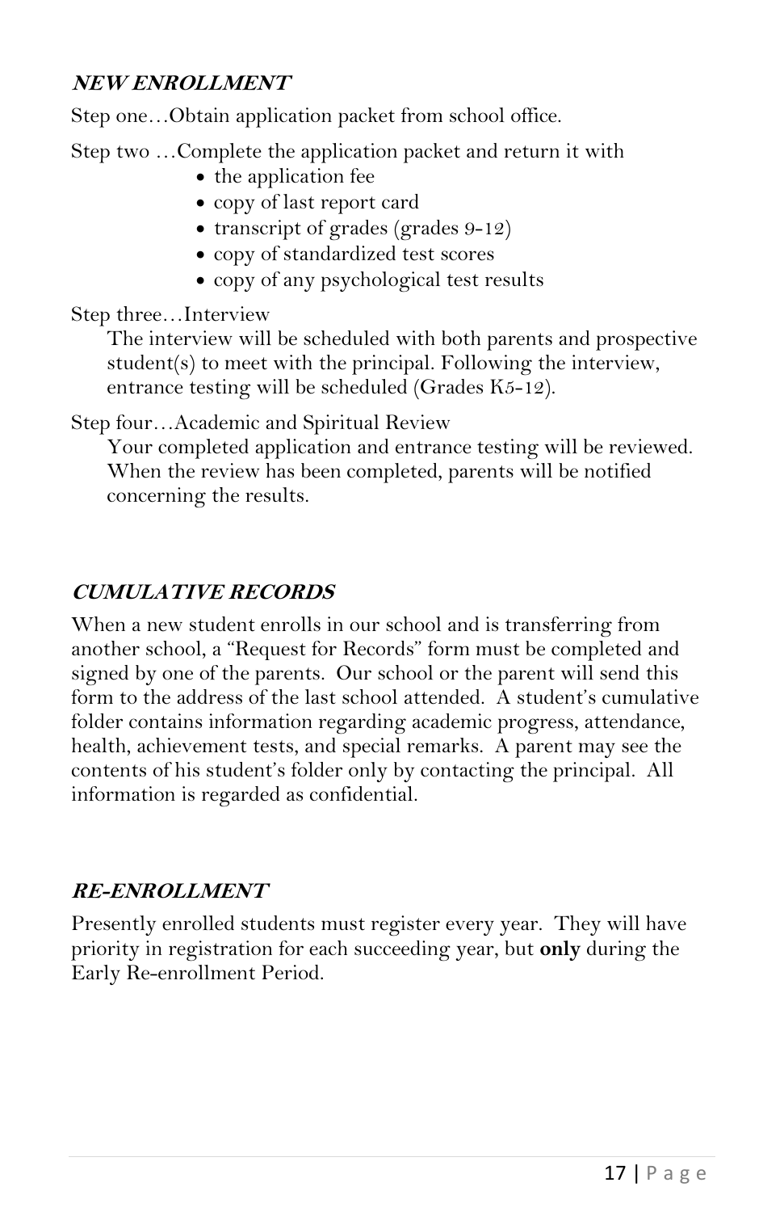### ***NEW ENROLLMENT***

Step one…Obtain application packet from school office.

Step two …Complete the application packet and return it with

- the application fee
- copy of last report card
- transcript of grades (grades 9-12)
- copy of standardized test scores
- copy of any psychological test results

Step three…Interview

The interview will be scheduled with both parents and prospective student(s) to meet with the principal. Following the interview, entrance testing will be scheduled (Grades K5-12).

Step four…Academic and Spiritual Review

Your completed application and entrance testing will be reviewed. When the review has been completed, parents will be notified concerning the results.

### ***CUMULATIVE RECORDS***

When a new student enrolls in our school and is transferring from another school, a "Request for Records" form must be completed and signed by one of the parents. Our school or the parent will send this form to the address of the last school attended. A student's cumulative folder contains information regarding academic progress, attendance, health, achievement tests, and special remarks. A parent may see the contents of his student's folder only by contacting the principal. All information is regarded as confidential.

### ***RE-ENROLLMENT***

Presently enrolled students must register every year. They will have priority in registration for each succeeding year, but **only** during the Early Re-enrollment Period.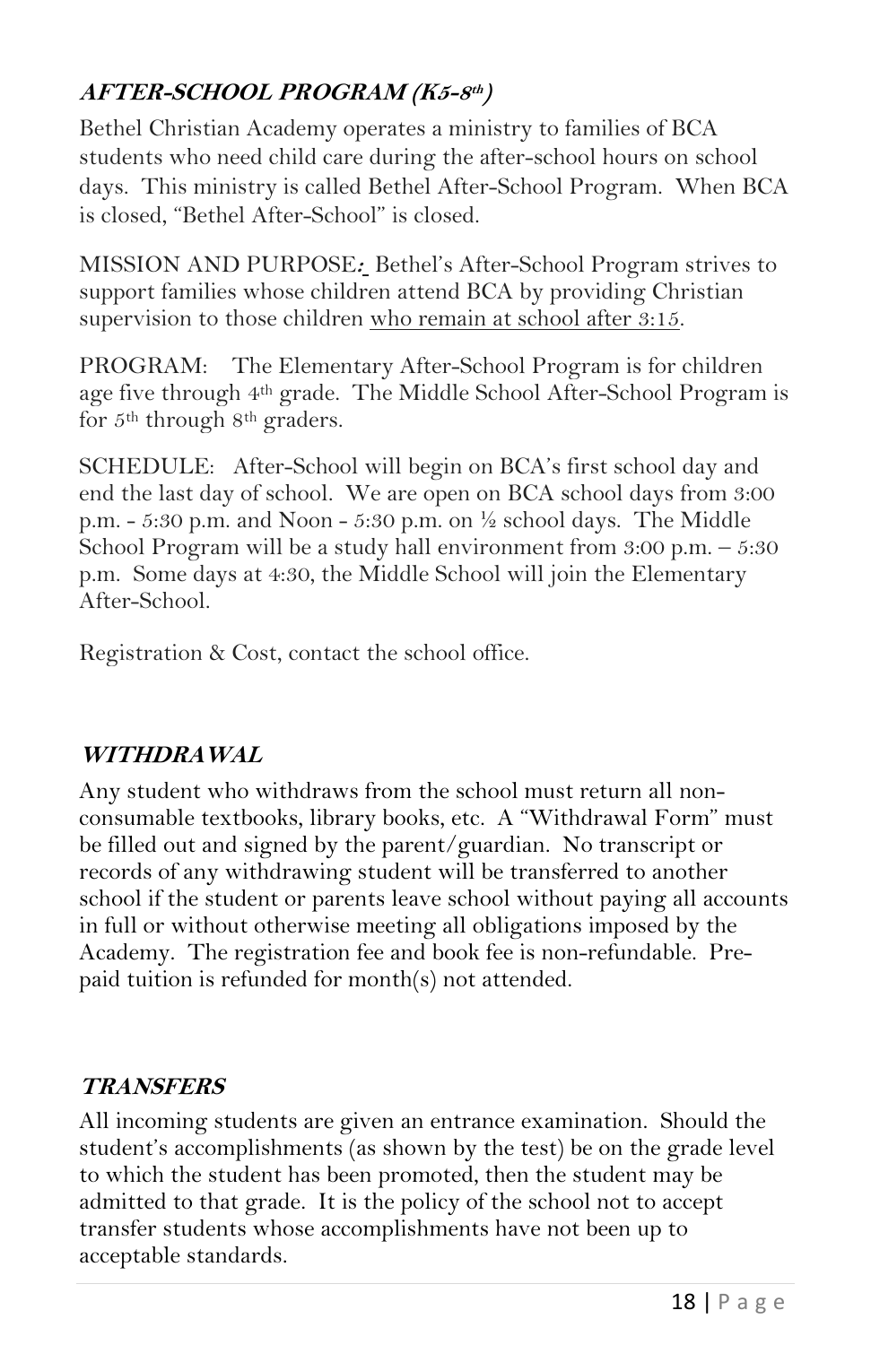### ***AFTER-SCHOOL PROGRAM (K5-8th)***

Bethel Christian Academy operates a ministry to families of BCA students who need child care during the after-school hours on school days. This ministry is called Bethel After-School Program. When BCA is closed, "Bethel After-School" is closed.

MISSION AND PURPOSE**:** Bethel's After-School Program strives to support families whose children attend BCA by providing Christian supervision to those children <u>who remain at school after 3:15</u>.

PROGRAM: The Elementary After-School Program is for children age five through 4th grade. The Middle School After-School Program is for 5th through 8th graders.

SCHEDULE: After-School will begin on BCA's first school day and end the last day of school. We are open on BCA school days from 3:00 p.m. - 5:30 p.m. and Noon - 5:30 p.m. on ½ school days. The Middle School Program will be a study hall environment from 3:00 p.m. – 5:30 p.m. Some days at 4:30, the Middle School will join the Elementary After-School.

Registration & Cost, contact the school office.

### ***WITHDRAWAL***

Any student who withdraws from the school must return all non-consumable textbooks, library books, etc. A "Withdrawal Form" must be filled out and signed by the parent/guardian. No transcript or records of any withdrawing student will be transferred to another school if the student or parents leave school without paying all accounts in full or without otherwise meeting all obligations imposed by the Academy. The registration fee and book fee is non-refundable. Pre-paid tuition is refunded for month(s) not attended.

### ***TRANSFERS***

All incoming students are given an entrance examination. Should the student's accomplishments (as shown by the test) be on the grade level to which the student has been promoted, then the student may be admitted to that grade. It is the policy of the school not to accept transfer students whose accomplishments have not been up to acceptable standards.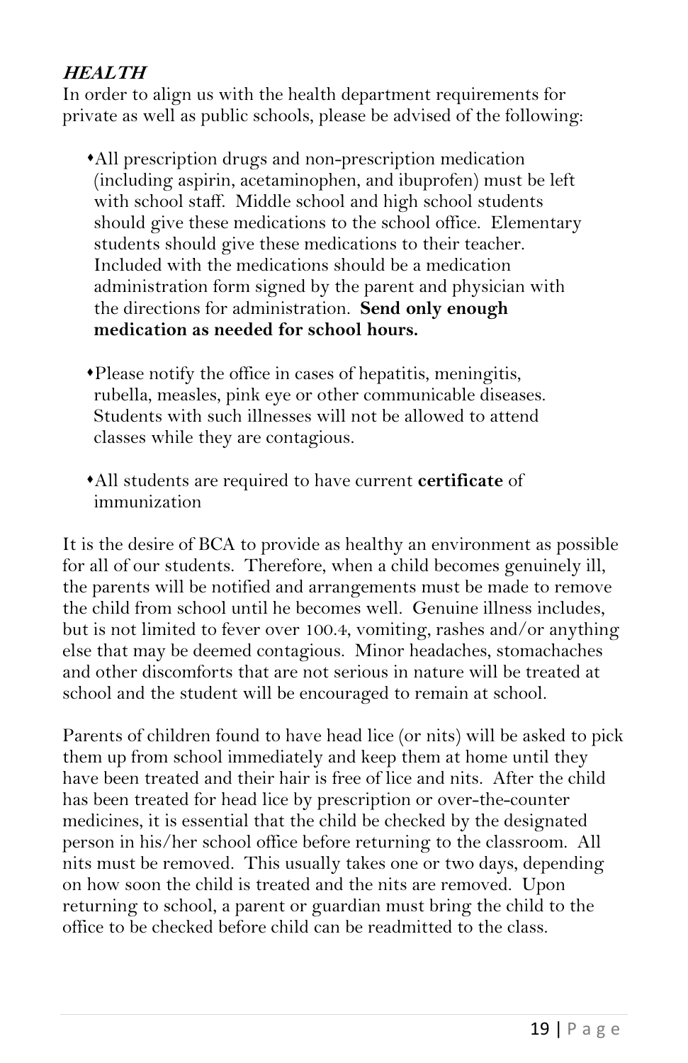***HEALTH***

In order to align us with the health department requirements for private as well as public schools, please be advised of the following:

- All prescription drugs and non-prescription medication (including aspirin, acetaminophen, and ibuprofen) must be left with school staff. Middle school and high school students should give these medications to the school office. Elementary students should give these medications to their teacher. Included with the medications should be a medication administration form signed by the parent and physician with the directions for administration. **Send only enough medication as needed for school hours.**

- Please notify the office in cases of hepatitis, meningitis, rubella, measles, pink eye or other communicable diseases. Students with such illnesses will not be allowed to attend classes while they are contagious.

- All students are required to have current **certificate** of immunization

It is the desire of BCA to provide as healthy an environment as possible for all of our students. Therefore, when a child becomes genuinely ill, the parents will be notified and arrangements must be made to remove the child from school until he becomes well. Genuine illness includes, but is not limited to fever over 100.4, vomiting, rashes and/or anything else that may be deemed contagious. Minor headaches, stomachaches and other discomforts that are not serious in nature will be treated at school and the student will be encouraged to remain at school.

Parents of children found to have head lice (or nits) will be asked to pick them up from school immediately and keep them at home until they have been treated and their hair is free of lice and nits. After the child has been treated for head lice by prescription or over-the-counter medicines, it is essential that the child be checked by the designated person in his/her school office before returning to the classroom. All nits must be removed. This usually takes one or two days, depending on how soon the child is treated and the nits are removed. Upon returning to school, a parent or guardian must bring the child to the office to be checked before child can be readmitted to the class.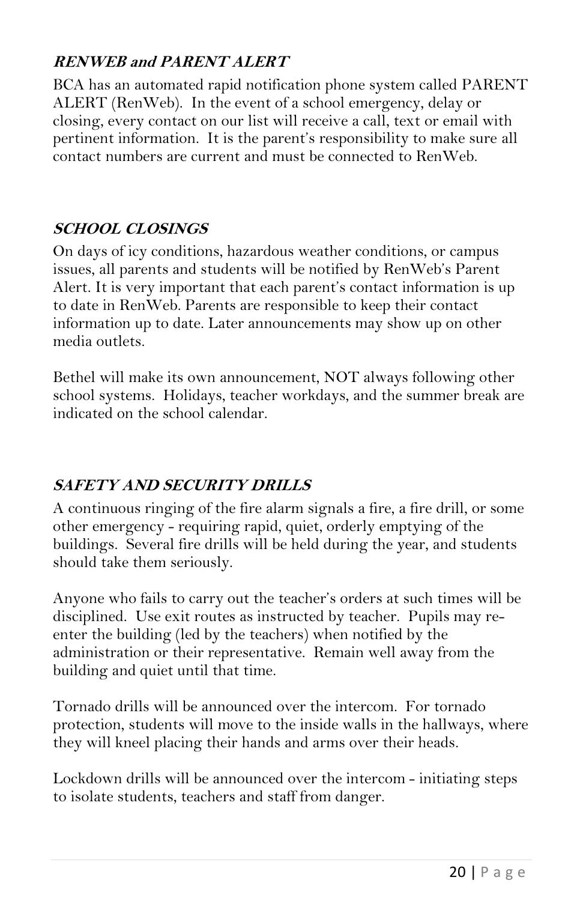### ***RENWEB and PARENT ALERT***

BCA has an automated rapid notification phone system called PARENT ALERT (RenWeb). In the event of a school emergency, delay or closing, every contact on our list will receive a call, text or email with pertinent information. It is the parent's responsibility to make sure all contact numbers are current and must be connected to RenWeb.

### ***SCHOOL CLOSINGS***

On days of icy conditions, hazardous weather conditions, or campus issues, all parents and students will be notified by RenWeb's Parent Alert. It is very important that each parent's contact information is up to date in RenWeb. Parents are responsible to keep their contact information up to date. Later announcements may show up on other media outlets.

Bethel will make its own announcement, NOT always following other school systems. Holidays, teacher workdays, and the summer break are indicated on the school calendar.

### ***SAFETY AND SECURITY DRILLS***

A continuous ringing of the fire alarm signals a fire, a fire drill, or some other emergency - requiring rapid, quiet, orderly emptying of the buildings. Several fire drills will be held during the year, and students should take them seriously.

Anyone who fails to carry out the teacher's orders at such times will be disciplined. Use exit routes as instructed by teacher. Pupils may re-enter the building (led by the teachers) when notified by the administration or their representative. Remain well away from the building and quiet until that time.

Tornado drills will be announced over the intercom. For tornado protection, students will move to the inside walls in the hallways, where they will kneel placing their hands and arms over their heads.

Lockdown drills will be announced over the intercom - initiating steps to isolate students, teachers and staff from danger.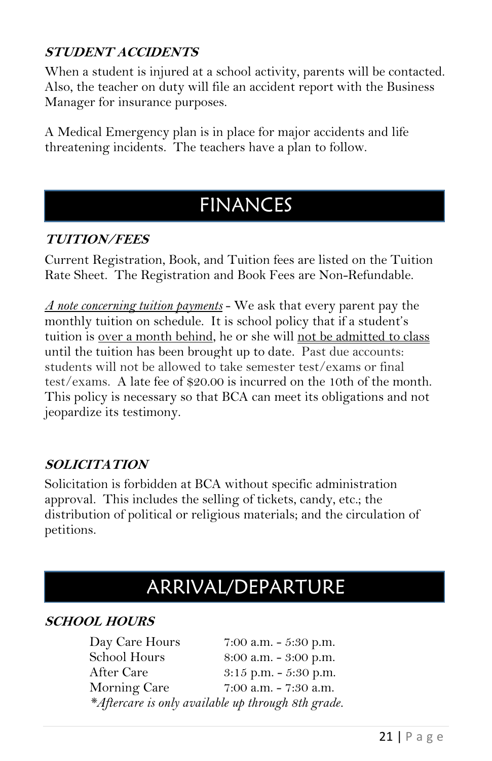### STUDENT ACCIDENTS

When a student is injured at a school activity, parents will be contacted. Also, the teacher on duty will file an accident report with the Business Manager for insurance purposes.

A Medical Emergency plan is in place for major accidents and life threatening incidents. The teachers have a plan to follow.

## FINANCES

### TUITION/FEES

Current Registration, Book, and Tuition fees are listed on the Tuition Rate Sheet. The Registration and Book Fees are Non-Refundable.

*A note concerning tuition payments* - We ask that every parent pay the monthly tuition on schedule. It is school policy that if a student's tuition is over a month behind, he or she will not be admitted to class until the tuition has been brought up to date. Past due accounts: students will not be allowed to take semester test/exams or final test/exams. A late fee of $20.00 is incurred on the 10th of the month. This policy is necessary so that BCA can meet its obligations and not jeopardize its testimony.

### SOLICITATION

Solicitation is forbidden at BCA without specific administration approval. This includes the selling of tickets, candy, etc.; the distribution of political or religious materials; and the circulation of petitions.

## ARRIVAL/DEPARTURE

### SCHOOL HOURS

| | |
|---|---|
| Day Care Hours | 7:00 a.m. - 5:30 p.m. |
| School Hours | 8:00 a.m. - 3:00 p.m. |
| After Care | 3:15 p.m. - 5:30 p.m. |
| Morning Care | 7:00 a.m. - 7:30 a.m. |

*\*Aftercare is only available up through 8th grade.*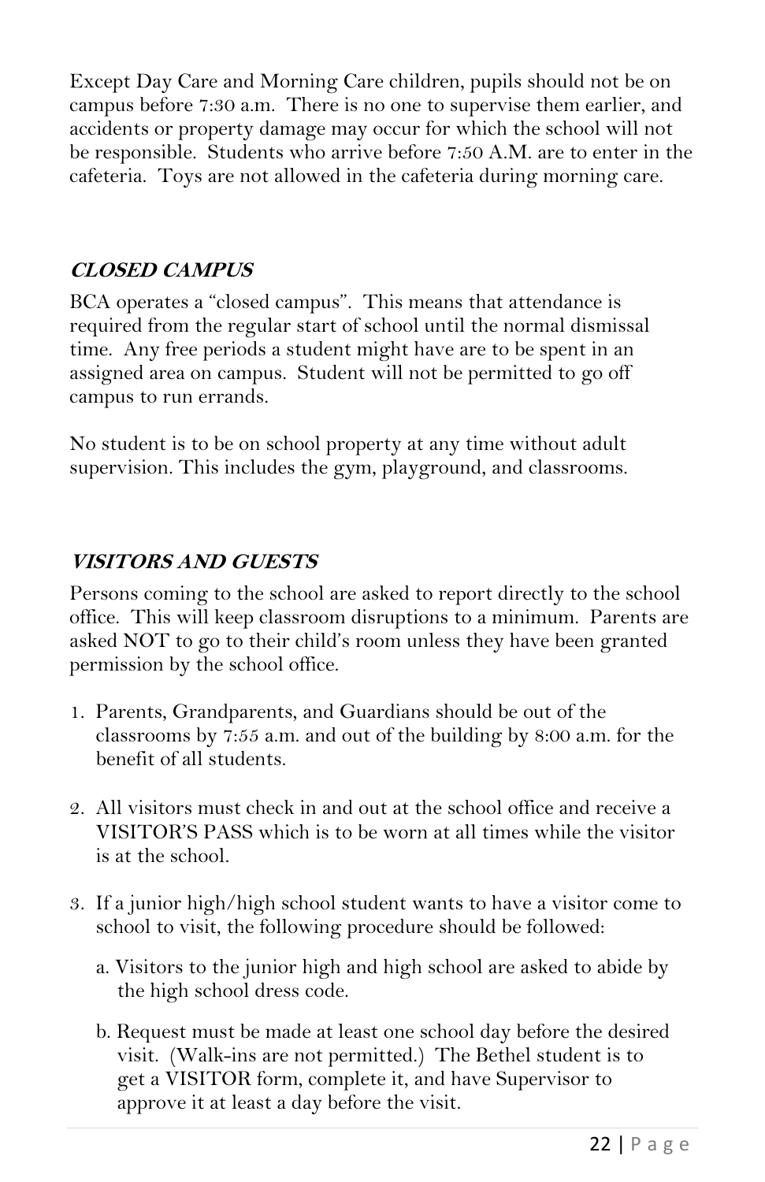Except Day Care and Morning Care children, pupils should not be on campus before 7:30 a.m. There is no one to supervise them earlier, and accidents or property damage may occur for which the school will not be responsible. Students who arrive before 7:50 A.M. are to enter in the cafeteria. Toys are not allowed in the cafeteria during morning care.

### ***CLOSED CAMPUS***

BCA operates a "closed campus". This means that attendance is required from the regular start of school until the normal dismissal time. Any free periods a student might have are to be spent in an assigned area on campus. Student will not be permitted to go off campus to run errands.

No student is to be on school property at any time without adult supervision. This includes the gym, playground, and classrooms.

### ***VISITORS AND GUESTS***

Persons coming to the school are asked to report directly to the school office. This will keep classroom disruptions to a minimum. Parents are asked NOT to go to their child's room unless they have been granted permission by the school office.

1. Parents, Grandparents, and Guardians should be out of the classrooms by 7:55 a.m. and out of the building by 8:00 a.m. for the benefit of all students.

2. All visitors must check in and out at the school office and receive a VISITOR'S PASS which is to be worn at all times while the visitor is at the school.

3. If a junior high/high school student wants to have a visitor come to school to visit, the following procedure should be followed:

   a. Visitors to the junior high and high school are asked to abide by the high school dress code.

   b. Request must be made at least one school day before the desired visit. (Walk-ins are not permitted.) The Bethel student is to get a VISITOR form, complete it, and have Supervisor to approve it at least a day before the visit.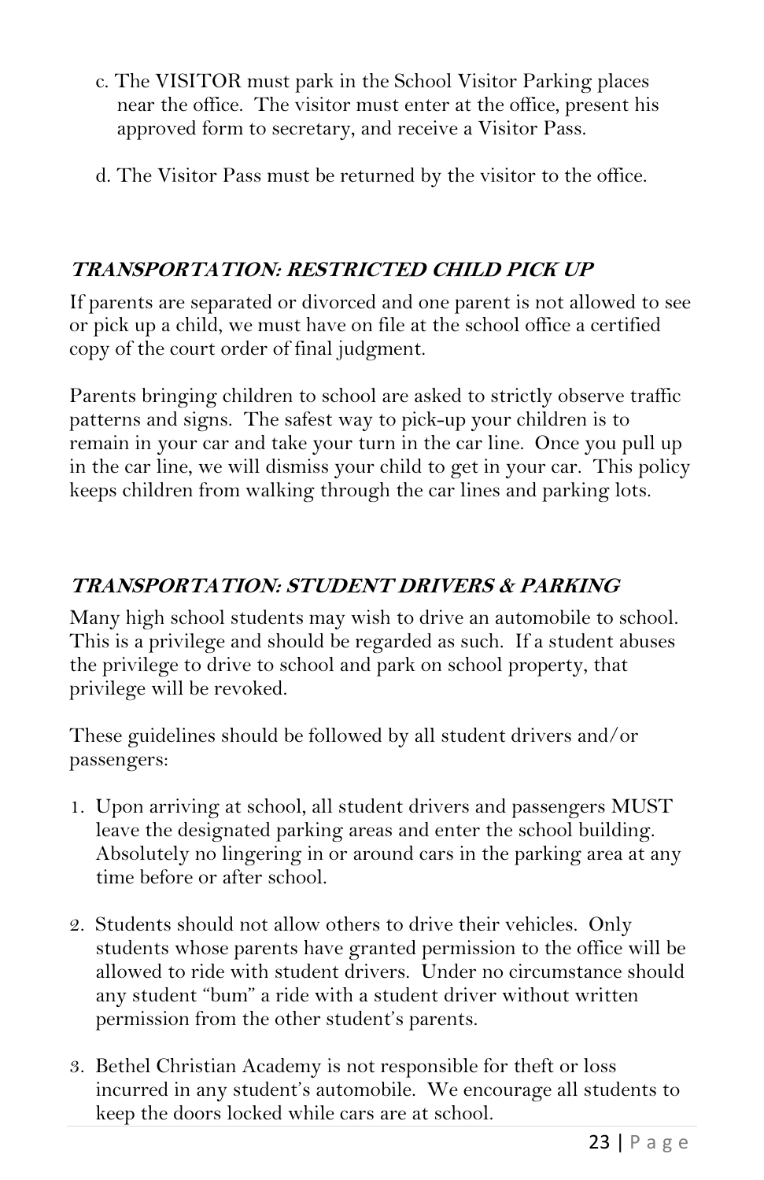c. The VISITOR must park in the School Visitor Parking places near the office. The visitor must enter at the office, present his approved form to secretary, and receive a Visitor Pass.

d. The Visitor Pass must be returned by the visitor to the office.

### ***TRANSPORTATION: RESTRICTED CHILD PICK UP***

If parents are separated or divorced and one parent is not allowed to see or pick up a child, we must have on file at the school office a certified copy of the court order of final judgment.

Parents bringing children to school are asked to strictly observe traffic patterns and signs. The safest way to pick-up your children is to remain in your car and take your turn in the car line. Once you pull up in the car line, we will dismiss your child to get in your car. This policy keeps children from walking through the car lines and parking lots.

### ***TRANSPORTATION: STUDENT DRIVERS & PARKING***

Many high school students may wish to drive an automobile to school. This is a privilege and should be regarded as such. If a student abuses the privilege to drive to school and park on school property, that privilege will be revoked.

These guidelines should be followed by all student drivers and/or passengers:

1. Upon arriving at school, all student drivers and passengers MUST leave the designated parking areas and enter the school building. Absolutely no lingering in or around cars in the parking area at any time before or after school.

2. Students should not allow others to drive their vehicles. Only students whose parents have granted permission to the office will be allowed to ride with student drivers. Under no circumstance should any student "bum" a ride with a student driver without written permission from the other student's parents.

3. Bethel Christian Academy is not responsible for theft or loss incurred in any student's automobile. We encourage all students to keep the doors locked while cars are at school.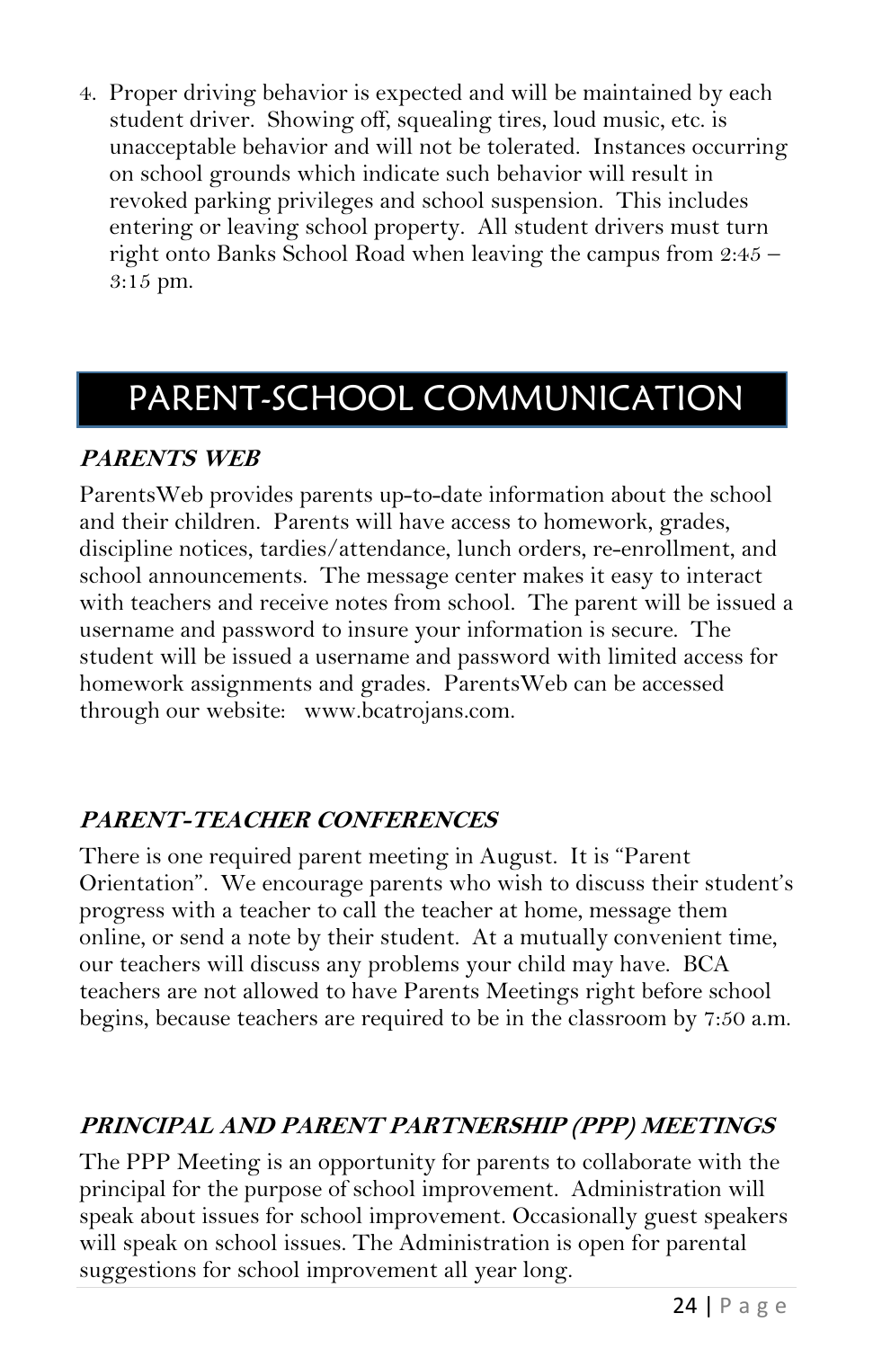4. Proper driving behavior is expected and will be maintained by each student driver. Showing off, squealing tires, loud music, etc. is unacceptable behavior and will not be tolerated. Instances occurring on school grounds which indicate such behavior will result in revoked parking privileges and school suspension. This includes entering or leaving school property. All student drivers must turn right onto Banks School Road when leaving the campus from 2:45 – 3:15 pm.

# PARENT-SCHOOL COMMUNICATION

### *PARENTS WEB*

ParentsWeb provides parents up-to-date information about the school and their children. Parents will have access to homework, grades, discipline notices, tardies/attendance, lunch orders, re-enrollment, and school announcements. The message center makes it easy to interact with teachers and receive notes from school. The parent will be issued a username and password to insure your information is secure. The student will be issued a username and password with limited access for homework assignments and grades. ParentsWeb can be accessed through our website: www.bcatrojans.com.

### *PARENT-TEACHER CONFERENCES*

There is one required parent meeting in August. It is "Parent Orientation". We encourage parents who wish to discuss their student's progress with a teacher to call the teacher at home, message them online, or send a note by their student. At a mutually convenient time, our teachers will discuss any problems your child may have. BCA teachers are not allowed to have Parents Meetings right before school begins, because teachers are required to be in the classroom by 7:50 a.m.

### *PRINCIPAL AND PARENT PARTNERSHIP (PPP) MEETINGS*

The PPP Meeting is an opportunity for parents to collaborate with the principal for the purpose of school improvement. Administration will speak about issues for school improvement. Occasionally guest speakers will speak on school issues. The Administration is open for parental suggestions for school improvement all year long.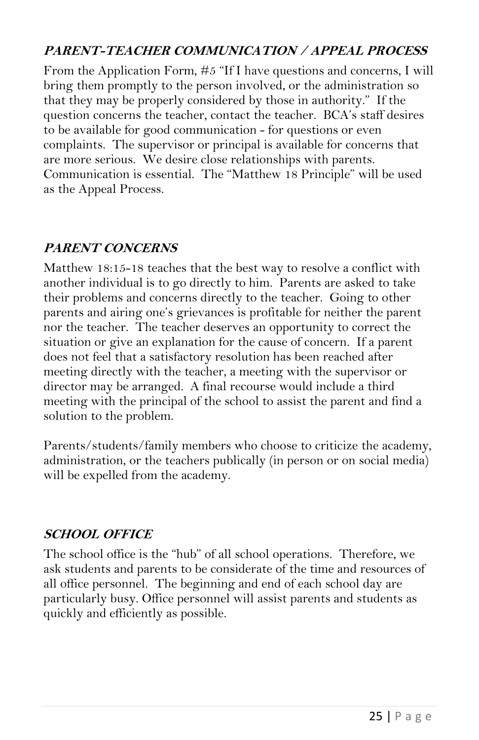### ***PARENT-TEACHER COMMUNICATION / APPEAL PROCESS***

From the Application Form, #5 "If I have questions and concerns, I will bring them promptly to the person involved, or the administration so that they may be properly considered by those in authority." If the question concerns the teacher, contact the teacher. BCA's staff desires to be available for good communication - for questions or even complaints. The supervisor or principal is available for concerns that are more serious. We desire close relationships with parents. Communication is essential. The "Matthew 18 Principle" will be used as the Appeal Process.

### ***PARENT CONCERNS***

Matthew 18:15-18 teaches that the best way to resolve a conflict with another individual is to go directly to him. Parents are asked to take their problems and concerns directly to the teacher. Going to other parents and airing one's grievances is profitable for neither the parent nor the teacher. The teacher deserves an opportunity to correct the situation or give an explanation for the cause of concern. If a parent does not feel that a satisfactory resolution has been reached after meeting directly with the teacher, a meeting with the supervisor or director may be arranged. A final recourse would include a third meeting with the principal of the school to assist the parent and find a solution to the problem.

Parents/students/family members who choose to criticize the academy, administration, or the teachers publically (in person or on social media) will be expelled from the academy.

### ***SCHOOL OFFICE***

The school office is the "hub" of all school operations. Therefore, we ask students and parents to be considerate of the time and resources of all office personnel. The beginning and end of each school day are particularly busy. Office personnel will assist parents and students as quickly and efficiently as possible.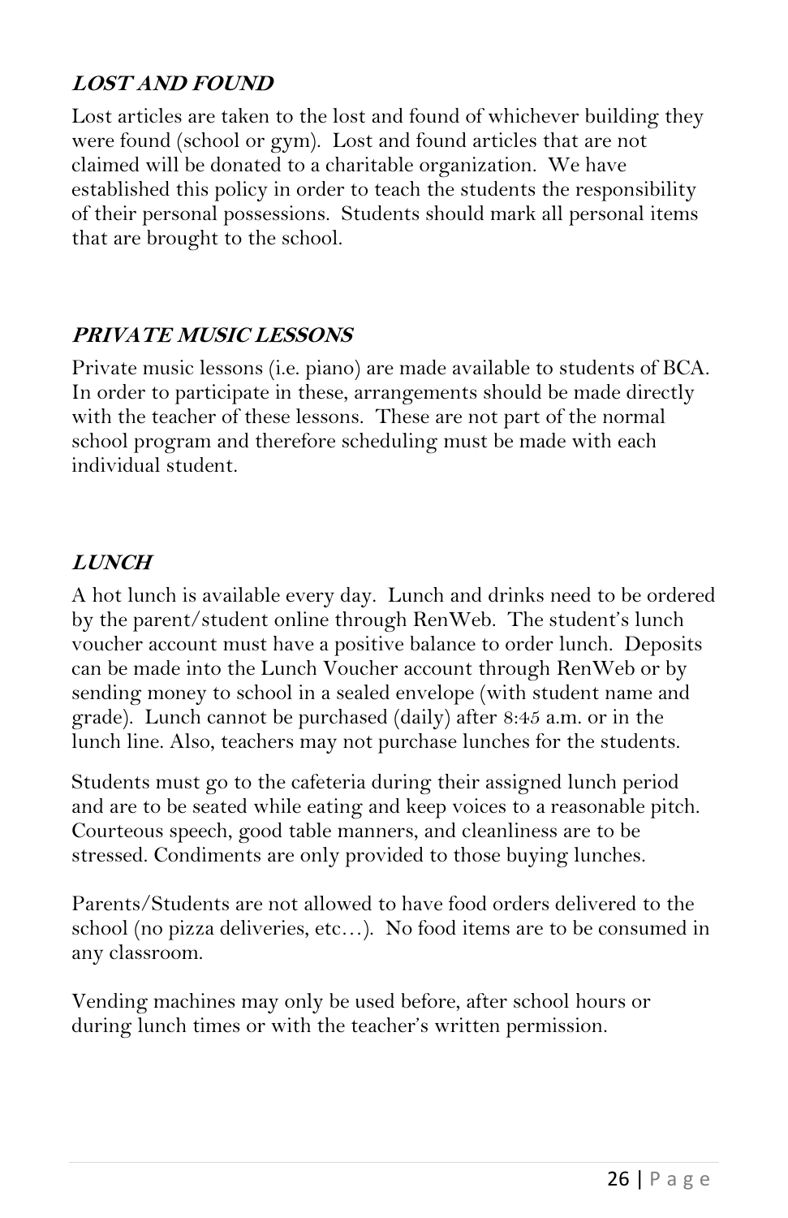### ***LOST AND FOUND***

Lost articles are taken to the lost and found of whichever building they were found (school or gym). Lost and found articles that are not claimed will be donated to a charitable organization. We have established this policy in order to teach the students the responsibility of their personal possessions. Students should mark all personal items that are brought to the school.

### ***PRIVATE MUSIC LESSONS***

Private music lessons (i.e. piano) are made available to students of BCA. In order to participate in these, arrangements should be made directly with the teacher of these lessons. These are not part of the normal school program and therefore scheduling must be made with each individual student.

### ***LUNCH***

A hot lunch is available every day. Lunch and drinks need to be ordered by the parent/student online through RenWeb. The student's lunch voucher account must have a positive balance to order lunch. Deposits can be made into the Lunch Voucher account through RenWeb or by sending money to school in a sealed envelope (with student name and grade). Lunch cannot be purchased (daily) after 8:45 a.m. or in the lunch line. Also, teachers may not purchase lunches for the students.

Students must go to the cafeteria during their assigned lunch period and are to be seated while eating and keep voices to a reasonable pitch. Courteous speech, good table manners, and cleanliness are to be stressed. Condiments are only provided to those buying lunches.

Parents/Students are not allowed to have food orders delivered to the school (no pizza deliveries, etc…). No food items are to be consumed in any classroom.

Vending machines may only be used before, after school hours or during lunch times or with the teacher's written permission.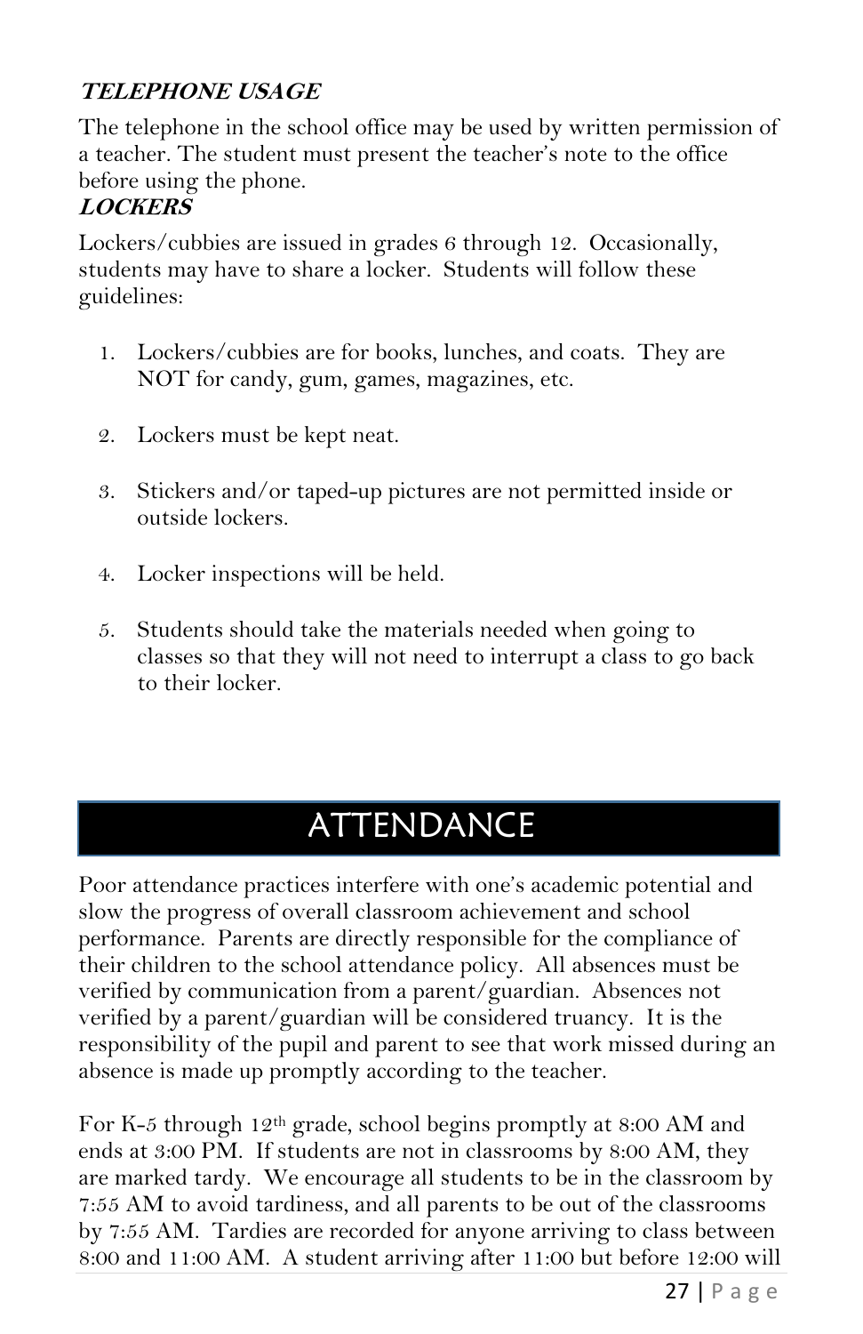***TELEPHONE USAGE***

The telephone in the school office may be used by written permission of a teacher. The student must present the teacher's note to the office before using the phone.

***LOCKERS***

Lockers/cubbies are issued in grades 6 through 12. Occasionally, students may have to share a locker. Students will follow these guidelines:

1. Lockers/cubbies are for books, lunches, and coats. They are NOT for candy, gum, games, magazines, etc.

2. Lockers must be kept neat.

3. Stickers and/or taped-up pictures are not permitted inside or outside lockers.

4. Locker inspections will be held.

5. Students should take the materials needed when going to classes so that they will not need to interrupt a class to go back to their locker.

# ATTENDANCE

Poor attendance practices interfere with one's academic potential and slow the progress of overall classroom achievement and school performance. Parents are directly responsible for the compliance of their children to the school attendance policy. All absences must be verified by communication from a parent/guardian. Absences not verified by a parent/guardian will be considered truancy. It is the responsibility of the pupil and parent to see that work missed during an absence is made up promptly according to the teacher.

For K-5 through 12th grade, school begins promptly at 8:00 AM and ends at 3:00 PM. If students are not in classrooms by 8:00 AM, they are marked tardy. We encourage all students to be in the classroom by 7:55 AM to avoid tardiness, and all parents to be out of the classrooms by 7:55 AM. Tardies are recorded for anyone arriving to class between 8:00 and 11:00 AM. A student arriving after 11:00 but before 12:00 will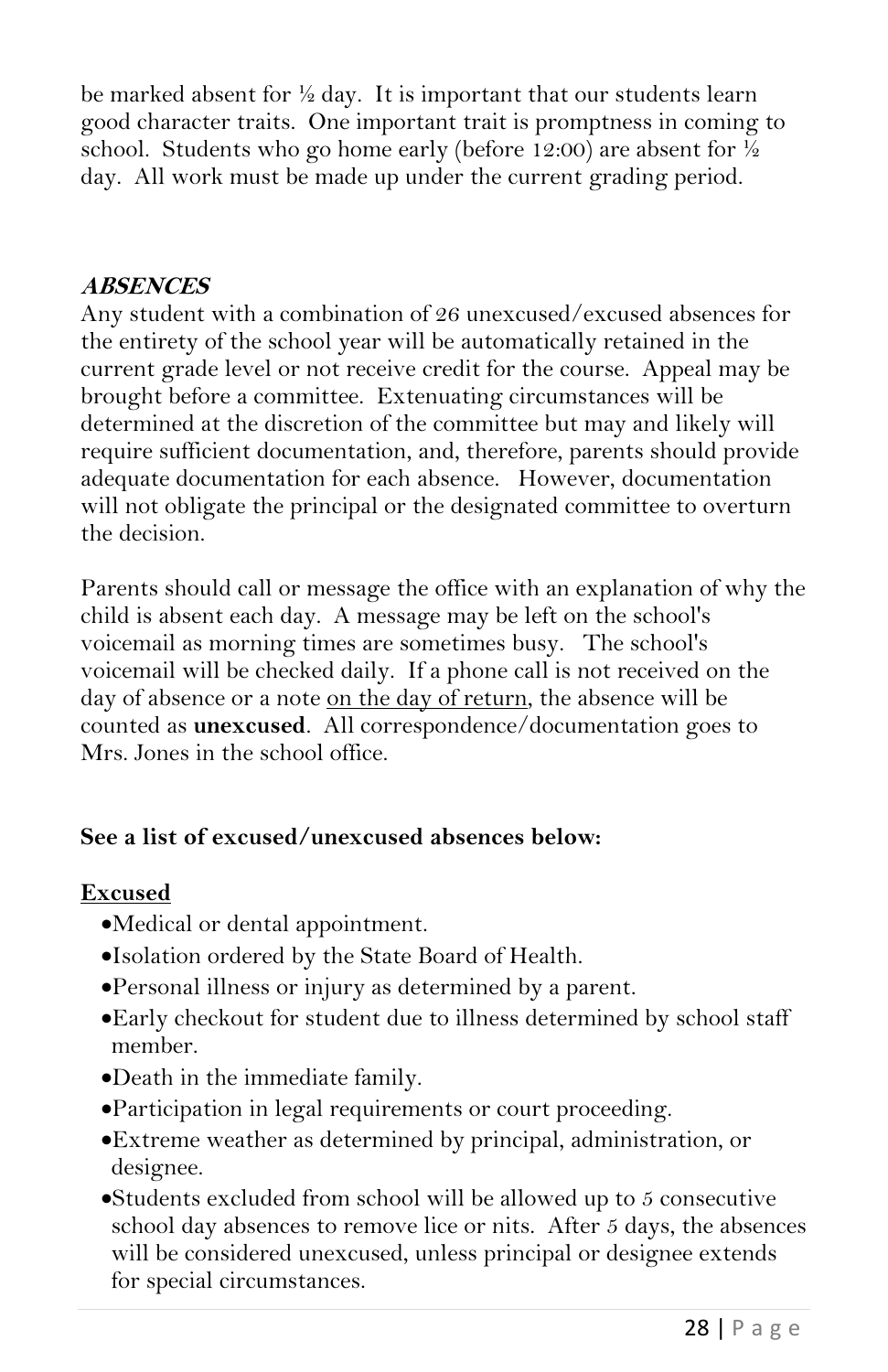be marked absent for ½ day. It is important that our students learn good character traits. One important trait is promptness in coming to school. Students who go home early (before 12:00) are absent for ½ day. All work must be made up under the current grading period.

### ***ABSENCES***

Any student with a combination of 26 unexcused/excused absences for the entirety of the school year will be automatically retained in the current grade level or not receive credit for the course. Appeal may be brought before a committee. Extenuating circumstances will be determined at the discretion of the committee but may and likely will require sufficient documentation, and, therefore, parents should provide adequate documentation for each absence. However, documentation will not obligate the principal or the designated committee to overturn the decision.

Parents should call or message the office with an explanation of why the child is absent each day. A message may be left on the school's voicemail as morning times are sometimes busy. The school's voicemail will be checked daily. If a phone call is not received on the day of absence or a note <u>on the day of return</u>, the absence will be counted as **unexcused**. All correspondence/documentation goes to Mrs. Jones in the school office.

**See a list of excused/unexcused absences below:**

**<u>Excused</u>**

- Medical or dental appointment.
- Isolation ordered by the State Board of Health.
- Personal illness or injury as determined by a parent.
- Early checkout for student due to illness determined by school staff member.
- Death in the immediate family.
- Participation in legal requirements or court proceeding.
- Extreme weather as determined by principal, administration, or designee.
- Students excluded from school will be allowed up to 5 consecutive school day absences to remove lice or nits. After 5 days, the absences will be considered unexcused, unless principal or designee extends for special circumstances.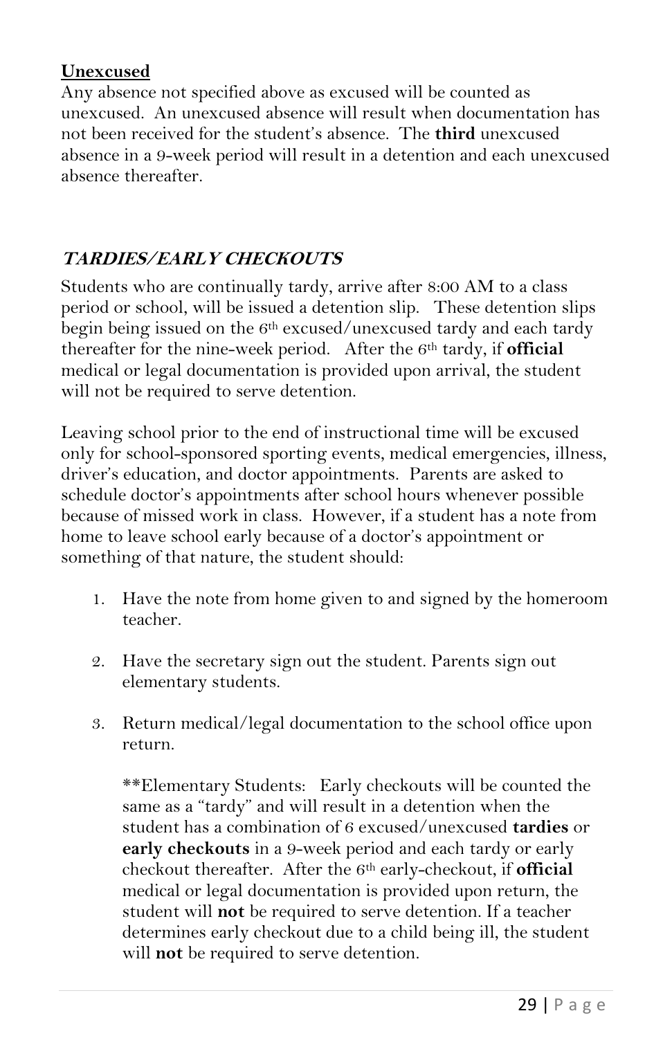**Unexcused**

Any absence not specified above as excused will be counted as unexcused. An unexcused absence will result when documentation has not been received for the student's absence. The **third** unexcused absence in a 9-week period will result in a detention and each unexcused absence thereafter.

## ***TARDIES/EARLY CHECKOUTS***

Students who are continually tardy, arrive after 8:00 AM to a class period or school, will be issued a detention slip. These detention slips begin being issued on the 6th excused/unexcused tardy and each tardy thereafter for the nine-week period. After the 6th tardy, if **official** medical or legal documentation is provided upon arrival, the student will not be required to serve detention.

Leaving school prior to the end of instructional time will be excused only for school-sponsored sporting events, medical emergencies, illness, driver's education, and doctor appointments. Parents are asked to schedule doctor's appointments after school hours whenever possible because of missed work in class. However, if a student has a note from home to leave school early because of a doctor's appointment or something of that nature, the student should:

1. Have the note from home given to and signed by the homeroom teacher.

2. Have the secretary sign out the student. Parents sign out elementary students.

3. Return medical/legal documentation to the school office upon return.

   **Elementary Students: Early checkouts will be counted the same as a "tardy" and will result in a detention when the student has a combination of 6 excused/unexcused **tardies** or **early checkouts** in a 9-week period and each tardy or early checkout thereafter. After the 6th early-checkout, if **official** medical or legal documentation is provided upon return, the student will **not** be required to serve detention. If a teacher determines early checkout due to a child being ill, the student will **not** be required to serve detention.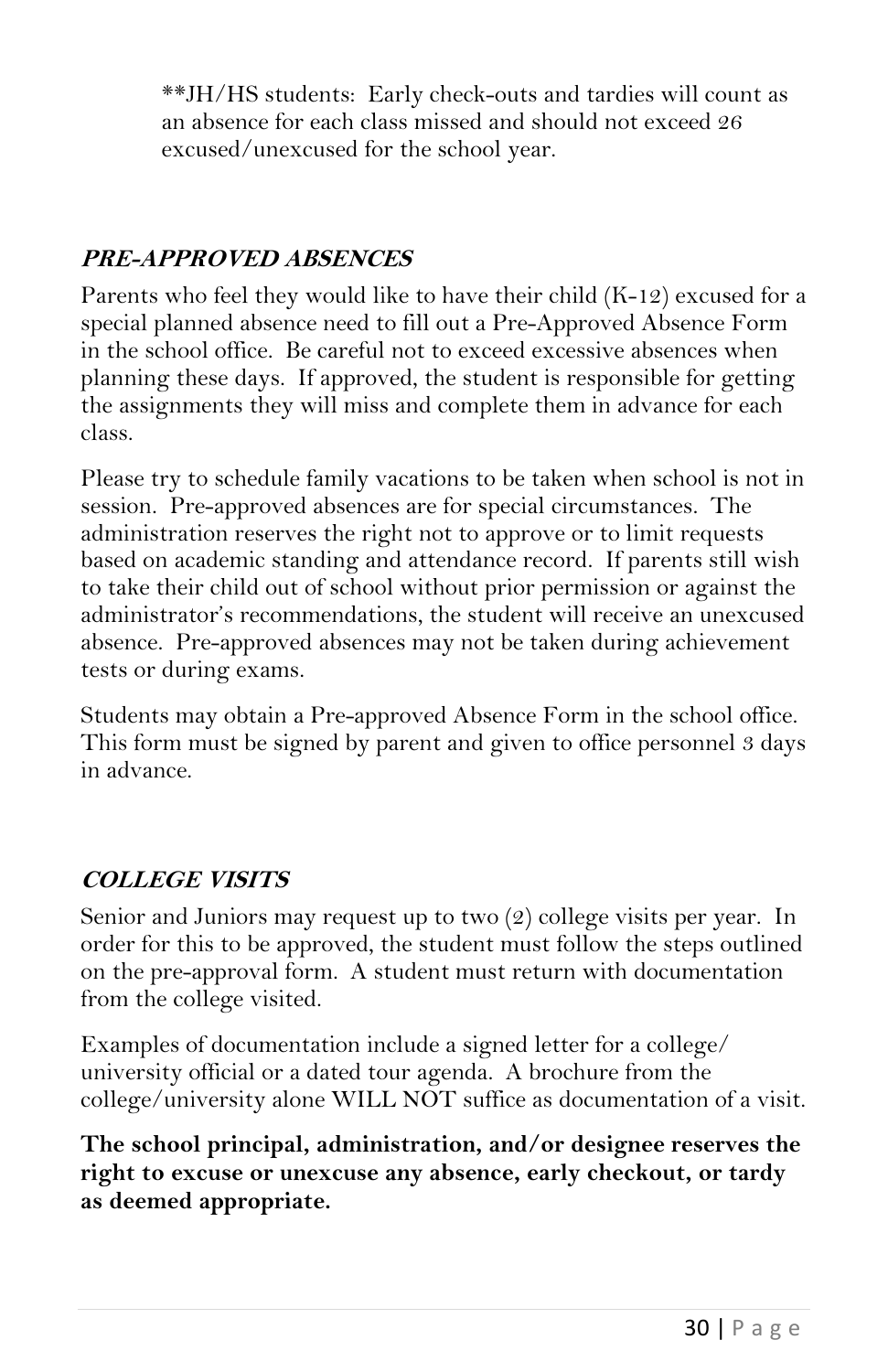**JH/HS students:  Early check-outs and tardies will count as an absence for each class missed and should not exceed 26 excused/unexcused for the school year.

### ***PRE-APPROVED ABSENCES***

Parents who feel they would like to have their child (K-12) excused for a special planned absence need to fill out a Pre-Approved Absence Form in the school office.  Be careful not to exceed excessive absences when planning these days.  If approved, the student is responsible for getting the assignments they will miss and complete them in advance for each class.

Please try to schedule family vacations to be taken when school is not in session.  Pre-approved absences are for special circumstances.  The administration reserves the right not to approve or to limit requests based on academic standing and attendance record.  If parents still wish to take their child out of school without prior permission or against the administrator's recommendations, the student will receive an unexcused absence.  Pre-approved absences may not be taken during achievement tests or during exams.

Students may obtain a Pre-approved Absence Form in the school office.  This form must be signed by parent and given to office personnel 3 days in advance.

### ***COLLEGE VISITS***

Senior and Juniors may request up to two (2) college visits per year.  In order for this to be approved, the student must follow the steps outlined on the pre-approval form.  A student must return with documentation from the college visited.

Examples of documentation include a signed letter for a college/ university official or a dated tour agenda.  A brochure from the college/university alone WILL NOT suffice as documentation of a visit.

**The school principal, administration, and/or designee reserves the right to excuse or unexcuse any absence, early checkout, or tardy as deemed appropriate.**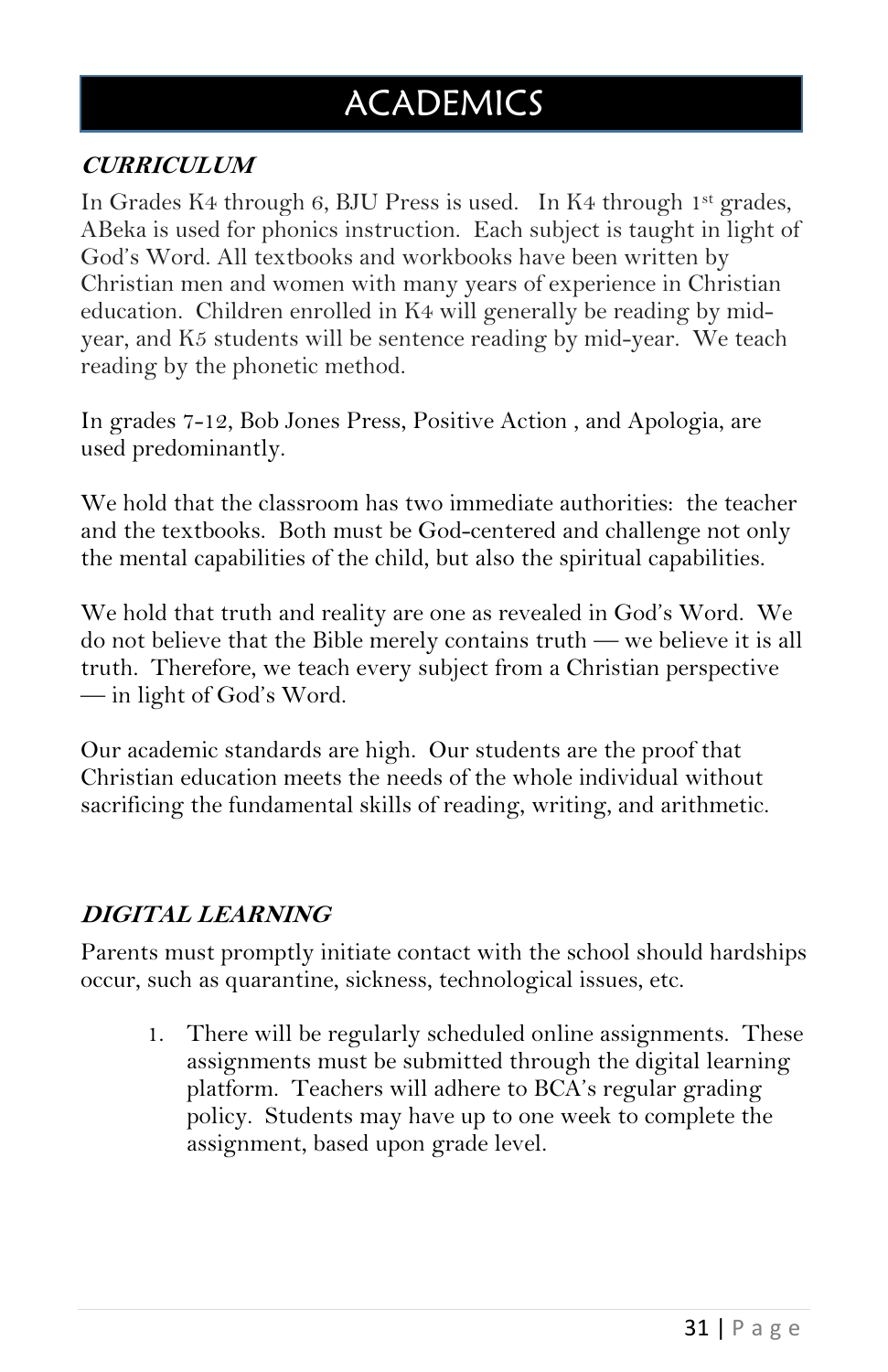# ACADEMICS

### ***CURRICULUM***

In Grades K4 through 6, BJU Press is used. In K4 through 1st grades, ABeka is used for phonics instruction. Each subject is taught in light of God's Word. All textbooks and workbooks have been written by Christian men and women with many years of experience in Christian education. Children enrolled in K4 will generally be reading by mid-year, and K5 students will be sentence reading by mid-year. We teach reading by the phonetic method.

In grades 7-12, Bob Jones Press, Positive Action , and Apologia, are used predominantly.

We hold that the classroom has two immediate authorities: the teacher and the textbooks. Both must be God-centered and challenge not only the mental capabilities of the child, but also the spiritual capabilities.

We hold that truth and reality are one as revealed in God's Word. We do not believe that the Bible merely contains truth — we believe it is all truth. Therefore, we teach every subject from a Christian perspective — in light of God's Word.

Our academic standards are high. Our students are the proof that Christian education meets the needs of the whole individual without sacrificing the fundamental skills of reading, writing, and arithmetic.

### ***DIGITAL LEARNING***

Parents must promptly initiate contact with the school should hardships occur, such as quarantine, sickness, technological issues, etc.

1. There will be regularly scheduled online assignments. These assignments must be submitted through the digital learning platform. Teachers will adhere to BCA's regular grading policy. Students may have up to one week to complete the assignment, based upon grade level.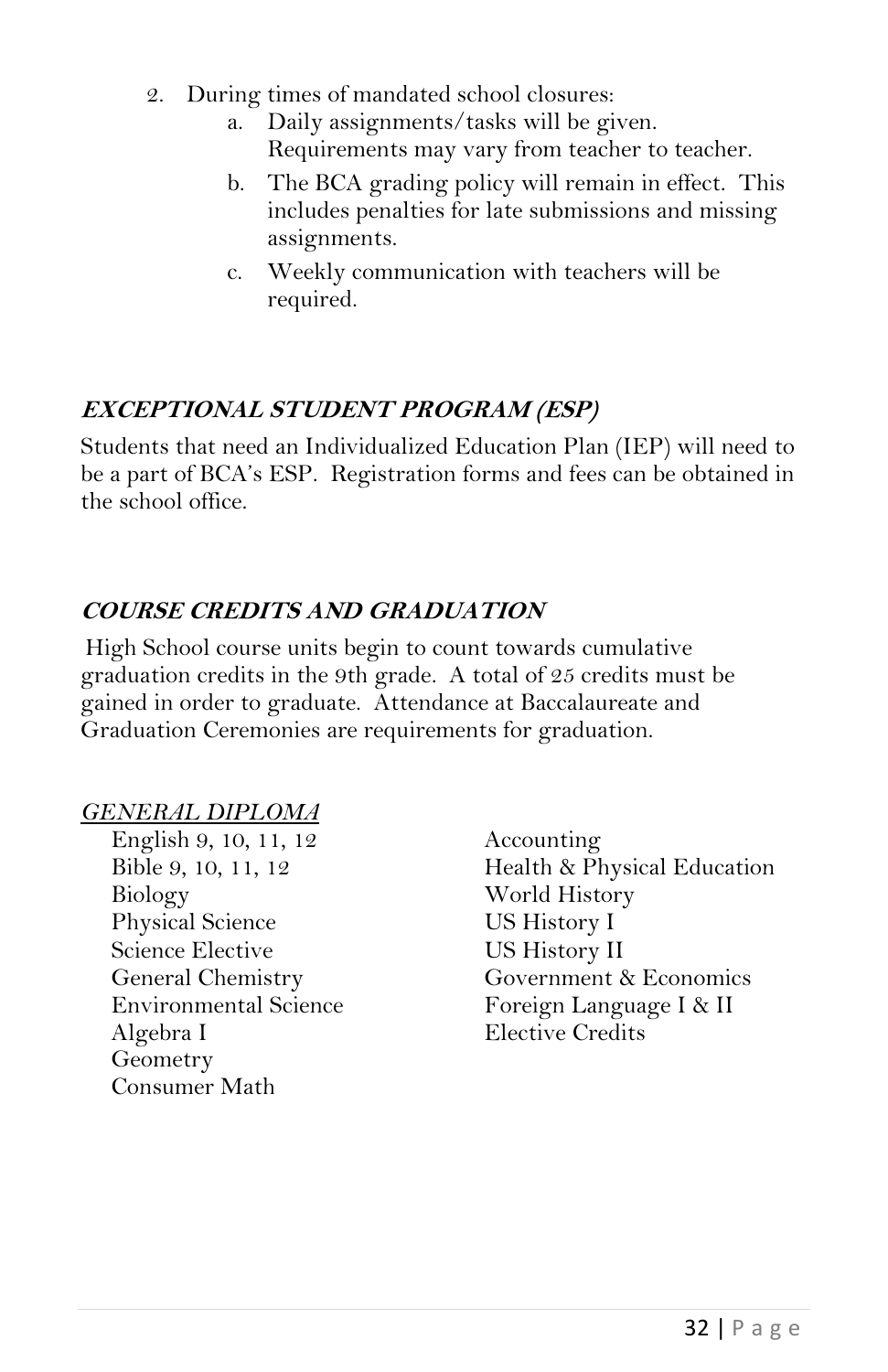2. During times of mandated school closures:
   a. Daily assignments/tasks will be given. Requirements may vary from teacher to teacher.
   b. The BCA grading policy will remain in effect. This includes penalties for late submissions and missing assignments.
   c. Weekly communication with teachers will be required.

### ***EXCEPTIONAL STUDENT PROGRAM (ESP)***

Students that need an Individualized Education Plan (IEP) will need to be a part of BCA's ESP. Registration forms and fees can be obtained in the school office.

### ***COURSE CREDITS AND GRADUATION***

High School course units begin to count towards cumulative graduation credits in the 9th grade. A total of 25 credits must be gained in order to graduate. Attendance at Baccalaureate and Graduation Ceremonies are requirements for graduation.

*GENERAL DIPLOMA*

- English 9, 10, 11, 12
- Bible 9, 10, 11, 12
- Biology
- Physical Science
- Science Elective
- General Chemistry
- Environmental Science
- Algebra I
- Geometry
- Consumer Math
- Accounting
- Health & Physical Education
- World History
- US History I
- US History II
- Government & Economics
- Foreign Language I & II
- Elective Credits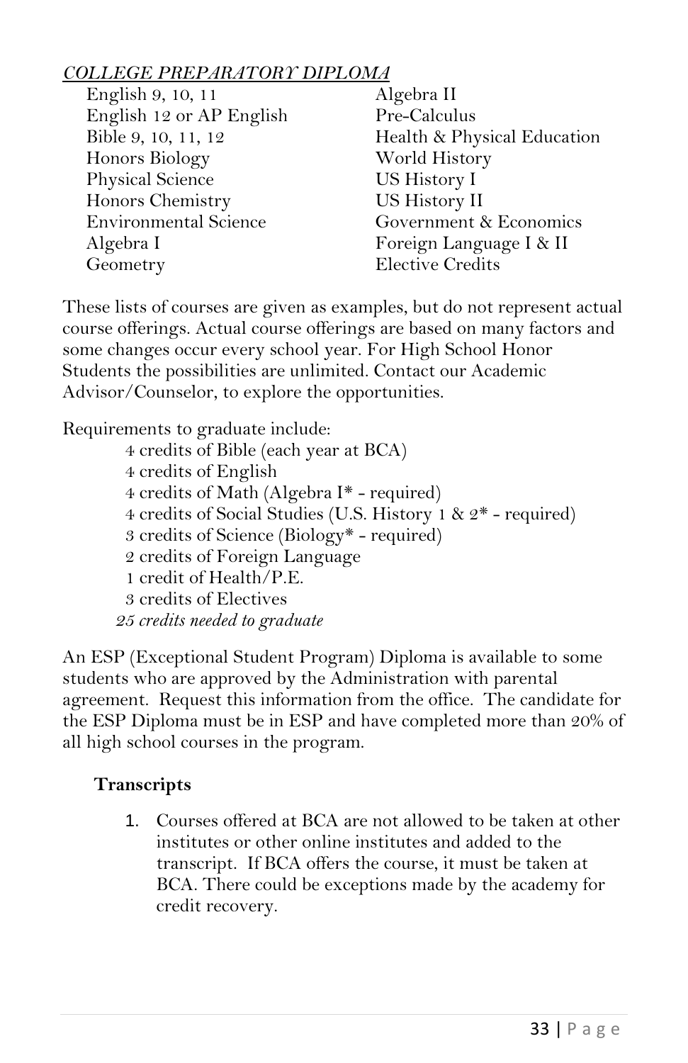*<u>COLLEGE PREPARATORY DIPLOMA</u>*

- English 9, 10, 11
- English 12 or AP English
- Bible 9, 10, 11, 12
- Honors Biology
- Physical Science
- Honors Chemistry
- Environmental Science
- Algebra I
- Geometry
- Algebra II
- Pre-Calculus
- Health & Physical Education
- World History
- US History I
- US History II
- Government & Economics
- Foreign Language I & II
- Elective Credits

These lists of courses are given as examples, but do not represent actual course offerings. Actual course offerings are based on many factors and some changes occur every school year. For High School Honor Students the possibilities are unlimited. Contact our Academic Advisor/Counselor, to explore the opportunities.

Requirements to graduate include:

- 4 credits of Bible (each year at BCA)
- 4 credits of English
- 4 credits of Math (Algebra I* - required)
- 4 credits of Social Studies (U.S. History 1 & 2* - required)
- 3 credits of Science (Biology* - required)
- 2 credits of Foreign Language
- 1 credit of Health/P.E.
- 3 credits of Electives

*25 credits needed to graduate*

An ESP (Exceptional Student Program) Diploma is available to some students who are approved by the Administration with parental agreement. Request this information from the office. The candidate for the ESP Diploma must be in ESP and have completed more than 20% of all high school courses in the program.

### Transcripts

1. Courses offered at BCA are not allowed to be taken at other institutes or other online institutes and added to the transcript. If BCA offers the course, it must be taken at BCA. There could be exceptions made by the academy for credit recovery.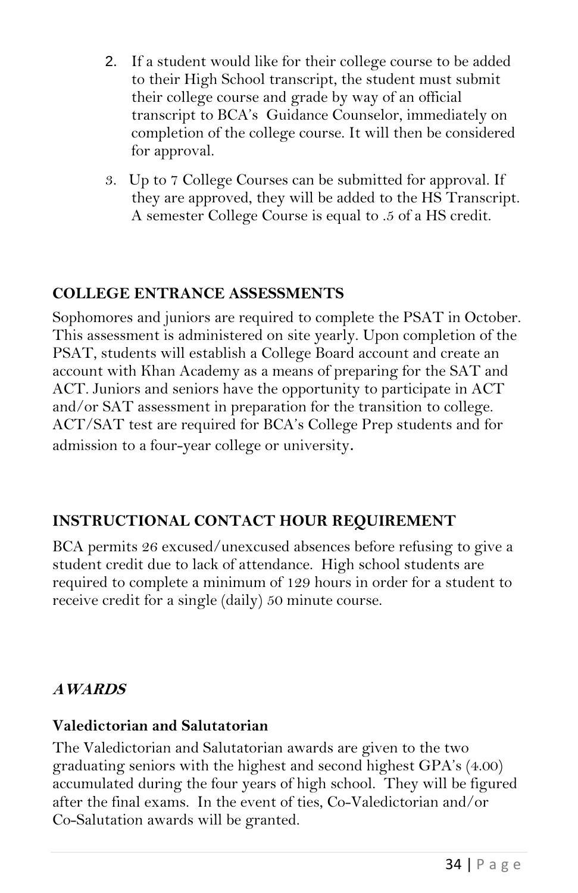2. If a student would like for their college course to be added to their High School transcript, the student must submit their college course and grade by way of an official transcript to BCA's Guidance Counselor, immediately on completion of the college course. It will then be considered for approval.
3. Up to 7 College Courses can be submitted for approval. If they are approved, they will be added to the HS Transcript. A semester College Course is equal to .5 of a HS credit.

## COLLEGE ENTRANCE ASSESSMENTS

Sophomores and juniors are required to complete the PSAT in October. This assessment is administered on site yearly. Upon completion of the PSAT, students will establish a College Board account and create an account with Khan Academy as a means of preparing for the SAT and ACT. Juniors and seniors have the opportunity to participate in ACT and/or SAT assessment in preparation for the transition to college. ACT/SAT test are required for BCA's College Prep students and for admission to a four-year college or university.

## INSTRUCTIONAL CONTACT HOUR REQUIREMENT

BCA permits 26 excused/unexcused absences before refusing to give a student credit due to lack of attendance. High school students are required to complete a minimum of 129 hours in order for a student to receive credit for a single (daily) 50 minute course.

## *AWARDS*

### Valedictorian and Salutatorian

The Valedictorian and Salutatorian awards are given to the two graduating seniors with the highest and second highest GPA's (4.00) accumulated during the four years of high school. They will be figured after the final exams. In the event of ties, Co-Valedictorian and/or Co-Salutation awards will be granted.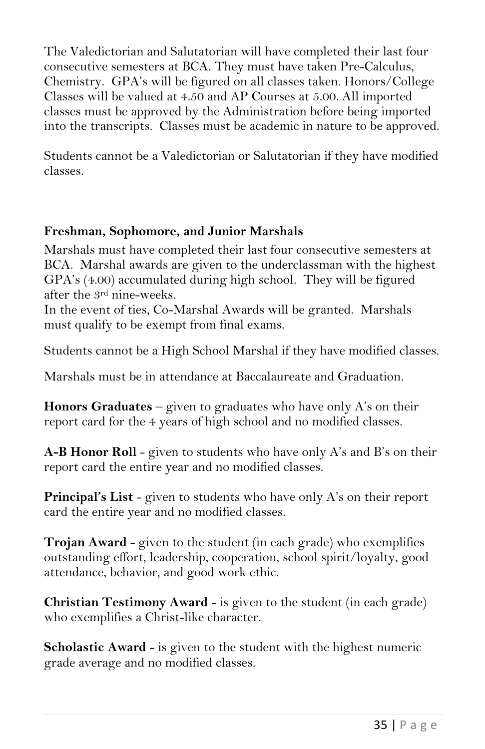The Valedictorian and Salutatorian will have completed their last four consecutive semesters at BCA. They must have taken Pre-Calculus, Chemistry. GPA's will be figured on all classes taken. Honors/College Classes will be valued at 4.50 and AP Courses at 5.00. All imported classes must be approved by the Administration before being imported into the transcripts. Classes must be academic in nature to be approved.

Students cannot be a Valedictorian or Salutatorian if they have modified classes.

**Freshman, Sophomore, and Junior Marshals**

Marshals must have completed their last four consecutive semesters at BCA. Marshal awards are given to the underclassman with the highest GPA's (4.00) accumulated during high school. They will be figured after the 3rd nine-weeks.
In the event of ties, Co-Marshal Awards will be granted. Marshals must qualify to be exempt from final exams.

Students cannot be a High School Marshal if they have modified classes.

Marshals must be in attendance at Baccalaureate and Graduation.

**Honors Graduates** – given to graduates who have only A's on their report card for the 4 years of high school and no modified classes.

**A-B Honor Roll** - given to students who have only A's and B's on their report card the entire year and no modified classes.

**Principal's List** - given to students who have only A's on their report card the entire year and no modified classes.

**Trojan Award** - given to the student (in each grade) who exemplifies outstanding effort, leadership, cooperation, school spirit/loyalty, good attendance, behavior, and good work ethic.

**Christian Testimony Award** - is given to the student (in each grade) who exemplifies a Christ-like character.

**Scholastic Award** - is given to the student with the highest numeric grade average and no modified classes.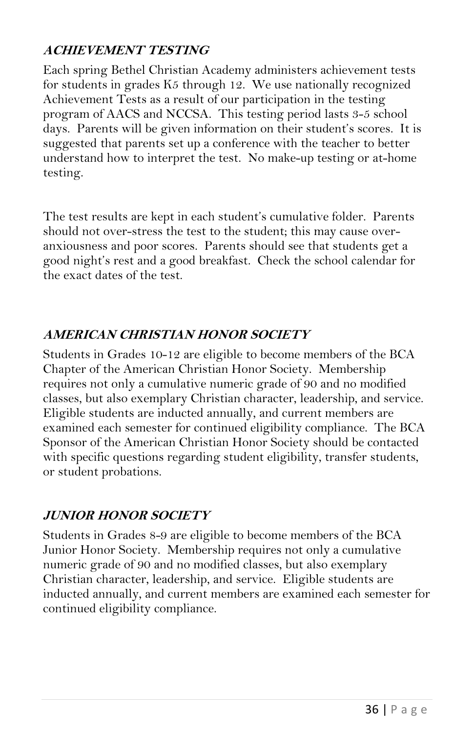### ***ACHIEVEMENT TESTING***

Each spring Bethel Christian Academy administers achievement tests for students in grades K5 through 12. We use nationally recognized Achievement Tests as a result of our participation in the testing program of AACS and NCCSA. This testing period lasts 3-5 school days. Parents will be given information on their student's scores. It is suggested that parents set up a conference with the teacher to better understand how to interpret the test. No make-up testing or at-home testing.

The test results are kept in each student's cumulative folder. Parents should not over-stress the test to the student; this may cause over-anxiousness and poor scores. Parents should see that students get a good night's rest and a good breakfast. Check the school calendar for the exact dates of the test.

### ***AMERICAN CHRISTIAN HONOR SOCIETY***

Students in Grades 10-12 are eligible to become members of the BCA Chapter of the American Christian Honor Society. Membership requires not only a cumulative numeric grade of 90 and no modified classes, but also exemplary Christian character, leadership, and service. Eligible students are inducted annually, and current members are examined each semester for continued eligibility compliance. The BCA Sponsor of the American Christian Honor Society should be contacted with specific questions regarding student eligibility, transfer students, or student probations.

### ***JUNIOR HONOR SOCIETY***

Students in Grades 8-9 are eligible to become members of the BCA Junior Honor Society. Membership requires not only a cumulative numeric grade of 90 and no modified classes, but also exemplary Christian character, leadership, and service. Eligible students are inducted annually, and current members are examined each semester for continued eligibility compliance.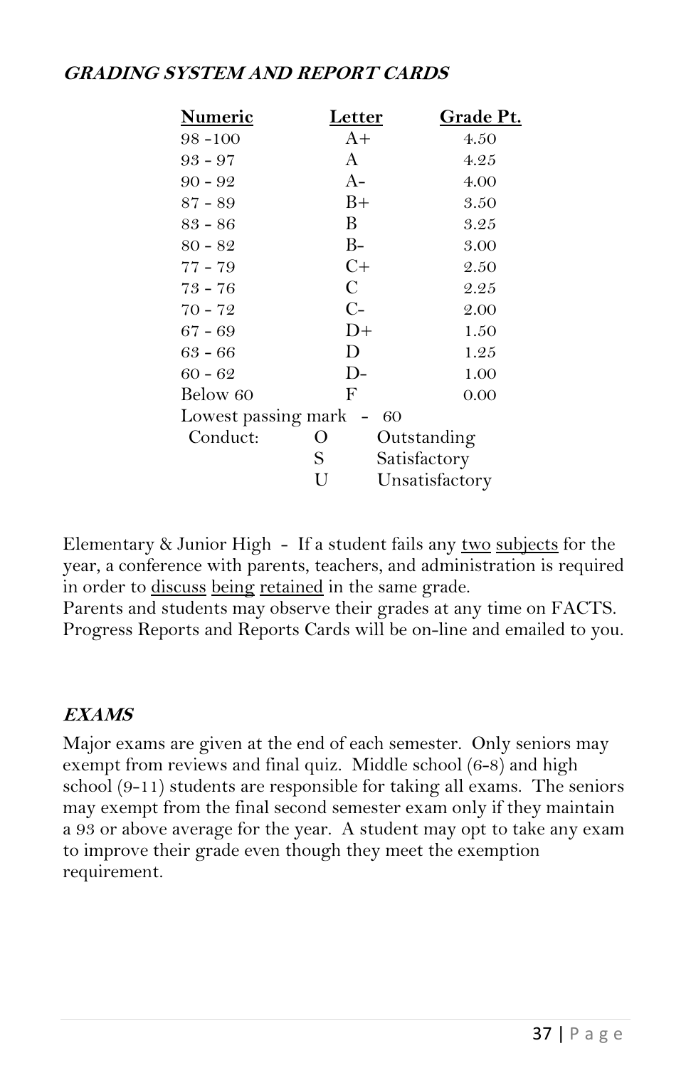## ***GRADING SYSTEM AND REPORT CARDS***

| Numeric | Letter | Grade Pt. |
|---|---|---|
| 98 -100 | A+ | 4.50 |
| 93 - 97 | A | 4.25 |
| 90 - 92 | A- | 4.00 |
| 87 - 89 | B+ | 3.50 |
| 83 - 86 | B | 3.25 |
| 80 - 82 | B- | 3.00 |
| 77 - 79 | C+ | 2.50 |
| 73 - 76 | C | 2.25 |
| 70 - 72 | C- | 2.00 |
| 67 - 69 | D+ | 1.50 |
| 63 - 66 | D | 1.25 |
| 60 - 62 | D- | 1.00 |
| Below 60 | F | 0.00 |

Lowest passing mark - 60

| Conduct: | | |
|---|---|---|
| | O | Outstanding |
| | S | Satisfactory |
| | U | Unsatisfactory |

Elementary & Junior High - If a student fails any <u>two</u> <u>subjects</u> for the year, a conference with parents, teachers, and administration is required in order to <u>discuss</u> <u>being</u> <u>retained</u> in the same grade.
Parents and students may observe their grades at any time on FACTS. Progress Reports and Reports Cards will be on-line and emailed to you.

## ***EXAMS***

Major exams are given at the end of each semester. Only seniors may exempt from reviews and final quiz. Middle school (6-8) and high school (9-11) students are responsible for taking all exams. The seniors may exempt from the final second semester exam only if they maintain a 93 or above average for the year. A student may opt to take any exam to improve their grade even though they meet the exemption requirement.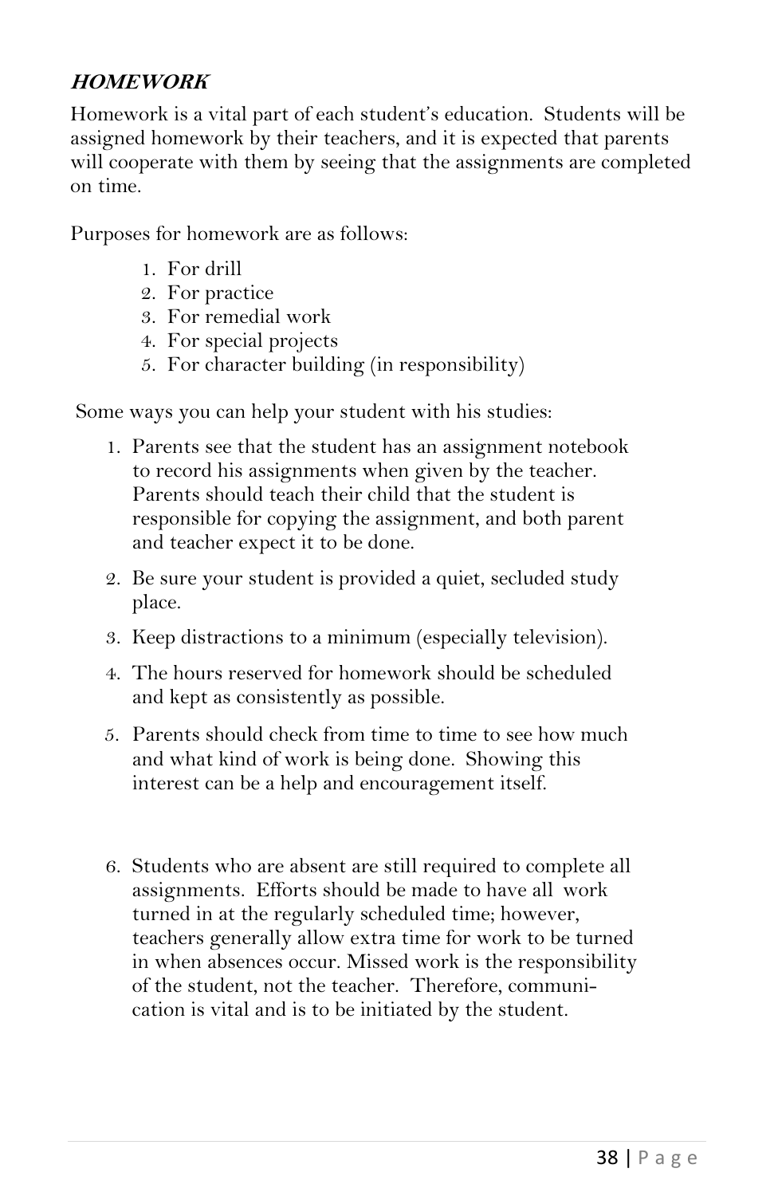## ***HOMEWORK***

Homework is a vital part of each student's education. Students will be assigned homework by their teachers, and it is expected that parents will cooperate with them by seeing that the assignments are completed on time.

Purposes for homework are as follows:

1. For drill
2. For practice
3. For remedial work
4. For special projects
5. For character building (in responsibility)

Some ways you can help your student with his studies:

1. Parents see that the student has an assignment notebook to record his assignments when given by the teacher. Parents should teach their child that the student is responsible for copying the assignment, and both parent and teacher expect it to be done.
2. Be sure your student is provided a quiet, secluded study place.
3. Keep distractions to a minimum (especially television).
4. The hours reserved for homework should be scheduled and kept as consistently as possible.
5. Parents should check from time to time to see how much and what kind of work is being done. Showing this interest can be a help and encouragement itself.
6. Students who are absent are still required to complete all assignments. Efforts should be made to have all work turned in at the regularly scheduled time; however, teachers generally allow extra time for work to be turned in when absences occur. Missed work is the responsibility of the student, not the teacher. Therefore, communication is vital and is to be initiated by the student.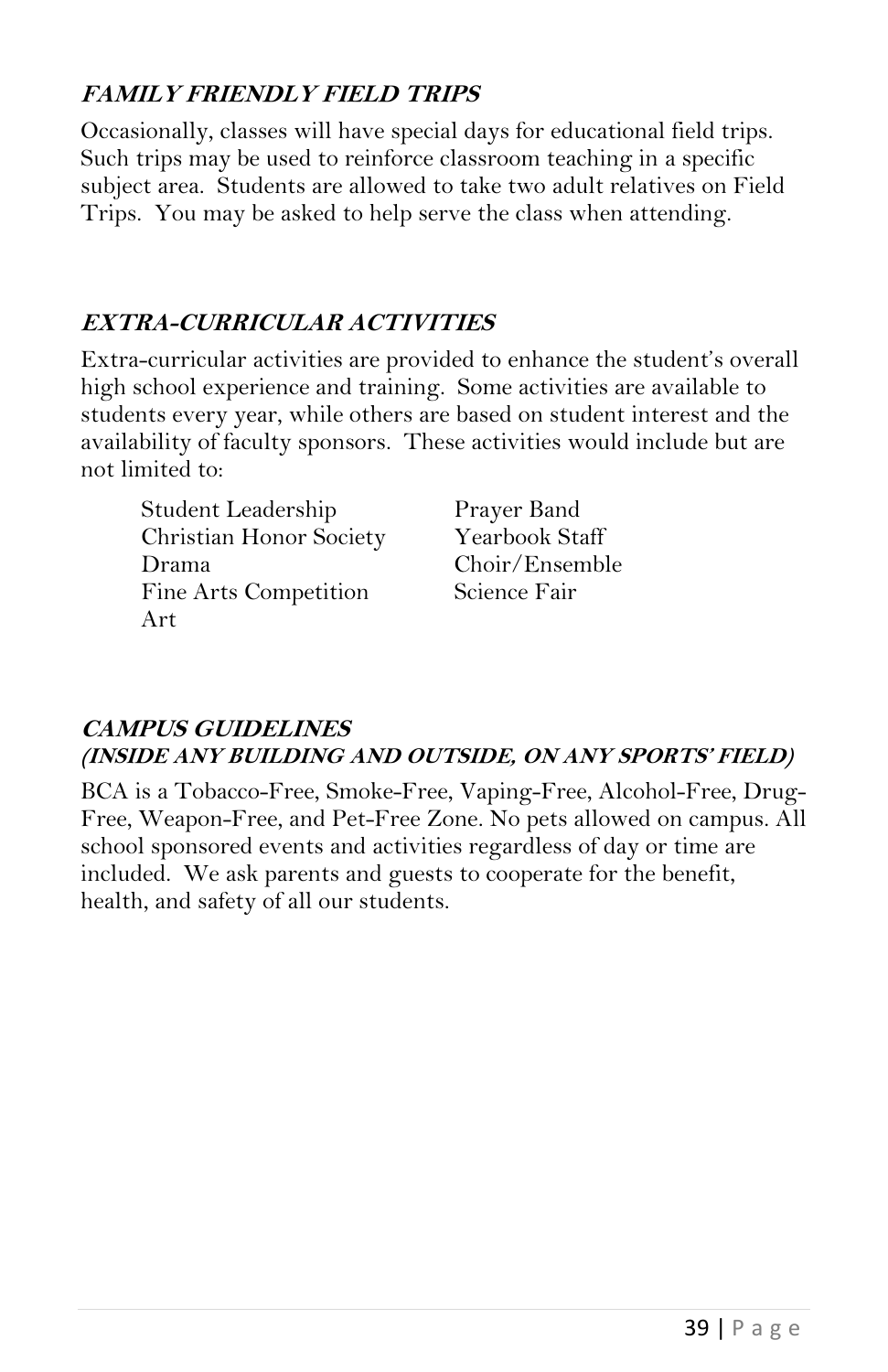### ***FAMILY FRIENDLY FIELD TRIPS***

Occasionally, classes will have special days for educational field trips. Such trips may be used to reinforce classroom teaching in a specific subject area. Students are allowed to take two adult relatives on Field Trips. You may be asked to help serve the class when attending.

### ***EXTRA-CURRICULAR ACTIVITIES***

Extra-curricular activities are provided to enhance the student's overall high school experience and training. Some activities are available to students every year, while others are based on student interest and the availability of faculty sponsors. These activities would include but are not limited to:

- Student Leadership
- Christian Honor Society
- Drama
- Fine Arts Competition
- Art
- Prayer Band
- Yearbook Staff
- Choir/Ensemble
- Science Fair

### ***CAMPUS GUIDELINES***
#### ***(INSIDE ANY BUILDING AND OUTSIDE, ON ANY SPORTS' FIELD)***

BCA is a Tobacco-Free, Smoke-Free, Vaping-Free, Alcohol-Free, Drug-Free, Weapon-Free, and Pet-Free Zone. No pets allowed on campus. All school sponsored events and activities regardless of day or time are included. We ask parents and guests to cooperate for the benefit, health, and safety of all our students.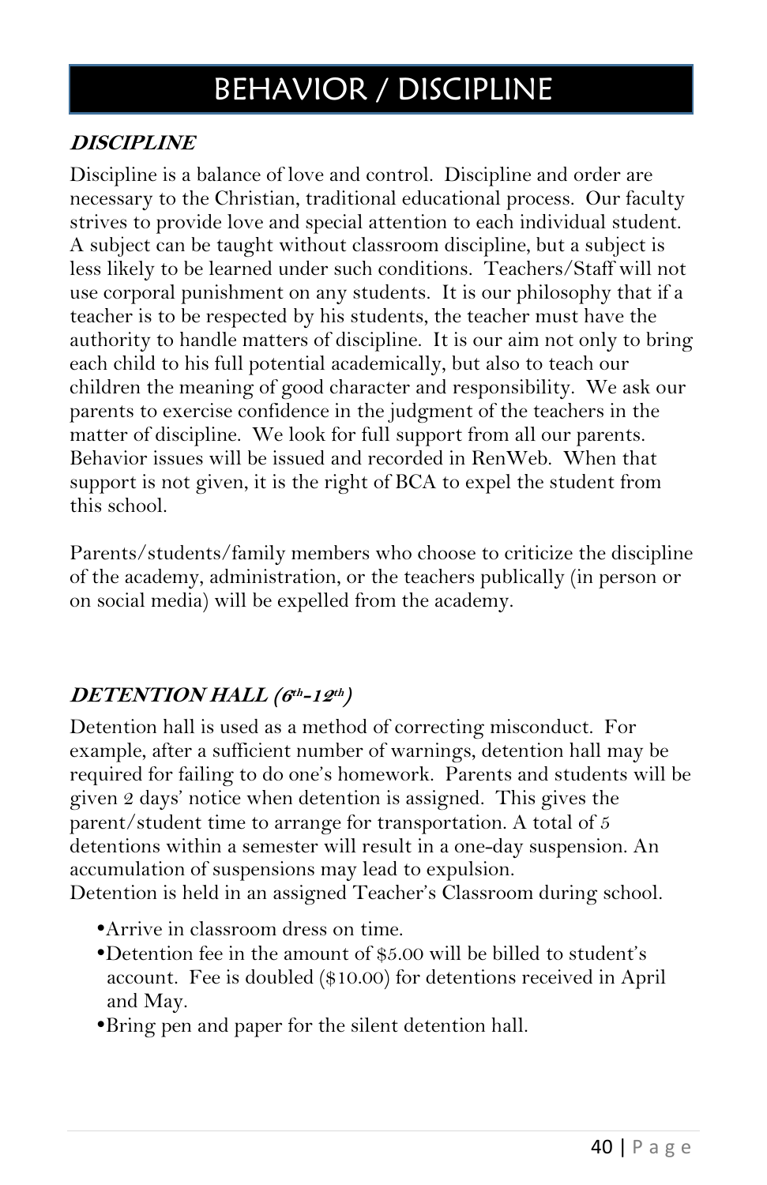# BEHAVIOR / DISCIPLINE

### *DISCIPLINE*

Discipline is a balance of love and control. Discipline and order are necessary to the Christian, traditional educational process. Our faculty strives to provide love and special attention to each individual student. A subject can be taught without classroom discipline, but a subject is less likely to be learned under such conditions. Teachers/Staff will not use corporal punishment on any students. It is our philosophy that if a teacher is to be respected by his students, the teacher must have the authority to handle matters of discipline. It is our aim not only to bring each child to his full potential academically, but also to teach our children the meaning of good character and responsibility. We ask our parents to exercise confidence in the judgment of the teachers in the matter of discipline. We look for full support from all our parents. Behavior issues will be issued and recorded in RenWeb. When that support is not given, it is the right of BCA to expel the student from this school.

Parents/students/family members who choose to criticize the discipline of the academy, administration, or the teachers publically (in person or on social media) will be expelled from the academy.

### *DETENTION HALL (6th-12th)*

Detention hall is used as a method of correcting misconduct. For example, after a sufficient number of warnings, detention hall may be required for failing to do one's homework. Parents and students will be given 2 days' notice when detention is assigned. This gives the parent/student time to arrange for transportation. A total of 5 detentions within a semester will result in a one-day suspension. An accumulation of suspensions may lead to expulsion.
Detention is held in an assigned Teacher's Classroom during school.

- Arrive in classroom dress on time.
- Detention fee in the amount of $5.00 will be billed to student's account. Fee is doubled ($10.00) for detentions received in April and May.
- Bring pen and paper for the silent detention hall.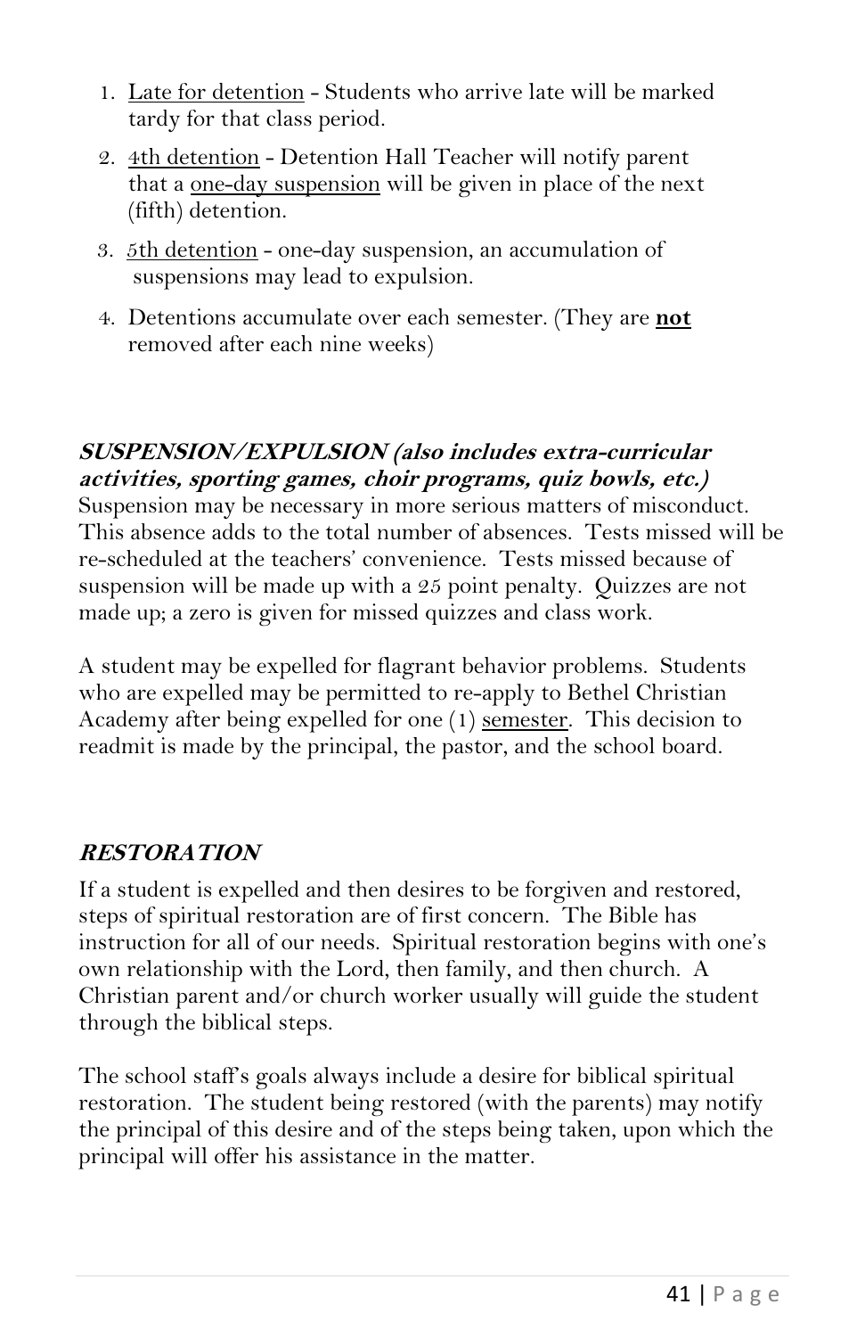1. Late for detention - Students who arrive late will be marked tardy for that class period.
2. 4th detention - Detention Hall Teacher will notify parent that a one-day suspension will be given in place of the next (fifth) detention.
3. 5th detention - one-day suspension, an accumulation of suspensions may lead to expulsion.
4. Detentions accumulate over each semester. (They are **not** removed after each nine weeks)

### ***SUSPENSION/EXPULSION (also includes extra-curricular activities, sporting games, choir programs, quiz bowls, etc.)***

Suspension may be necessary in more serious matters of misconduct. This absence adds to the total number of absences. Tests missed will be re-scheduled at the teachers' convenience. Tests missed because of suspension will be made up with a 25 point penalty. Quizzes are not made up; a zero is given for missed quizzes and class work.

A student may be expelled for flagrant behavior problems. Students who are expelled may be permitted to re-apply to Bethel Christian Academy after being expelled for one (1) semester. This decision to readmit is made by the principal, the pastor, and the school board.

### ***RESTORATION***

If a student is expelled and then desires to be forgiven and restored, steps of spiritual restoration are of first concern. The Bible has instruction for all of our needs. Spiritual restoration begins with one's own relationship with the Lord, then family, and then church. A Christian parent and/or church worker usually will guide the student through the biblical steps.

The school staff's goals always include a desire for biblical spiritual restoration. The student being restored (with the parents) may notify the principal of this desire and of the steps being taken, upon which the principal will offer his assistance in the matter.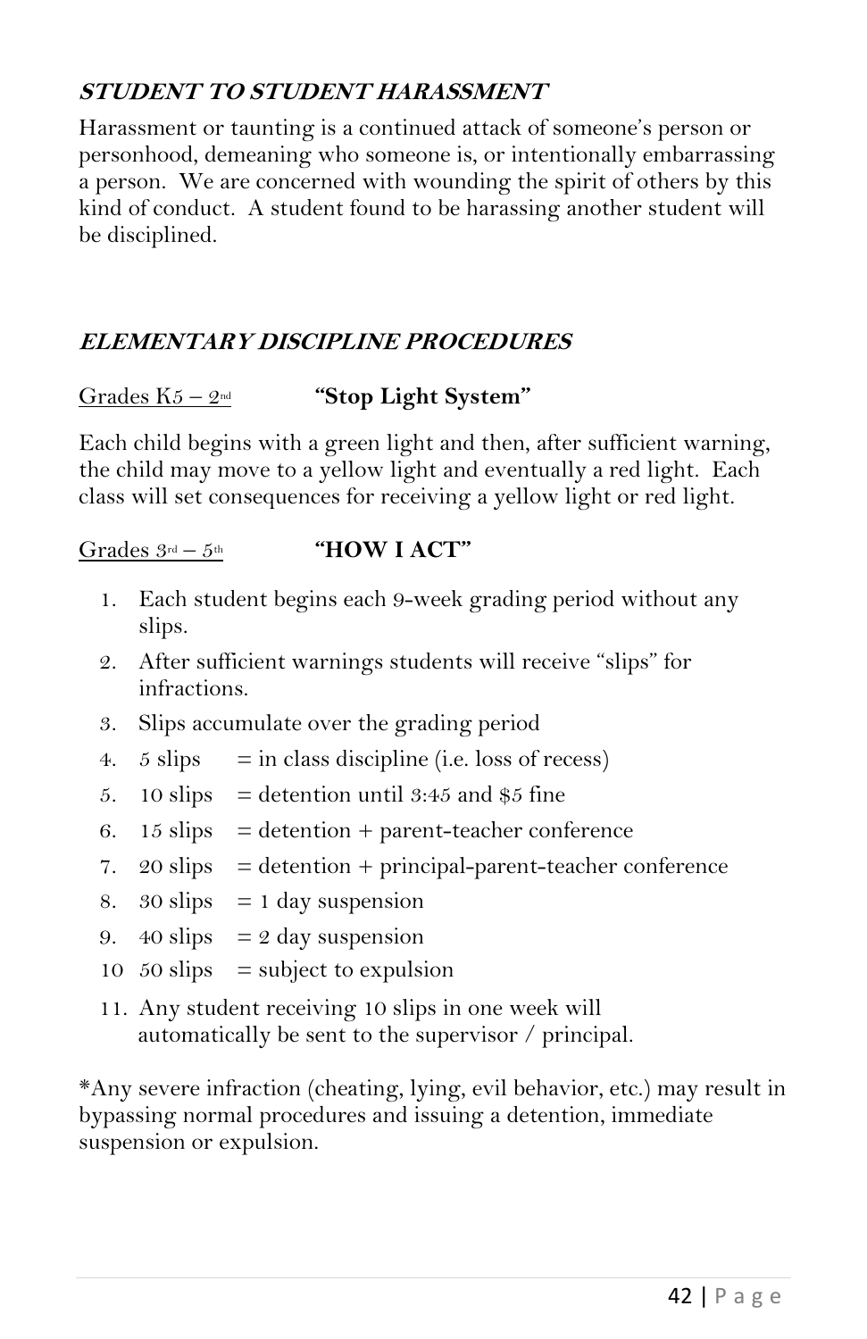### ***STUDENT TO STUDENT HARASSMENT***

Harassment or taunting is a continued attack of someone's person or personhood, demeaning who someone is, or intentionally embarrassing a person. We are concerned with wounding the spirit of others by this kind of conduct. A student found to be harassing another student will be disciplined.

### ***ELEMENTARY DISCIPLINE PROCEDURES***

<u>Grades K5 – 2nd</u> **"Stop Light System"**

Each child begins with a green light and then, after sufficient warning, the child may move to a yellow light and eventually a red light. Each class will set consequences for receiving a yellow light or red light.

<u>Grades 3rd – 5th</u> **"HOW I ACT"**

1. Each student begins each 9-week grading period without any slips.
2. After sufficient warnings students will receive "slips" for infractions.
3. Slips accumulate over the grading period
4. 5 slips = in class discipline (i.e. loss of recess)
5. 10 slips = detention until 3:45 and $5 fine
6. 15 slips = detention + parent-teacher conference
7. 20 slips = detention + principal-parent-teacher conference
8. 30 slips = 1 day suspension
9. 40 slips = 2 day suspension
10. 50 slips = subject to expulsion
11. Any student receiving 10 slips in one week will automatically be sent to the supervisor / principal.

*Any severe infraction (cheating, lying, evil behavior, etc.) may result in bypassing normal procedures and issuing a detention, immediate suspension or expulsion.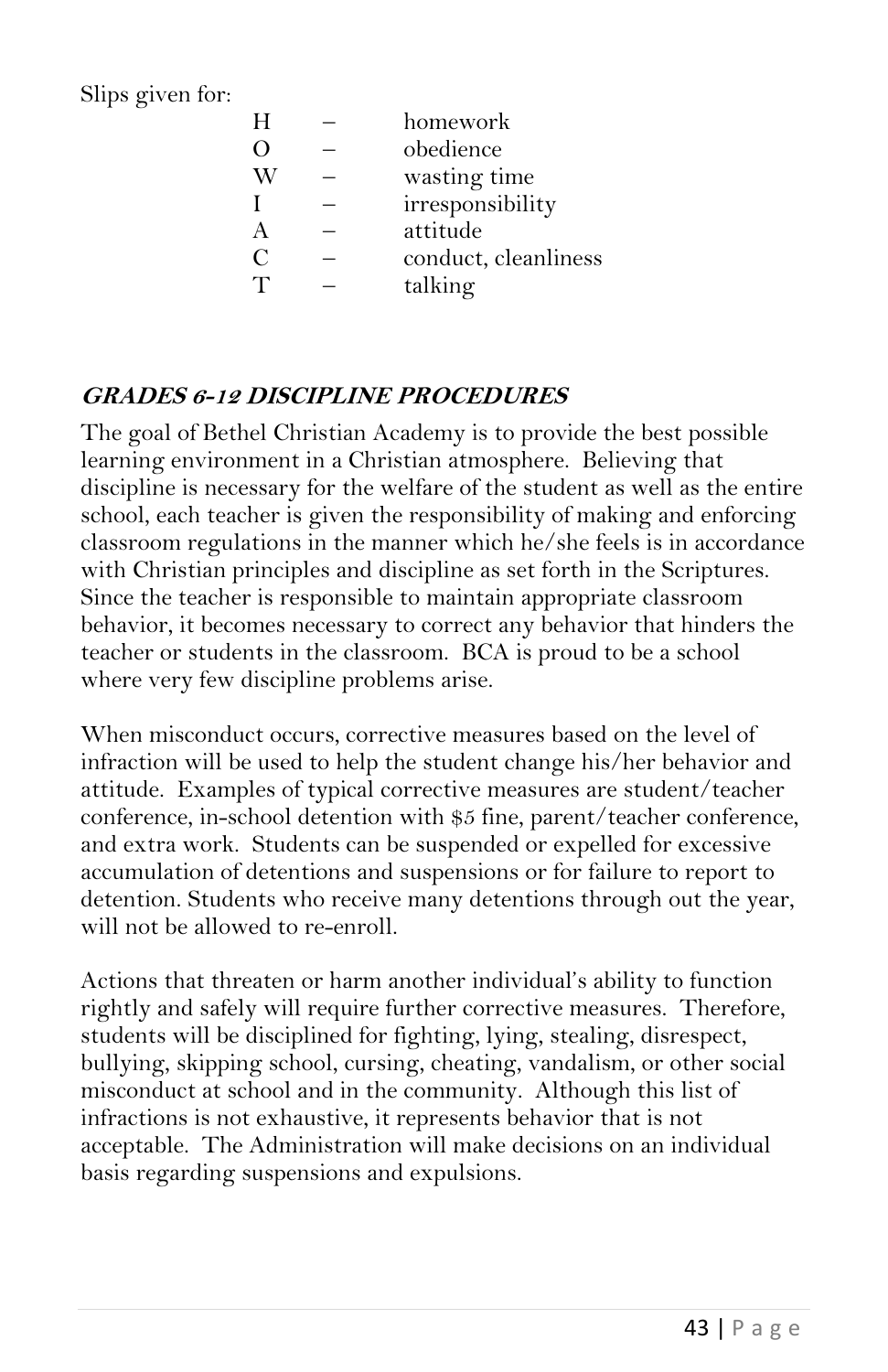Slips given for:

| | | |
|---|---|---|
| H | – | homework |
| O | – | obedience |
| W | – | wasting time |
| I | – | irresponsibility |
| A | – | attitude |
| C | – | conduct, cleanliness |
| T | – | talking |

### ***GRADES 6-12 DISCIPLINE PROCEDURES***

The goal of Bethel Christian Academy is to provide the best possible learning environment in a Christian atmosphere. Believing that discipline is necessary for the welfare of the student as well as the entire school, each teacher is given the responsibility of making and enforcing classroom regulations in the manner which he/she feels is in accordance with Christian principles and discipline as set forth in the Scriptures. Since the teacher is responsible to maintain appropriate classroom behavior, it becomes necessary to correct any behavior that hinders the teacher or students in the classroom. BCA is proud to be a school where very few discipline problems arise.

When misconduct occurs, corrective measures based on the level of infraction will be used to help the student change his/her behavior and attitude. Examples of typical corrective measures are student/teacher conference, in-school detention with $5 fine, parent/teacher conference, and extra work. Students can be suspended or expelled for excessive accumulation of detentions and suspensions or for failure to report to detention. Students who receive many detentions through out the year, will not be allowed to re-enroll.

Actions that threaten or harm another individual's ability to function rightly and safely will require further corrective measures. Therefore, students will be disciplined for fighting, lying, stealing, disrespect, bullying, skipping school, cursing, cheating, vandalism, or other social misconduct at school and in the community. Although this list of infractions is not exhaustive, it represents behavior that is not acceptable. The Administration will make decisions on an individual basis regarding suspensions and expulsions.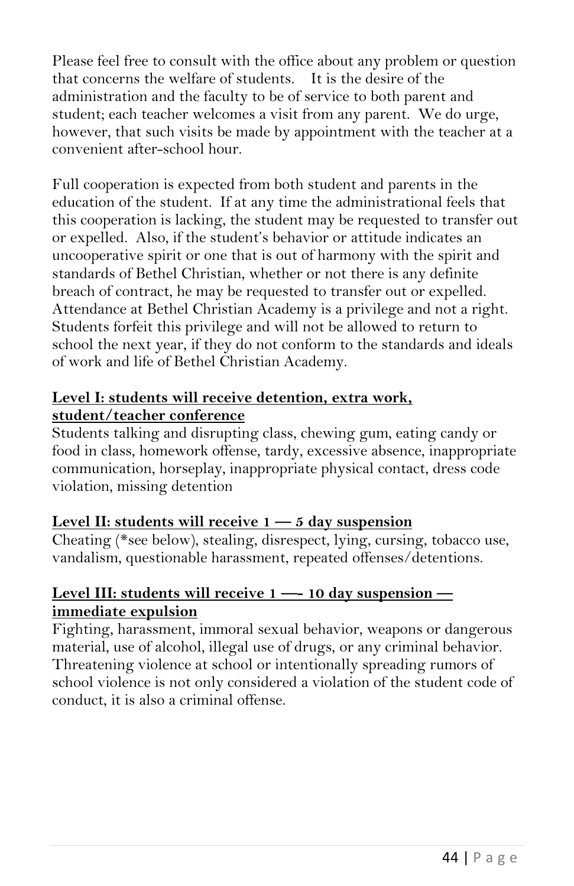Please feel free to consult with the office about any problem or question that concerns the welfare of students.  It is the desire of the administration and the faculty to be of service to both parent and student; each teacher welcomes a visit from any parent. We do urge, however, that such visits be made by appointment with the teacher at a convenient after-school hour.

Full cooperation is expected from both student and parents in the education of the student. If at any time the administrational feels that this cooperation is lacking, the student may be requested to transfer out or expelled. Also, if the student's behavior or attitude indicates an uncooperative spirit or one that is out of harmony with the spirit and standards of Bethel Christian, whether or not there is any definite breach of contract, he may be requested to transfer out or expelled. Attendance at Bethel Christian Academy is a privilege and not a right. Students forfeit this privilege and will not be allowed to return to school the next year, if they do not conform to the standards and ideals of work and life of Bethel Christian Academy.

**Level I: students will receive detention, extra work, student/teacher conference**

Students talking and disrupting class, chewing gum, eating candy or food in class, homework offense, tardy, excessive absence, inappropriate communication, horseplay, inappropriate physical contact, dress code violation, missing detention

**Level II: students will receive 1 — 5 day suspension**

Cheating (*see below), stealing, disrespect, lying, cursing, tobacco use, vandalism, questionable harassment, repeated offenses/detentions.

**Level III: students will receive 1 —- 10 day suspension — immediate expulsion**

Fighting, harassment, immoral sexual behavior, weapons or dangerous material, use of alcohol, illegal use of drugs, or any criminal behavior. Threatening violence at school or intentionally spreading rumors of school violence is not only considered a violation of the student code of conduct, it is also a criminal offense.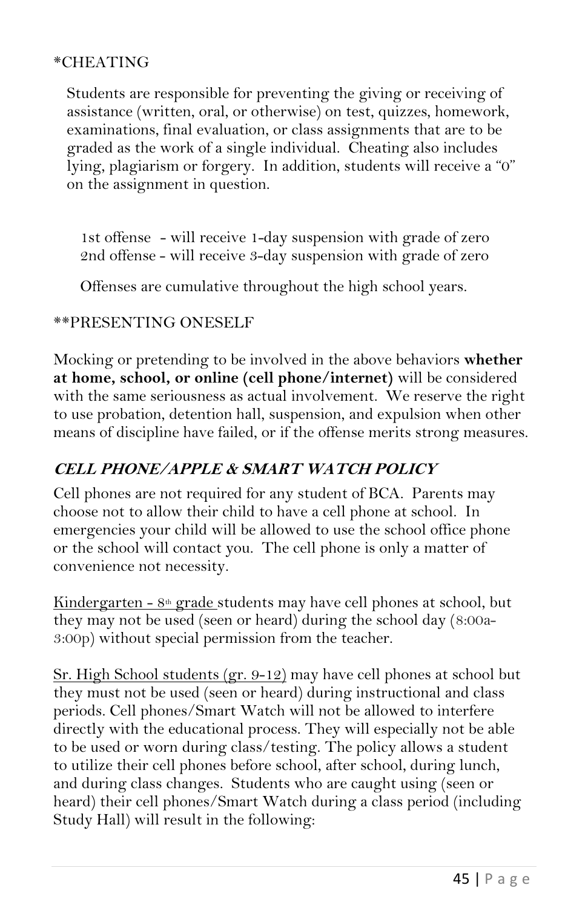*CHEATING

Students are responsible for preventing the giving or receiving of assistance (written, oral, or otherwise) on test, quizzes, homework, examinations, final evaluation, or class assignments that are to be graded as the work of a single individual. Cheating also includes lying, plagiarism or forgery. In addition, students will receive a "0" on the assignment in question.

1st offense - will receive 1-day suspension with grade of zero
2nd offense - will receive 3-day suspension with grade of zero

Offenses are cumulative throughout the high school years.

**PRESENTING ONESELF

Mocking or pretending to be involved in the above behaviors **whether at home, school, or online (cell phone/internet)** will be considered with the same seriousness as actual involvement. We reserve the right to use probation, detention hall, suspension, and expulsion when other means of discipline have failed, or if the offense merits strong measures.

### ***CELL PHONE/APPLE & SMART WATCH POLICY***

Cell phones are not required for any student of BCA. Parents may choose not to allow their child to have a cell phone at school. In emergencies your child will be allowed to use the school office phone or the school will contact you. The cell phone is only a matter of convenience not necessity.

<u>Kindergarten - 8th grade</u> students may have cell phones at school, but they may not be used (seen or heard) during the school day (8:00a-3:00p) without special permission from the teacher.

<u>Sr. High School students (gr. 9-12)</u> may have cell phones at school but they must not be used (seen or heard) during instructional and class periods. Cell phones/Smart Watch will not be allowed to interfere directly with the educational process. They will especially not be able to be used or worn during class/testing. The policy allows a student to utilize their cell phones before school, after school, during lunch, and during class changes. Students who are caught using (seen or heard) their cell phones/Smart Watch during a class period (including Study Hall) will result in the following: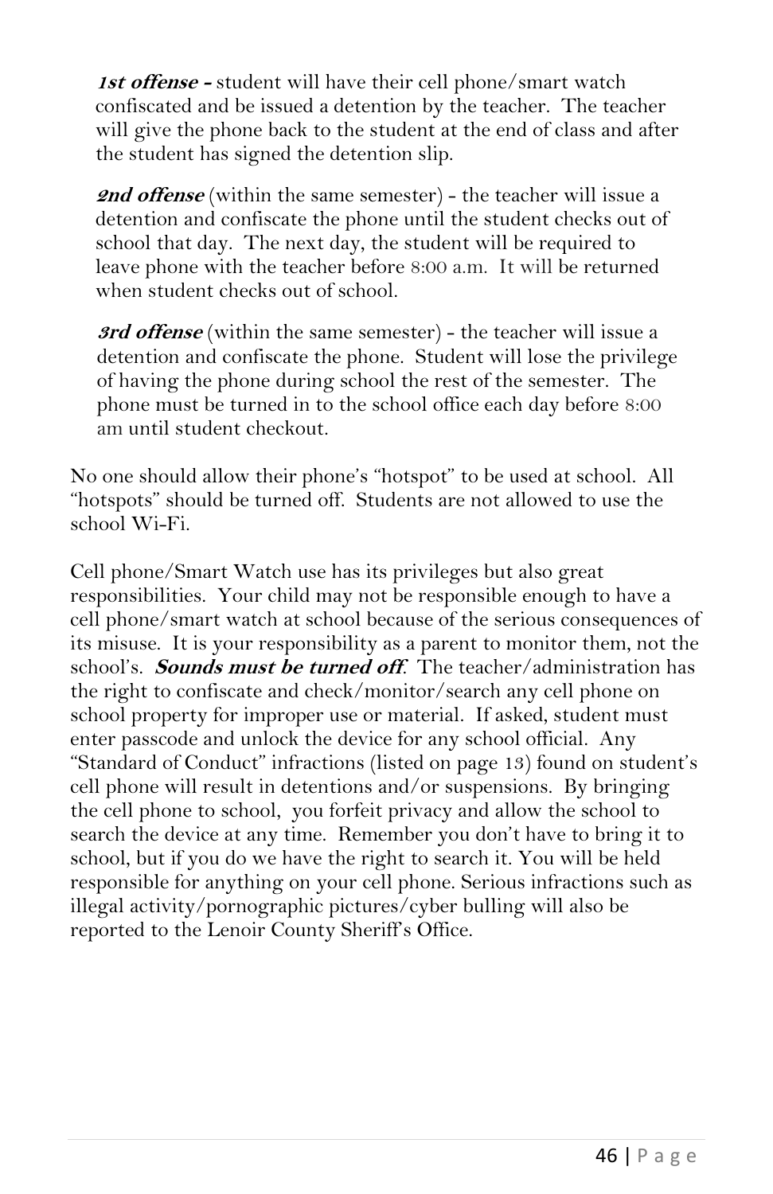***1st offense -*** student will have their cell phone/smart watch confiscated and be issued a detention by the teacher. The teacher will give the phone back to the student at the end of class and after the student has signed the detention slip.

***2nd offense*** (within the same semester) - the teacher will issue a detention and confiscate the phone until the student checks out of school that day. The next day, the student will be required to leave phone with the teacher before 8:00 a.m. It will be returned when student checks out of school.

***3rd offense*** (within the same semester) - the teacher will issue a detention and confiscate the phone. Student will lose the privilege of having the phone during school the rest of the semester. The phone must be turned in to the school office each day before 8:00 am until student checkout.

No one should allow their phone's "hotspot" to be used at school. All "hotspots" should be turned off. Students are not allowed to use the school Wi-Fi.

Cell phone/Smart Watch use has its privileges but also great responsibilities. Your child may not be responsible enough to have a cell phone/smart watch at school because of the serious consequences of its misuse. It is your responsibility as a parent to monitor them, not the school's. ***Sounds must be turned off***. The teacher/administration has the right to confiscate and check/monitor/search any cell phone on school property for improper use or material. If asked, student must enter passcode and unlock the device for any school official. Any "Standard of Conduct" infractions (listed on page 13) found on student's cell phone will result in detentions and/or suspensions. By bringing the cell phone to school, you forfeit privacy and allow the school to search the device at any time. Remember you don't have to bring it to school, but if you do we have the right to search it. You will be held responsible for anything on your cell phone. Serious infractions such as illegal activity/pornographic pictures/cyber bulling will also be reported to the Lenoir County Sheriff's Office.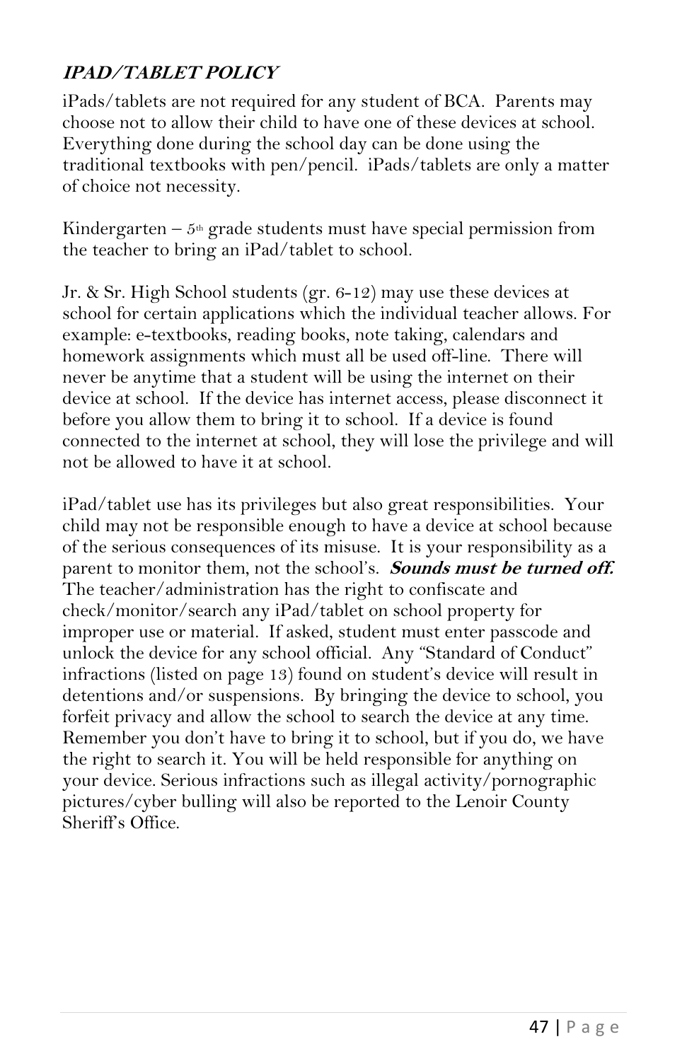### ***IPAD/TABLET POLICY***

iPads/tablets are not required for any student of BCA. Parents may choose not to allow their child to have one of these devices at school. Everything done during the school day can be done using the traditional textbooks with pen/pencil. iPads/tablets are only a matter of choice not necessity.

Kindergarten – 5th grade students must have special permission from the teacher to bring an iPad/tablet to school.

Jr. & Sr. High School students (gr. 6-12) may use these devices at school for certain applications which the individual teacher allows. For example: e-textbooks, reading books, note taking, calendars and homework assignments which must all be used off-line. There will never be anytime that a student will be using the internet on their device at school. If the device has internet access, please disconnect it before you allow them to bring it to school. If a device is found connected to the internet at school, they will lose the privilege and will not be allowed to have it at school.

iPad/tablet use has its privileges but also great responsibilities. Your child may not be responsible enough to have a device at school because of the serious consequences of its misuse. It is your responsibility as a parent to monitor them, not the school's. ***Sounds must be turned off.*** The teacher/administration has the right to confiscate and check/monitor/search any iPad/tablet on school property for improper use or material. If asked, student must enter passcode and unlock the device for any school official. Any "Standard of Conduct" infractions (listed on page 13) found on student's device will result in detentions and/or suspensions. By bringing the device to school, you forfeit privacy and allow the school to search the device at any time. Remember you don't have to bring it to school, but if you do, we have the right to search it. You will be held responsible for anything on your device. Serious infractions such as illegal activity/pornographic pictures/cyber bulling will also be reported to the Lenoir County Sheriff's Office.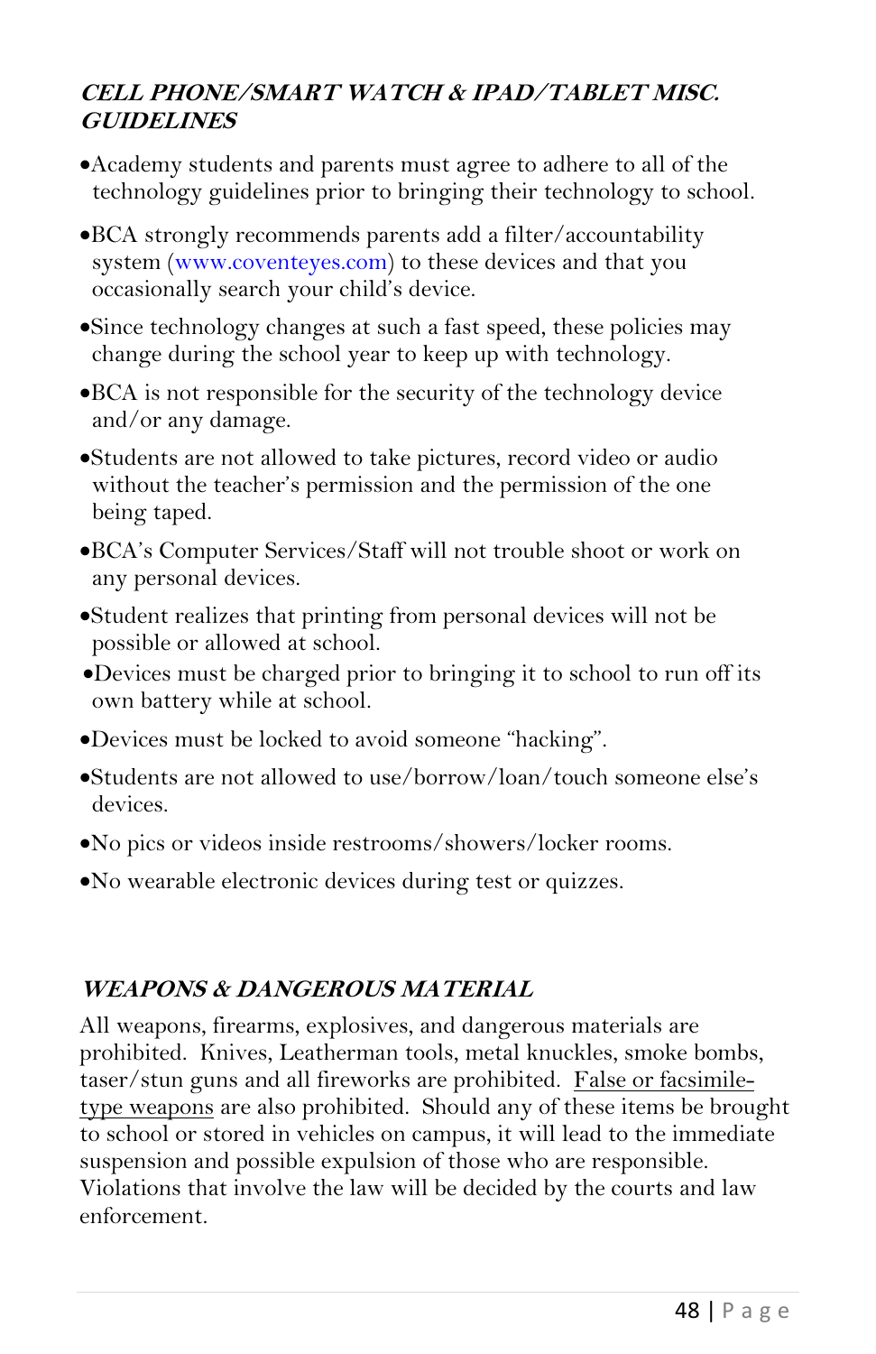### *CELL PHONE/SMART WATCH & IPAD/TABLET MISC. GUIDELINES*

- Academy students and parents must agree to adhere to all of the technology guidelines prior to bringing their technology to school.
- BCA strongly recommends parents add a filter/accountability system (www.coventeyes.com) to these devices and that you occasionally search your child's device.
- Since technology changes at such a fast speed, these policies may change during the school year to keep up with technology.
- BCA is not responsible for the security of the technology device and/or any damage.
- Students are not allowed to take pictures, record video or audio without the teacher's permission and the permission of the one being taped.
- BCA's Computer Services/Staff will not trouble shoot or work on any personal devices.
- Student realizes that printing from personal devices will not be possible or allowed at school.
- Devices must be charged prior to bringing it to school to run off its own battery while at school.
- Devices must be locked to avoid someone "hacking".
- Students are not allowed to use/borrow/loan/touch someone else's devices.
- No pics or videos inside restrooms/showers/locker rooms.
- No wearable electronic devices during test or quizzes.

### *WEAPONS & DANGEROUS MATERIAL*

All weapons, firearms, explosives, and dangerous materials are prohibited. Knives, Leatherman tools, metal knuckles, smoke bombs, taser/stun guns and all fireworks are prohibited. <u>False or facsimile-type weapons</u> are also prohibited. Should any of these items be brought to school or stored in vehicles on campus, it will lead to the immediate suspension and possible expulsion of those who are responsible. Violations that involve the law will be decided by the courts and law enforcement.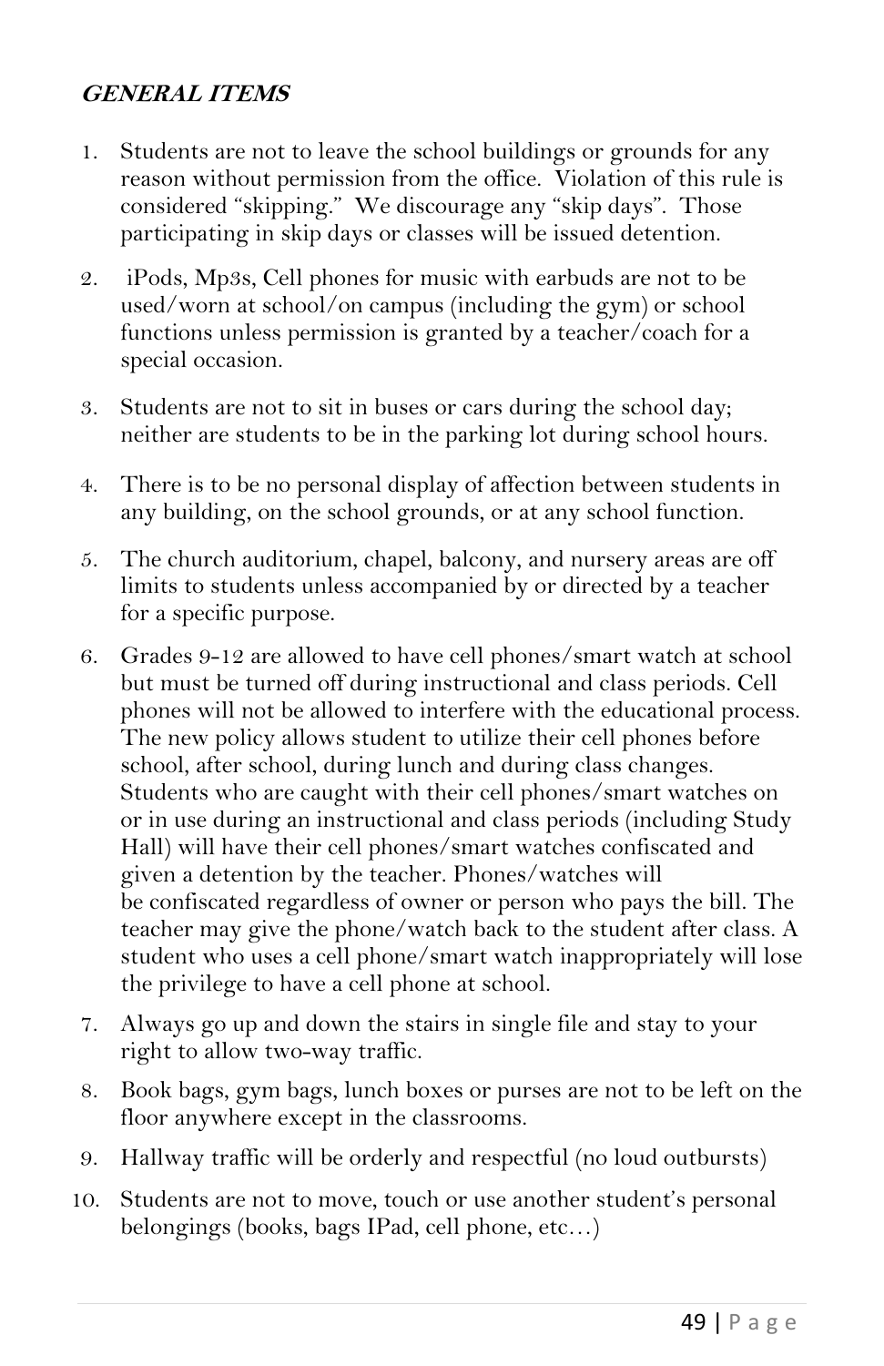***GENERAL ITEMS***

1. Students are not to leave the school buildings or grounds for any reason without permission from the office. Violation of this rule is considered "skipping." We discourage any "skip days". Those participating in skip days or classes will be issued detention.
2. iPods, Mp3s, Cell phones for music with earbuds are not to be used/worn at school/on campus (including the gym) or school functions unless permission is granted by a teacher/coach for a special occasion.
3. Students are not to sit in buses or cars during the school day; neither are students to be in the parking lot during school hours.
4. There is to be no personal display of affection between students in any building, on the school grounds, or at any school function.
5. The church auditorium, chapel, balcony, and nursery areas are off limits to students unless accompanied by or directed by a teacher for a specific purpose.
6. Grades 9-12 are allowed to have cell phones/smart watch at school but must be turned off during instructional and class periods. Cell phones will not be allowed to interfere with the educational process. The new policy allows student to utilize their cell phones before school, after school, during lunch and during class changes. Students who are caught with their cell phones/smart watches on or in use during an instructional and class periods (including Study Hall) will have their cell phones/smart watches confiscated and given a detention by the teacher. Phones/watches will be confiscated regardless of owner or person who pays the bill. The teacher may give the phone/watch back to the student after class. A student who uses a cell phone/smart watch inappropriately will lose the privilege to have a cell phone at school.
7. Always go up and down the stairs in single file and stay to your right to allow two-way traffic.
8. Book bags, gym bags, lunch boxes or purses are not to be left on the floor anywhere except in the classrooms.
9. Hallway traffic will be orderly and respectful (no loud outbursts)
10. Students are not to move, touch or use another student's personal belongings (books, bags IPad, cell phone, etc…)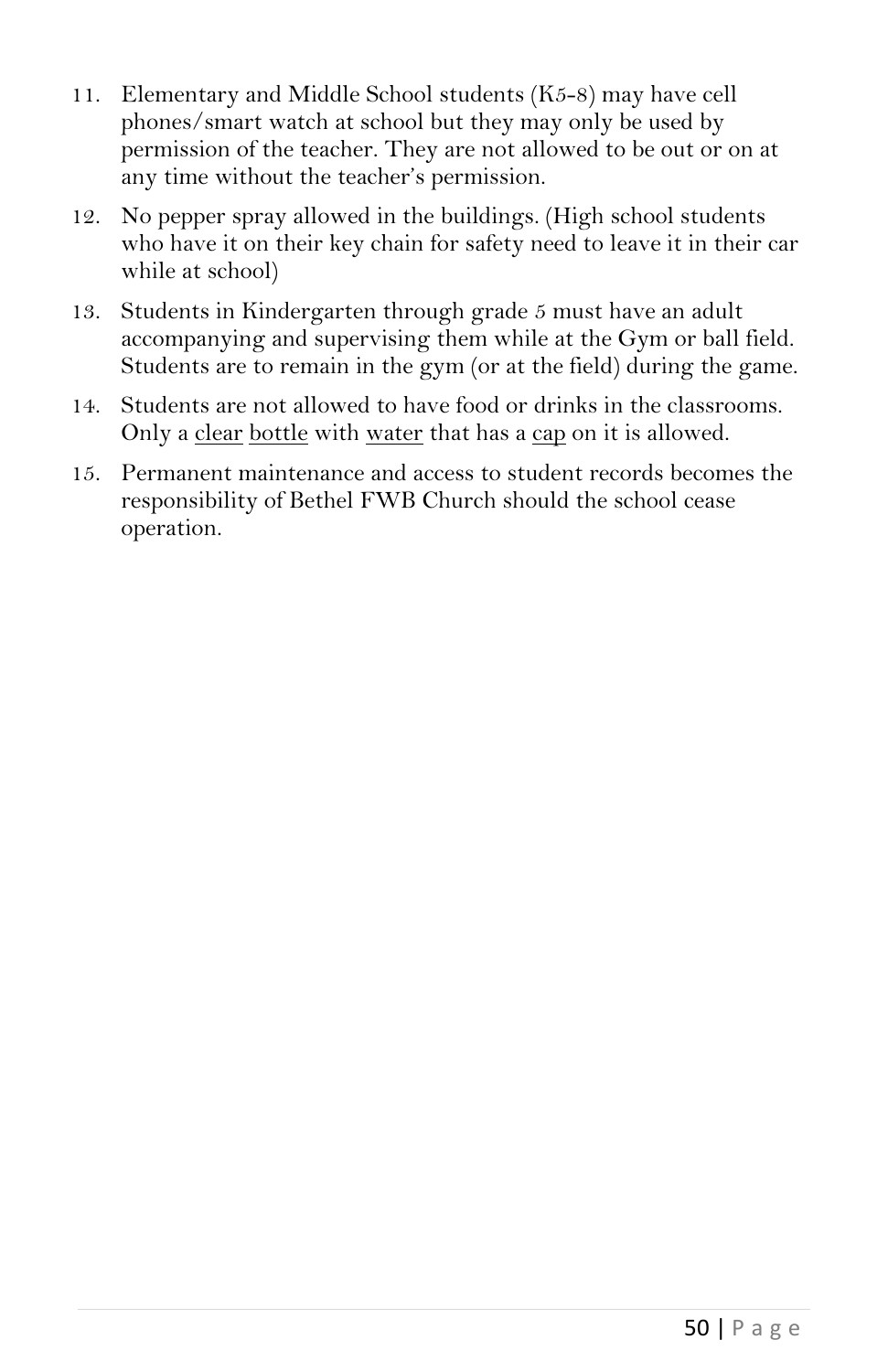11. Elementary and Middle School students (K5-8) may have cell phones/smart watch at school but they may only be used by permission of the teacher. They are not allowed to be out or on at any time without the teacher's permission.
12. No pepper spray allowed in the buildings. (High school students who have it on their key chain for safety need to leave it in their car while at school)
13. Students in Kindergarten through grade 5 must have an adult accompanying and supervising them while at the Gym or ball field. Students are to remain in the gym (or at the field) during the game.
14. Students are not allowed to have food or drinks in the classrooms. Only a <u>clear</u> <u>bottle</u> with <u>water</u> that has a <u>cap</u> on it is allowed.
15. Permanent maintenance and access to student records becomes the responsibility of Bethel FWB Church should the school cease operation.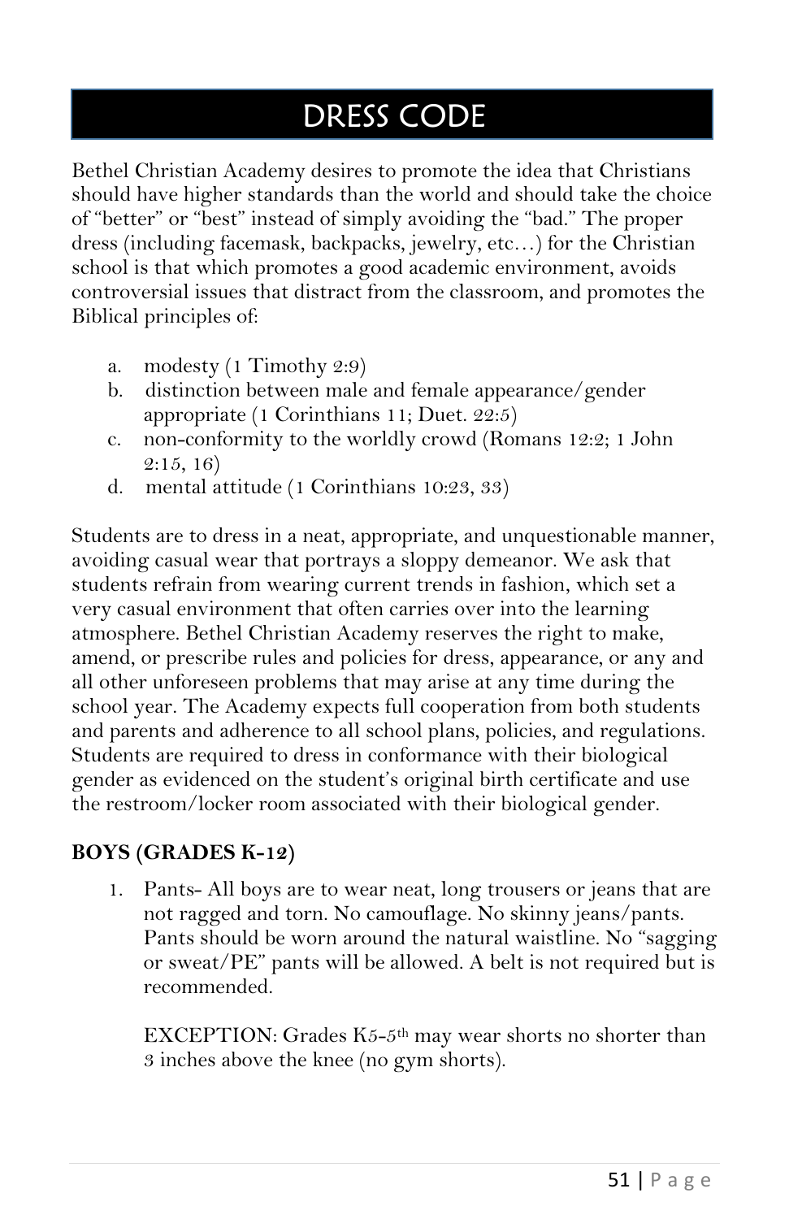# DRESS CODE

Bethel Christian Academy desires to promote the idea that Christians should have higher standards than the world and should take the choice of "better" or "best" instead of simply avoiding the "bad." The proper dress (including facemask, backpacks, jewelry, etc…) for the Christian school is that which promotes a good academic environment, avoids controversial issues that distract from the classroom, and promotes the Biblical principles of:

a. modesty (1 Timothy 2:9)
b. distinction between male and female appearance/gender appropriate (1 Corinthians 11; Duet. 22:5)
c. non-conformity to the worldly crowd (Romans 12:2; 1 John 2:15, 16)
d. mental attitude (1 Corinthians 10:23, 33)

Students are to dress in a neat, appropriate, and unquestionable manner, avoiding casual wear that portrays a sloppy demeanor. We ask that students refrain from wearing current trends in fashion, which set a very casual environment that often carries over into the learning atmosphere. Bethel Christian Academy reserves the right to make, amend, or prescribe rules and policies for dress, appearance, or any and all other unforeseen problems that may arise at any time during the school year. The Academy expects full cooperation from both students and parents and adherence to all school plans, policies, and regulations. Students are required to dress in conformance with their biological gender as evidenced on the student's original birth certificate and use the restroom/locker room associated with their biological gender.

**BOYS (GRADES K-12)**

1. Pants- All boys are to wear neat, long trousers or jeans that are not ragged and torn. No camouflage. No skinny jeans/pants. Pants should be worn around the natural waistline. No "sagging or sweat/PE" pants will be allowed. A belt is not required but is recommended.

   EXCEPTION: Grades K5-5th may wear shorts no shorter than 3 inches above the knee (no gym shorts).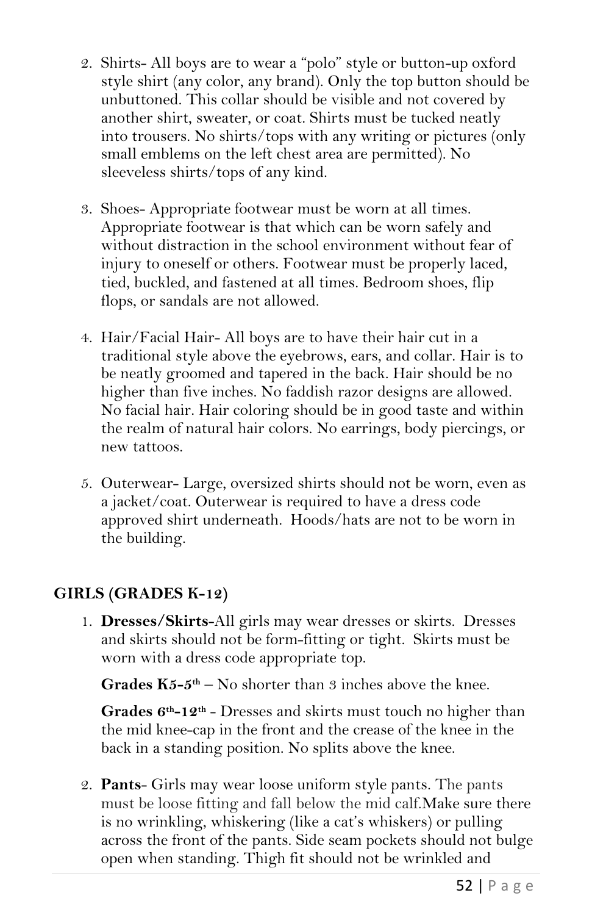2. Shirts- All boys are to wear a "polo" style or button-up oxford style shirt (any color, any brand). Only the top button should be unbuttoned. This collar should be visible and not covered by another shirt, sweater, or coat. Shirts must be tucked neatly into trousers. No shirts/tops with any writing or pictures (only small emblems on the left chest area are permitted). No sleeveless shirts/tops of any kind.

3. Shoes- Appropriate footwear must be worn at all times. Appropriate footwear is that which can be worn safely and without distraction in the school environment without fear of injury to oneself or others. Footwear must be properly laced, tied, buckled, and fastened at all times. Bedroom shoes, flip flops, or sandals are not allowed.

4. Hair/Facial Hair- All boys are to have their hair cut in a traditional style above the eyebrows, ears, and collar. Hair is to be neatly groomed and tapered in the back. Hair should be no higher than five inches. No faddish razor designs are allowed. No facial hair. Hair coloring should be in good taste and within the realm of natural hair colors. No earrings, body piercings, or new tattoos.

5. Outerwear- Large, oversized shirts should not be worn, even as a jacket/coat. Outerwear is required to have a dress code approved shirt underneath. Hoods/hats are not to be worn in the building.

**GIRLS (GRADES K-12)**

1. **Dresses/Skirts**-All girls may wear dresses or skirts. Dresses and skirts should not be form-fitting or tight. Skirts must be worn with a dress code appropriate top.

   **Grades K5-5th** – No shorter than 3 inches above the knee.

   **Grades 6th-12th** - Dresses and skirts must touch no higher than the mid knee-cap in the front and the crease of the knee in the back in a standing position. No splits above the knee.

2. **Pants**- Girls may wear loose uniform style pants. The pants must be loose fitting and fall below the mid calf.Make sure there is no wrinkling, whiskering (like a cat's whiskers) or pulling across the front of the pants. Side seam pockets should not bulge open when standing. Thigh fit should not be wrinkled and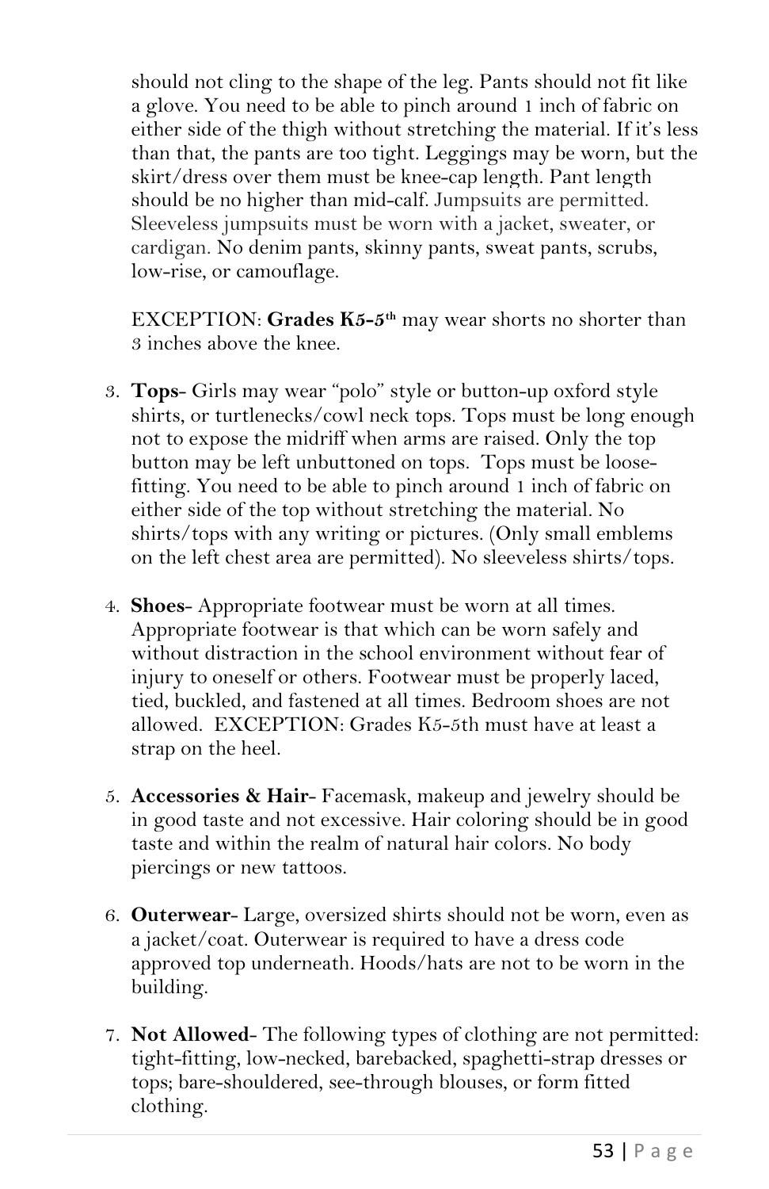should not cling to the shape of the leg. Pants should not fit like a glove. You need to be able to pinch around 1 inch of fabric on either side of the thigh without stretching the material. If it's less than that, the pants are too tight. Leggings may be worn, but the skirt/dress over them must be knee-cap length. Pant length should be no higher than mid-calf. Jumpsuits are permitted. Sleeveless jumpsuits must be worn with a jacket, sweater, or cardigan. No denim pants, skinny pants, sweat pants, scrubs, low-rise, or camouflage.

EXCEPTION: **Grades K5-5th** may wear shorts no shorter than 3 inches above the knee.

3. **Tops**- Girls may wear "polo" style or button-up oxford style shirts, or turtlenecks/cowl neck tops. Tops must be long enough not to expose the midriff when arms are raised. Only the top button may be left unbuttoned on tops. Tops must be loose-fitting. You need to be able to pinch around 1 inch of fabric on either side of the top without stretching the material. No shirts/tops with any writing or pictures. (Only small emblems on the left chest area are permitted). No sleeveless shirts/tops.

4. **Shoes**- Appropriate footwear must be worn at all times. Appropriate footwear is that which can be worn safely and without distraction in the school environment without fear of injury to oneself or others. Footwear must be properly laced, tied, buckled, and fastened at all times. Bedroom shoes are not allowed. EXCEPTION: Grades K5-5th must have at least a strap on the heel.

5. **Accessories & Hair**- Facemask, makeup and jewelry should be in good taste and not excessive. Hair coloring should be in good taste and within the realm of natural hair colors. No body piercings or new tattoos.

6. **Outerwear**- Large, oversized shirts should not be worn, even as a jacket/coat. Outerwear is required to have a dress code approved top underneath. Hoods/hats are not to be worn in the building.

7. **Not Allowed**- The following types of clothing are not permitted: tight-fitting, low-necked, barebacked, spaghetti-strap dresses or tops; bare-shouldered, see-through blouses, or form fitted clothing.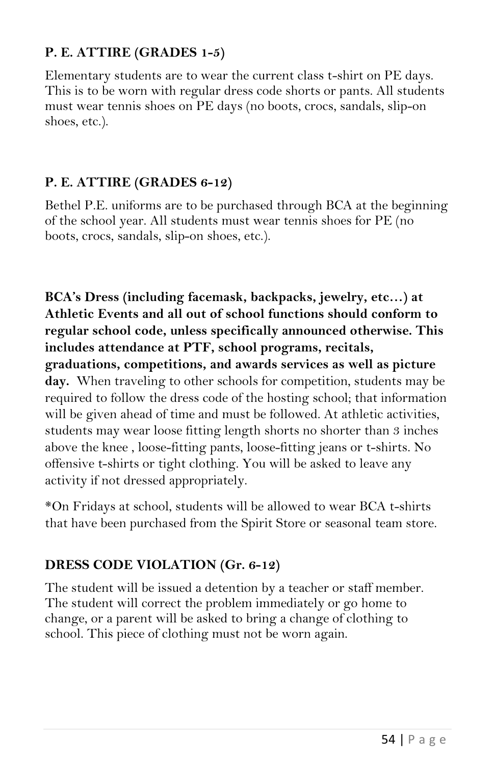### P. E. ATTIRE (GRADES 1-5)

Elementary students are to wear the current class t-shirt on PE days. This is to be worn with regular dress code shorts or pants. All students must wear tennis shoes on PE days (no boots, crocs, sandals, slip-on shoes, etc.).

### P. E. ATTIRE (GRADES 6-12)

Bethel P.E. uniforms are to be purchased through BCA at the beginning of the school year. All students must wear tennis shoes for PE (no boots, crocs, sandals, slip-on shoes, etc.).

**BCA's Dress (including facemask, backpacks, jewelry, etc…) at Athletic Events and all out of school functions should conform to regular school code, unless specifically announced otherwise. This includes attendance at PTF, school programs, recitals, graduations, competitions, and awards services as well as picture day.** When traveling to other schools for competition, students may be required to follow the dress code of the hosting school; that information will be given ahead of time and must be followed. At athletic activities, students may wear loose fitting length shorts no shorter than 3 inches above the knee , loose-fitting pants, loose-fitting jeans or t-shirts. No offensive t-shirts or tight clothing. You will be asked to leave any activity if not dressed appropriately.

*On Fridays at school, students will be allowed to wear BCA t-shirts that have been purchased from the Spirit Store or seasonal team store.

### DRESS CODE VIOLATION (Gr. 6-12)

The student will be issued a detention by a teacher or staff member. The student will correct the problem immediately or go home to change, or a parent will be asked to bring a change of clothing to school. This piece of clothing must not be worn again.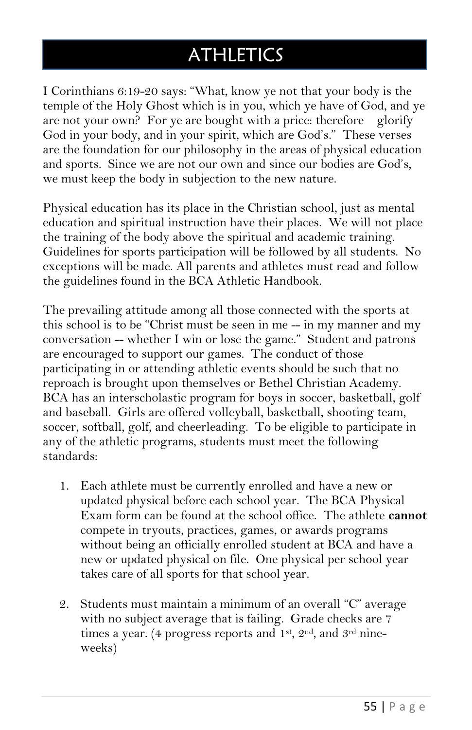# ATHLETICS

I Corinthians 6:19-20 says: "What, know ye not that your body is the temple of the Holy Ghost which is in you, which ye have of God, and ye are not your own? For ye are bought with a price: therefore glorify God in your body, and in your spirit, which are God's." These verses are the foundation for our philosophy in the areas of physical education and sports. Since we are not our own and since our bodies are God's, we must keep the body in subjection to the new nature.

Physical education has its place in the Christian school, just as mental education and spiritual instruction have their places. We will not place the training of the body above the spiritual and academic training. Guidelines for sports participation will be followed by all students. No exceptions will be made. All parents and athletes must read and follow the guidelines found in the BCA Athletic Handbook.

The prevailing attitude among all those connected with the sports at this school is to be "Christ must be seen in me -- in my manner and my conversation -- whether I win or lose the game." Student and patrons are encouraged to support our games. The conduct of those participating in or attending athletic events should be such that no reproach is brought upon themselves or Bethel Christian Academy. BCA has an interscholastic program for boys in soccer, basketball, golf and baseball. Girls are offered volleyball, basketball, shooting team, soccer, softball, golf, and cheerleading. To be eligible to participate in any of the athletic programs, students must meet the following standards:

1. Each athlete must be currently enrolled and have a new or updated physical before each school year. The BCA Physical Exam form can be found at the school office. The athlete **cannot** compete in tryouts, practices, games, or awards programs without being an officially enrolled student at BCA and have a new or updated physical on file. One physical per school year takes care of all sports for that school year.

2. Students must maintain a minimum of an overall "C" average with no subject average that is failing. Grade checks are 7 times a year. (4 progress reports and 1st, 2nd, and 3rd nine-weeks)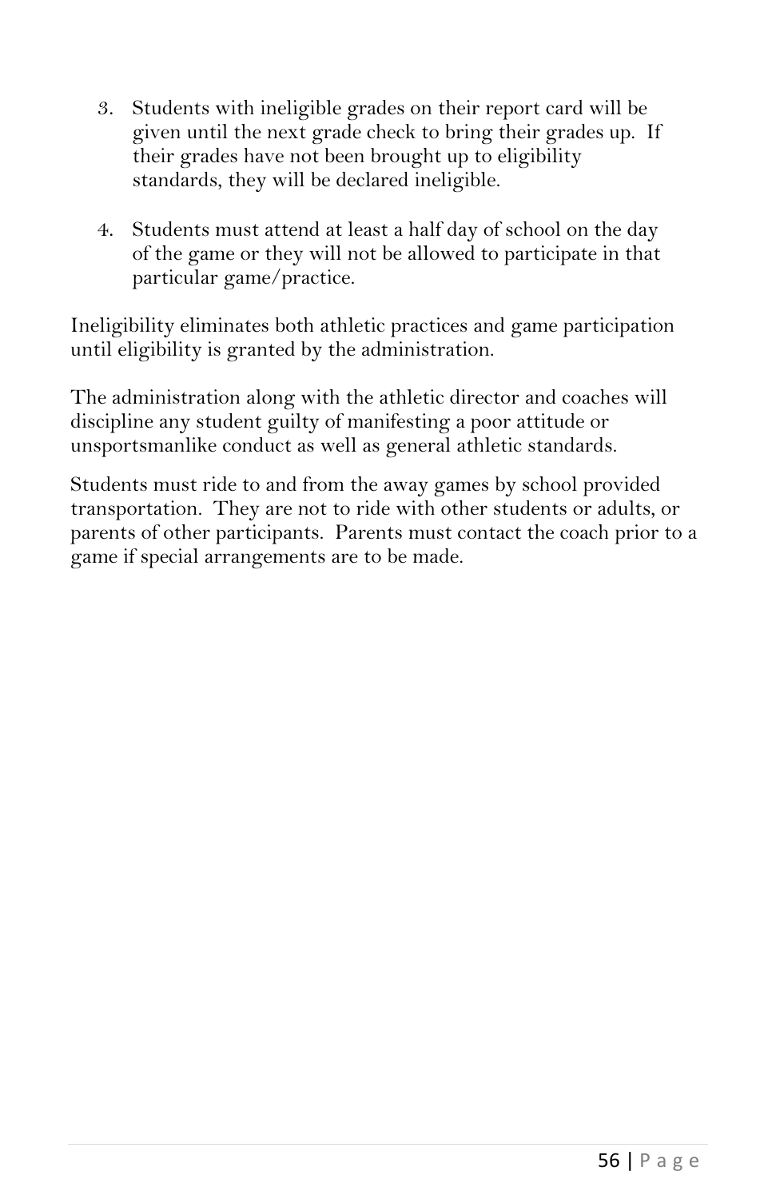3. Students with ineligible grades on their report card will be given until the next grade check to bring their grades up. If their grades have not been brought up to eligibility standards, they will be declared ineligible.

4. Students must attend at least a half day of school on the day of the game or they will not be allowed to participate in that particular game/practice.

Ineligibility eliminates both athletic practices and game participation until eligibility is granted by the administration.

The administration along with the athletic director and coaches will discipline any student guilty of manifesting a poor attitude or unsportsmanlike conduct as well as general athletic standards.

Students must ride to and from the away games by school provided transportation. They are not to ride with other students or adults, or parents of other participants. Parents must contact the coach prior to a game if special arrangements are to be made.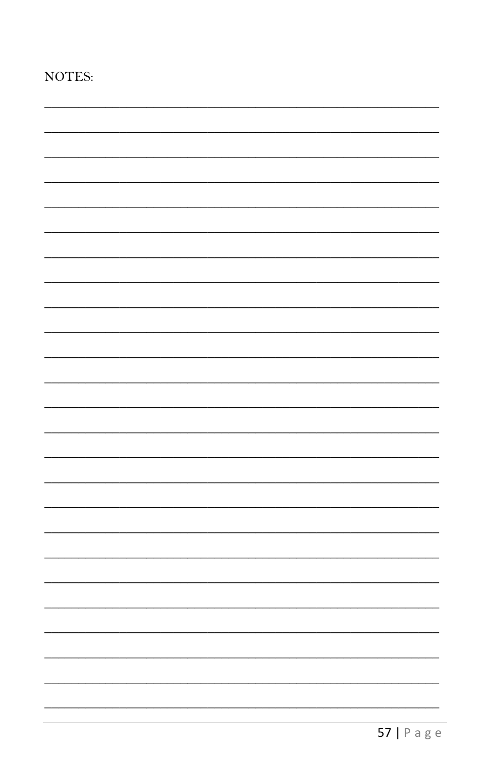NOTES: